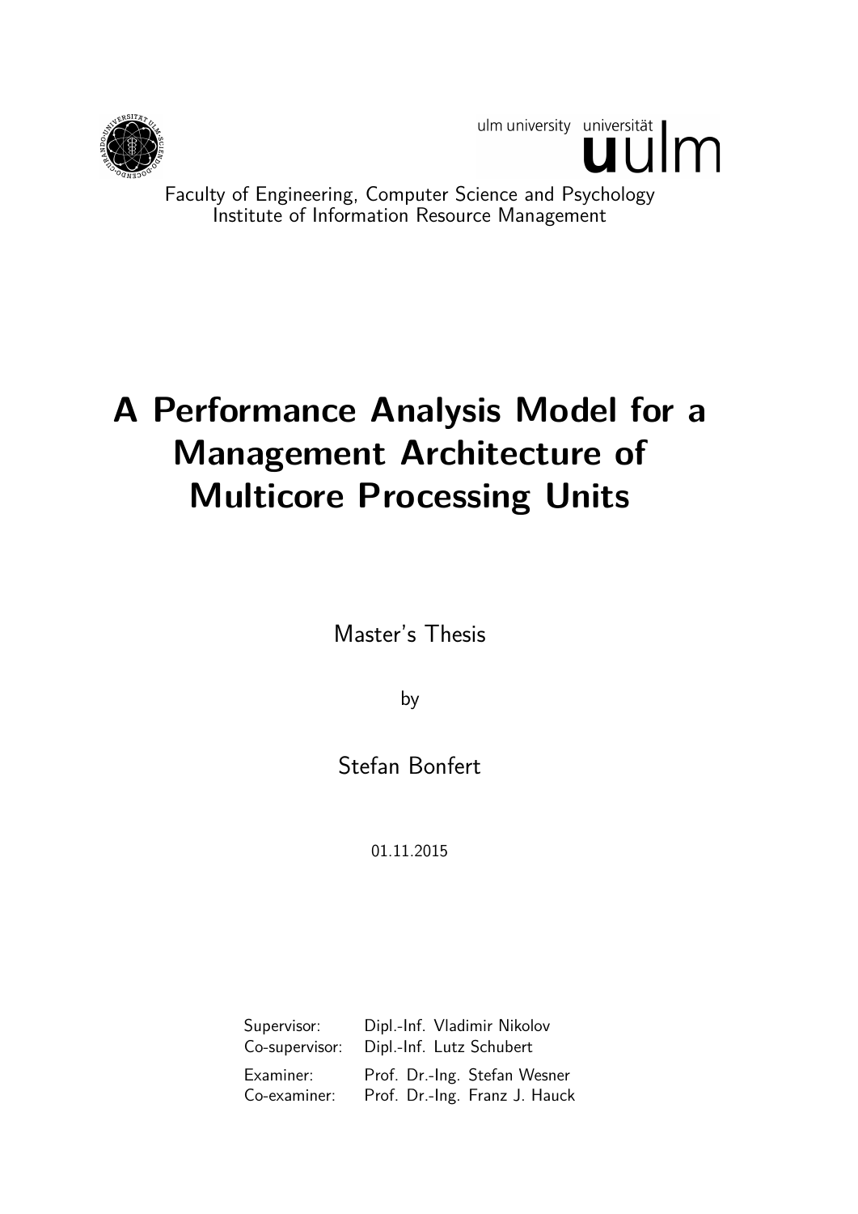ulm university universität **u**ulm

Faculty of Engineering, Computer Science and Psychology
Institute of Information Resource Management

# A Performance Analysis Model for a Management Architecture of Multicore Processing Units

Master's Thesis

by

Stefan Bonfert

01.11.2015

| | |
|---|---|
| Supervisor: | Dipl.-Inf. Vladimir Nikolov |
| Co-supervisor: | Dipl.-Inf. Lutz Schubert |
| Examiner: | Prof. Dr.-Ing. Stefan Wesner |
| Co-examiner: | Prof. Dr.-Ing. Franz J. Hauck |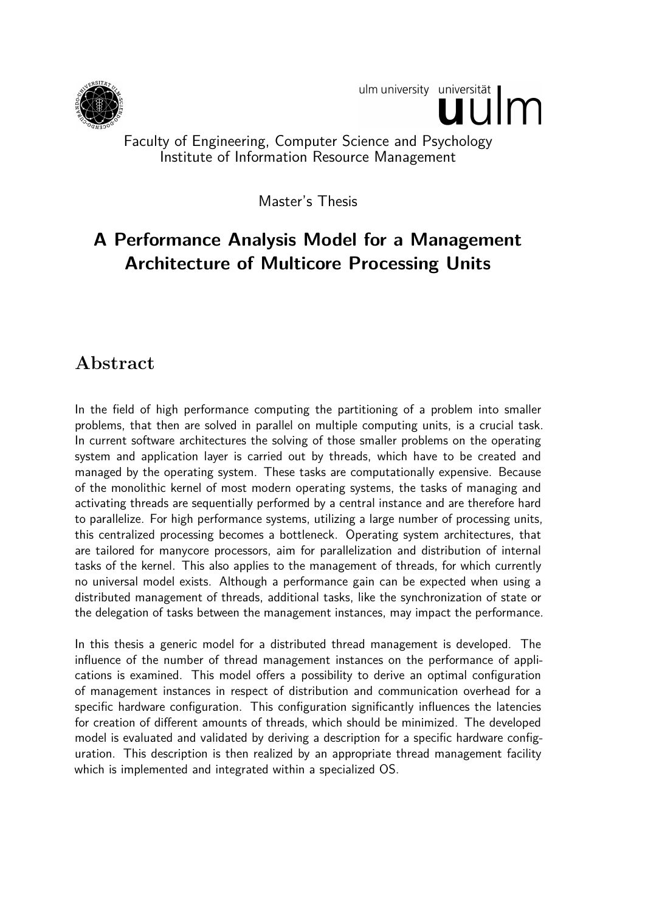ulm university universität **u**ulm

Faculty of Engineering, Computer Science and Psychology
Institute of Information Resource Management

Master's Thesis

# A Performance Analysis Model for a Management Architecture of Multicore Processing Units

## Abstract

In the field of high performance computing the partitioning of a problem into smaller problems, that then are solved in parallel on multiple computing units, is a crucial task. In current software architectures the solving of those smaller problems on the operating system and application layer is carried out by threads, which have to be created and managed by the operating system. These tasks are computationally expensive. Because of the monolithic kernel of most modern operating systems, the tasks of managing and activating threads are sequentially performed by a central instance and are therefore hard to parallelize. For high performance systems, utilizing a large number of processing units, this centralized processing becomes a bottleneck. Operating system architectures, that are tailored for manycore processors, aim for parallelization and distribution of internal tasks of the kernel. This also applies to the management of threads, for which currently no universal model exists. Although a performance gain can be expected when using a distributed management of threads, additional tasks, like the synchronization of state or the delegation of tasks between the management instances, may impact the performance.

In this thesis a generic model for a distributed thread management is developed. The influence of the number of thread management instances on the performance of applications is examined. This model offers a possibility to derive an optimal configuration of management instances in respect of distribution and communication overhead for a specific hardware configuration. This configuration significantly influences the latencies for creation of different amounts of threads, which should be minimized. The developed model is evaluated and validated by deriving a description for a specific hardware configuration. This description is then realized by an appropriate thread management facility which is implemented and integrated within a specialized OS.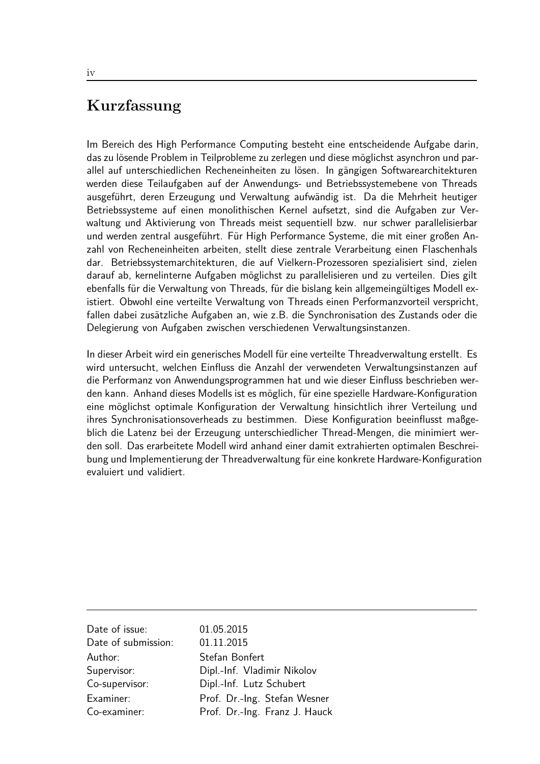# Kurzfassung

Im Bereich des High Performance Computing besteht eine entscheidende Aufgabe darin, das zu lösende Problem in Teilprobleme zu zerlegen und diese möglichst asynchron und parallel auf unterschiedlichen Recheneinheiten zu lösen. In gängigen Softwarearchitekturen werden diese Teilaufgaben auf der Anwendungs- und Betriebssystemebene von Threads ausgeführt, deren Erzeugung und Verwaltung aufwändig ist. Da die Mehrheit heutiger Betriebssysteme auf einen monolithischen Kernel aufsetzt, sind die Aufgaben zur Verwaltung und Aktivierung von Threads meist sequentiell bzw. nur schwer parallelisierbar und werden zentral ausgeführt. Für High Performance Systeme, die mit einer großen Anzahl von Recheneinheiten arbeiten, stellt diese zentrale Verarbeitung einen Flaschenhals dar. Betriebssystemarchitekturen, die auf Vielkern-Prozessoren spezialisiert sind, zielen darauf ab, kernelinterne Aufgaben möglichst zu parallelisieren und zu verteilen. Dies gilt ebenfalls für die Verwaltung von Threads, für die bislang kein allgemeingültiges Modell existiert. Obwohl eine verteilte Verwaltung von Threads einen Performanzvorteil verspricht, fallen dabei zusätzliche Aufgaben an, wie z.B. die Synchronisation des Zustands oder die Delegierung von Aufgaben zwischen verschiedenen Verwaltungsinstanzen.

In dieser Arbeit wird ein generisches Modell für eine verteilte Threadverwaltung erstellt. Es wird untersucht, welchen Einfluss die Anzahl der verwendeten Verwaltungsinstanzen auf die Performanz von Anwendungsprogrammen hat und wie dieser Einfluss beschrieben werden kann. Anhand dieses Modells ist es möglich, für eine spezielle Hardware-Konfiguration eine möglichst optimale Konfiguration der Verwaltung hinsichtlich ihrer Verteilung und ihres Synchronisationsoverheads zu bestimmen. Diese Konfiguration beeinflusst maßgeblich die Latenz bei der Erzeugung unterschiedlicher Thread-Mengen, die minimiert werden soll. Das erarbeitete Modell wird anhand einer damit extrahierten optimalen Beschreibung und Implementierung der Threadverwaltung für eine konkrete Hardware-Konfiguration evaluiert und validiert.

---

| | |
|---|---|
| Date of issue: | 01.05.2015 |
| Date of submission: | 01.11.2015 |
| Author: | Stefan Bonfert |
| Supervisor: | Dipl.-Inf. Vladimir Nikolov |
| Co-supervisor: | Dipl.-Inf. Lutz Schubert |
| Examiner: | Prof. Dr.-Ing. Stefan Wesner |
| Co-examiner: | Prof. Dr.-Ing. Franz J. Hauck |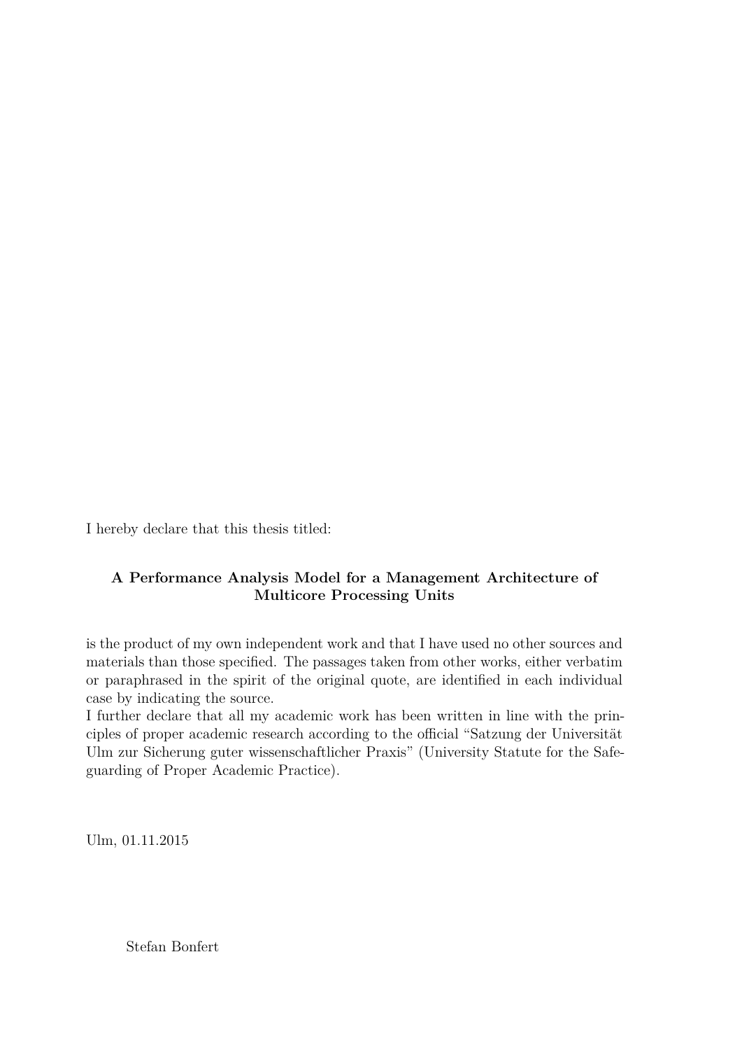I hereby declare that this thesis titled:

**A Performance Analysis Model for a Management Architecture of Multicore Processing Units**

is the product of my own independent work and that I have used no other sources and materials than those specified. The passages taken from other works, either verbatim or paraphrased in the spirit of the original quote, are identified in each individual case by indicating the source.
I further declare that all my academic work has been written in line with the principles of proper academic research according to the official "Satzung der Universität Ulm zur Sicherung guter wissenschaftlicher Praxis" (University Statute for the Safeguarding of Proper Academic Practice).

Ulm, 01.11.2015

Stefan Bonfert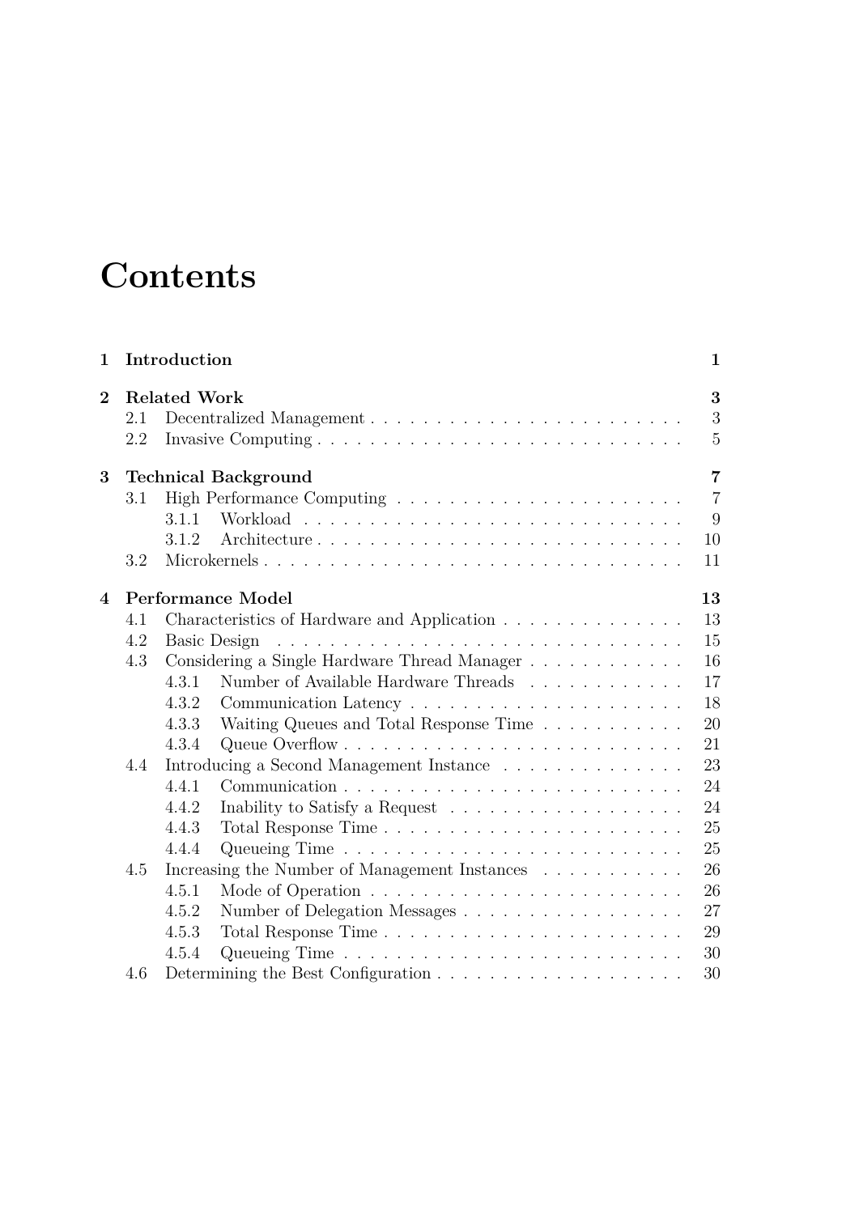# Contents

| | | |
|---|---|---|
| **1** | **Introduction** | **1** |
| **2** | **Related Work** | **3** |
| 2.1 | Decentralized Management | 3 |
| 2.2 | Invasive Computing | 5 |
| **3** | **Technical Background** | **7** |
| 3.1 | High Performance Computing | 7 |
| 3.1.1 | Workload | 9 |
| 3.1.2 | Architecture | 10 |
| 3.2 | Microkernels | 11 |
| **4** | **Performance Model** | **13** |
| 4.1 | Characteristics of Hardware and Application | 13 |
| 4.2 | Basic Design | 15 |
| 4.3 | Considering a Single Hardware Thread Manager | 16 |
| 4.3.1 | Number of Available Hardware Threads | 17 |
| 4.3.2 | Communication Latency | 18 |
| 4.3.3 | Waiting Queues and Total Response Time | 20 |
| 4.3.4 | Queue Overflow | 21 |
| 4.4 | Introducing a Second Management Instance | 23 |
| 4.4.1 | Communication | 24 |
| 4.4.2 | Inability to Satisfy a Request | 24 |
| 4.4.3 | Total Response Time | 25 |
| 4.4.4 | Queueing Time | 25 |
| 4.5 | Increasing the Number of Management Instances | 26 |
| 4.5.1 | Mode of Operation | 26 |
| 4.5.2 | Number of Delegation Messages | 27 |
| 4.5.3 | Total Response Time | 29 |
| 4.5.4 | Queueing Time | 30 |
| 4.6 | Determining the Best Configuration | 30 |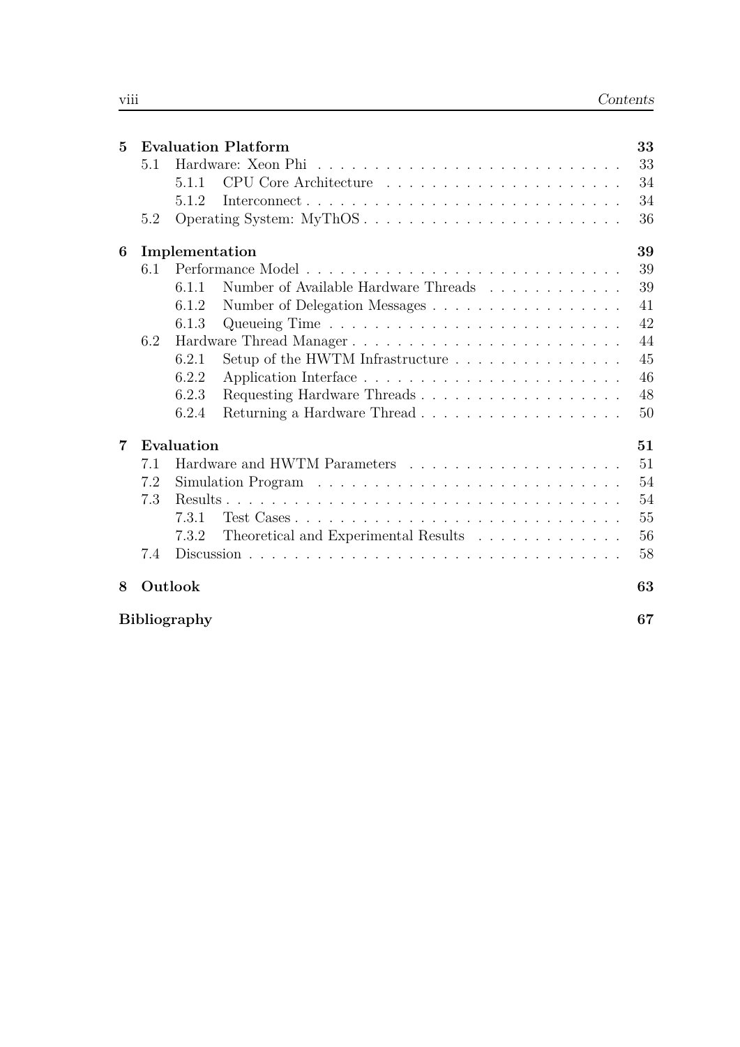| | | | |
|---|---|---|---|
| **5** | **Evaluation Platform** | | **33** |
| | 5.1 | Hardware: Xeon Phi | 33 |
| | | 5.1.1 CPU Core Architecture | 34 |
| | | 5.1.2 Interconnect | 34 |
| | 5.2 | Operating System: MyThOS | 36 |
| **6** | **Implementation** | | **39** |
| | 6.1 | Performance Model | 39 |
| | | 6.1.1 Number of Available Hardware Threads | 39 |
| | | 6.1.2 Number of Delegation Messages | 41 |
| | | 6.1.3 Queueing Time | 42 |
| | 6.2 | Hardware Thread Manager | 44 |
| | | 6.2.1 Setup of the HWTM Infrastructure | 45 |
| | | 6.2.2 Application Interface | 46 |
| | | 6.2.3 Requesting Hardware Threads | 48 |
| | | 6.2.4 Returning a Hardware Thread | 50 |
| **7** | **Evaluation** | | **51** |
| | 7.1 | Hardware and HWTM Parameters | 51 |
| | 7.2 | Simulation Program | 54 |
| | 7.3 | Results | 54 |
| | | 7.3.1 Test Cases | 55 |
| | | 7.3.2 Theoretical and Experimental Results | 56 |
| | 7.4 | Discussion | 58 |
| **8** | **Outlook** | | **63** |
| | **Bibliography** | | **67** |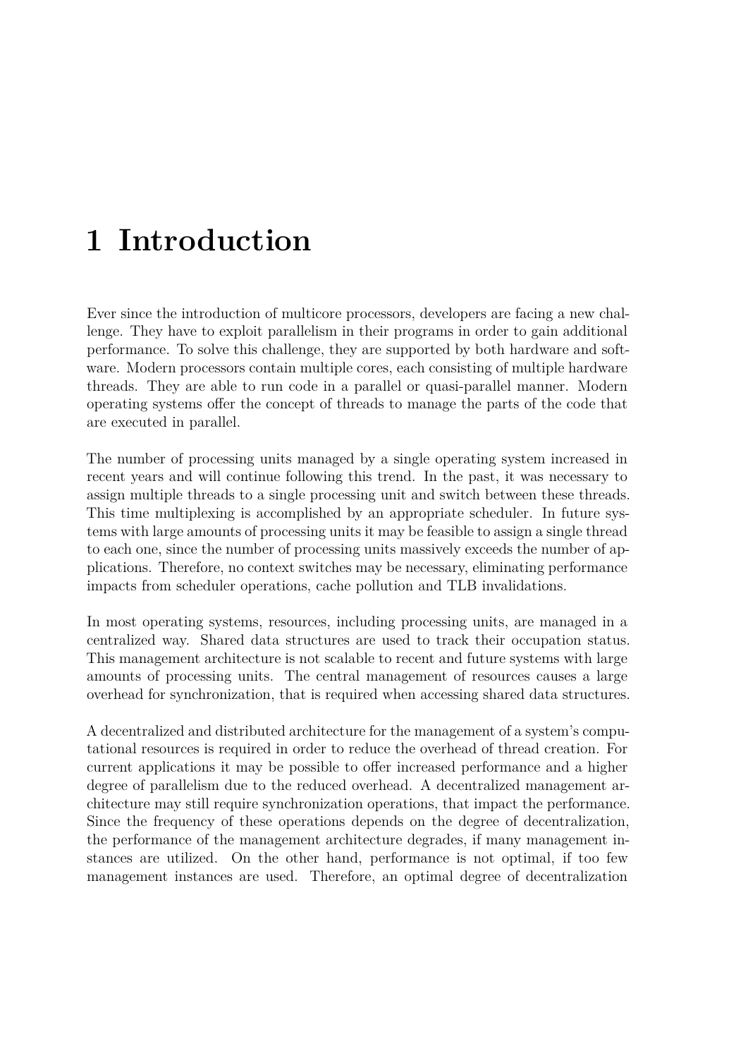# 1 Introduction

Ever since the introduction of multicore processors, developers are facing a new challenge. They have to exploit parallelism in their programs in order to gain additional performance. To solve this challenge, they are supported by both hardware and software. Modern processors contain multiple cores, each consisting of multiple hardware threads. They are able to run code in a parallel or quasi-parallel manner. Modern operating systems offer the concept of threads to manage the parts of the code that are executed in parallel.

The number of processing units managed by a single operating system increased in recent years and will continue following this trend. In the past, it was necessary to assign multiple threads to a single processing unit and switch between these threads. This time multiplexing is accomplished by an appropriate scheduler. In future systems with large amounts of processing units it may be feasible to assign a single thread to each one, since the number of processing units massively exceeds the number of applications. Therefore, no context switches may be necessary, eliminating performance impacts from scheduler operations, cache pollution and TLB invalidations.

In most operating systems, resources, including processing units, are managed in a centralized way. Shared data structures are used to track their occupation status. This management architecture is not scalable to recent and future systems with large amounts of processing units. The central management of resources causes a large overhead for synchronization, that is required when accessing shared data structures.

A decentralized and distributed architecture for the management of a system's computational resources is required in order to reduce the overhead of thread creation. For current applications it may be possible to offer increased performance and a higher degree of parallelism due to the reduced overhead. A decentralized management architecture may still require synchronization operations, that impact the performance. Since the frequency of these operations depends on the degree of decentralization, the performance of the management architecture degrades, if many management instances are utilized. On the other hand, performance is not optimal, if too few management instances are used. Therefore, an optimal degree of decentralization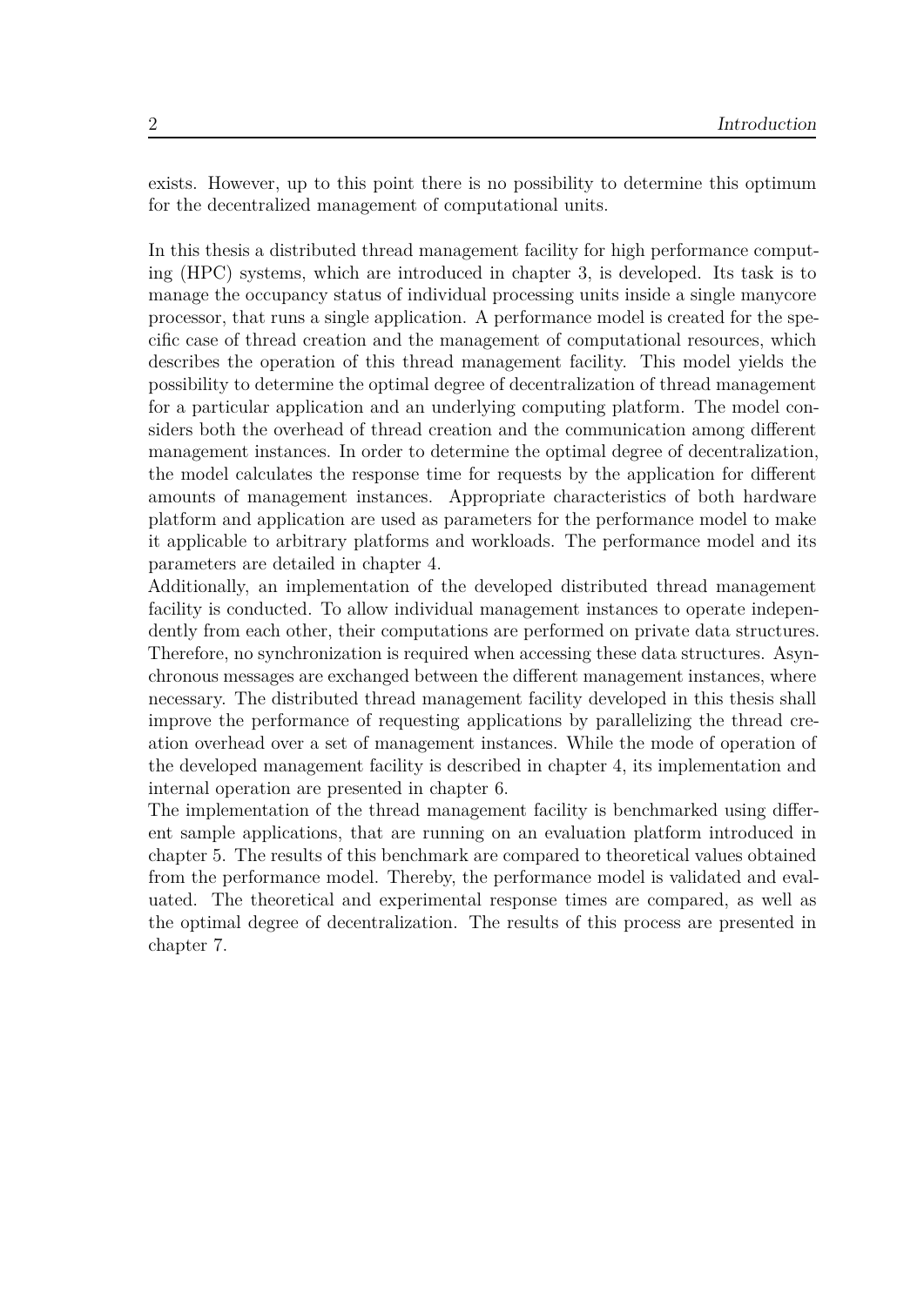exists. However, up to this point there is no possibility to determine this optimum for the decentralized management of computational units.

In this thesis a distributed thread management facility for high performance computing (HPC) systems, which are introduced in chapter 3, is developed. Its task is to manage the occupancy status of individual processing units inside a single manycore processor, that runs a single application. A performance model is created for the specific case of thread creation and the management of computational resources, which describes the operation of this thread management facility. This model yields the possibility to determine the optimal degree of decentralization of thread management for a particular application and an underlying computing platform. The model considers both the overhead of thread creation and the communication among different management instances. In order to determine the optimal degree of decentralization, the model calculates the response time for requests by the application for different amounts of management instances. Appropriate characteristics of both hardware platform and application are used as parameters for the performance model to make it applicable to arbitrary platforms and workloads. The performance model and its parameters are detailed in chapter 4.
Additionally, an implementation of the developed distributed thread management facility is conducted. To allow individual management instances to operate independently from each other, their computations are performed on private data structures. Therefore, no synchronization is required when accessing these data structures. Asynchronous messages are exchanged between the different management instances, where necessary. The distributed thread management facility developed in this thesis shall improve the performance of requesting applications by parallelizing the thread creation overhead over a set of management instances. While the mode of operation of the developed management facility is described in chapter 4, its implementation and internal operation are presented in chapter 6.
The implementation of the thread management facility is benchmarked using different sample applications, that are running on an evaluation platform introduced in chapter 5. The results of this benchmark are compared to theoretical values obtained from the performance model. Thereby, the performance model is validated and evaluated. The theoretical and experimental response times are compared, as well as the optimal degree of decentralization. The results of this process are presented in chapter 7.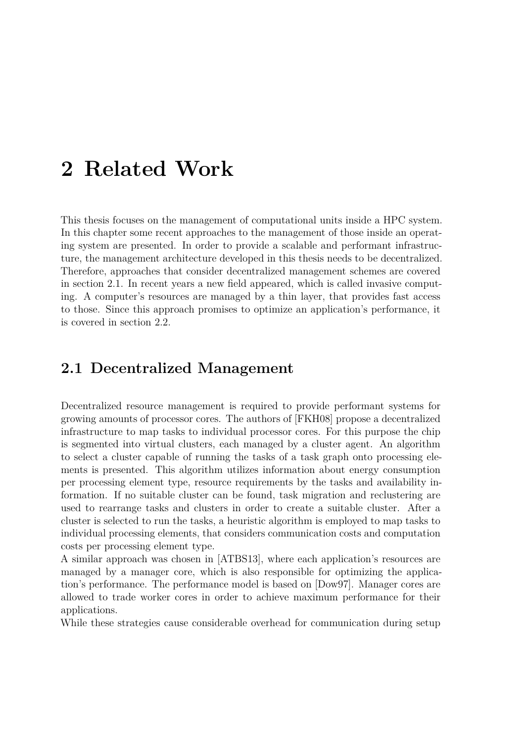# 2 Related Work

This thesis focuses on the management of computational units inside a HPC system. In this chapter some recent approaches to the management of those inside an operating system are presented. In order to provide a scalable and performant infrastructure, the management architecture developed in this thesis needs to be decentralized. Therefore, approaches that consider decentralized management schemes are covered in section 2.1. In recent years a new field appeared, which is called invasive computing. A computer's resources are managed by a thin layer, that provides fast access to those. Since this approach promises to optimize an application's performance, it is covered in section 2.2.

## 2.1 Decentralized Management

Decentralized resource management is required to provide performant systems for growing amounts of processor cores. The authors of [FKH08] propose a decentralized infrastructure to map tasks to individual processor cores. For this purpose the chip is segmented into virtual clusters, each managed by a cluster agent. An algorithm to select a cluster capable of running the tasks of a task graph onto processing elements is presented. This algorithm utilizes information about energy consumption per processing element type, resource requirements by the tasks and availability information. If no suitable cluster can be found, task migration and reclustering are used to rearrange tasks and clusters in order to create a suitable cluster. After a cluster is selected to run the tasks, a heuristic algorithm is employed to map tasks to individual processing elements, that considers communication costs and computation costs per processing element type.

A similar approach was chosen in [ATBS13], where each application's resources are managed by a manager core, which is also responsible for optimizing the application's performance. The performance model is based on [Dow97]. Manager cores are allowed to trade worker cores in order to achieve maximum performance for their applications.

While these strategies cause considerable overhead for communication during setup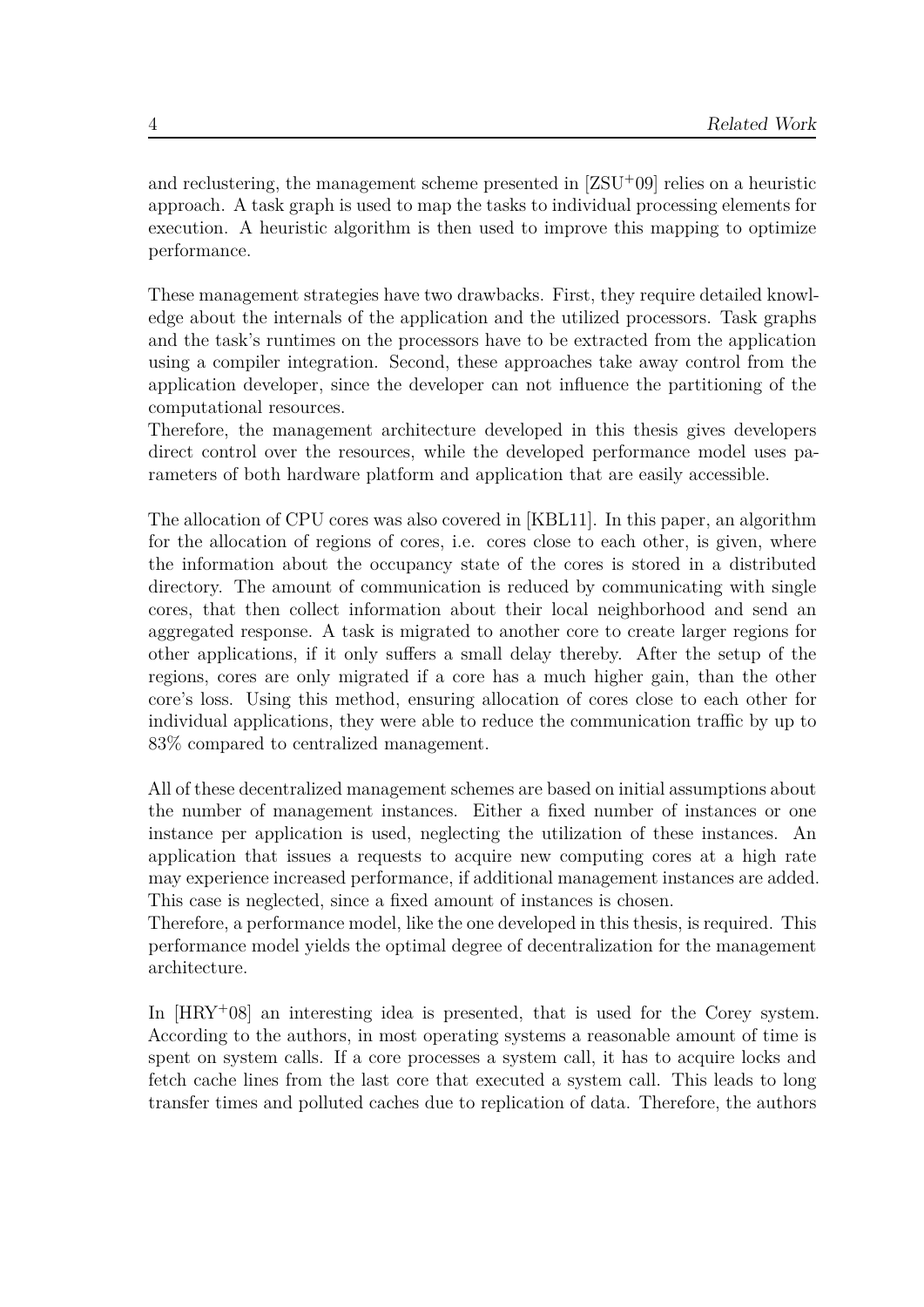and reclustering, the management scheme presented in [ZSU+09] relies on a heuristic approach. A task graph is used to map the tasks to individual processing elements for execution. A heuristic algorithm is then used to improve this mapping to optimize performance.

These management strategies have two drawbacks. First, they require detailed knowledge about the internals of the application and the utilized processors. Task graphs and the task's runtimes on the processors have to be extracted from the application using a compiler integration. Second, these approaches take away control from the application developer, since the developer can not influence the partitioning of the computational resources.
Therefore, the management architecture developed in this thesis gives developers direct control over the resources, while the developed performance model uses parameters of both hardware platform and application that are easily accessible.

The allocation of CPU cores was also covered in [KBL11]. In this paper, an algorithm for the allocation of regions of cores, i.e. cores close to each other, is given, where the information about the occupancy state of the cores is stored in a distributed directory. The amount of communication is reduced by communicating with single cores, that then collect information about their local neighborhood and send an aggregated response. A task is migrated to another core to create larger regions for other applications, if it only suffers a small delay thereby. After the setup of the regions, cores are only migrated if a core has a much higher gain, than the other core's loss. Using this method, ensuring allocation of cores close to each other for individual applications, they were able to reduce the communication traffic by up to 83% compared to centralized management.

All of these decentralized management schemes are based on initial assumptions about the number of management instances. Either a fixed number of instances or one instance per application is used, neglecting the utilization of these instances. An application that issues a requests to acquire new computing cores at a high rate may experience increased performance, if additional management instances are added. This case is neglected, since a fixed amount of instances is chosen.
Therefore, a performance model, like the one developed in this thesis, is required. This performance model yields the optimal degree of decentralization for the management architecture.

In [HRY+08] an interesting idea is presented, that is used for the Corey system. According to the authors, in most operating systems a reasonable amount of time is spent on system calls. If a core processes a system call, it has to acquire locks and fetch cache lines from the last core that executed a system call. This leads to long transfer times and polluted caches due to replication of data. Therefore, the authors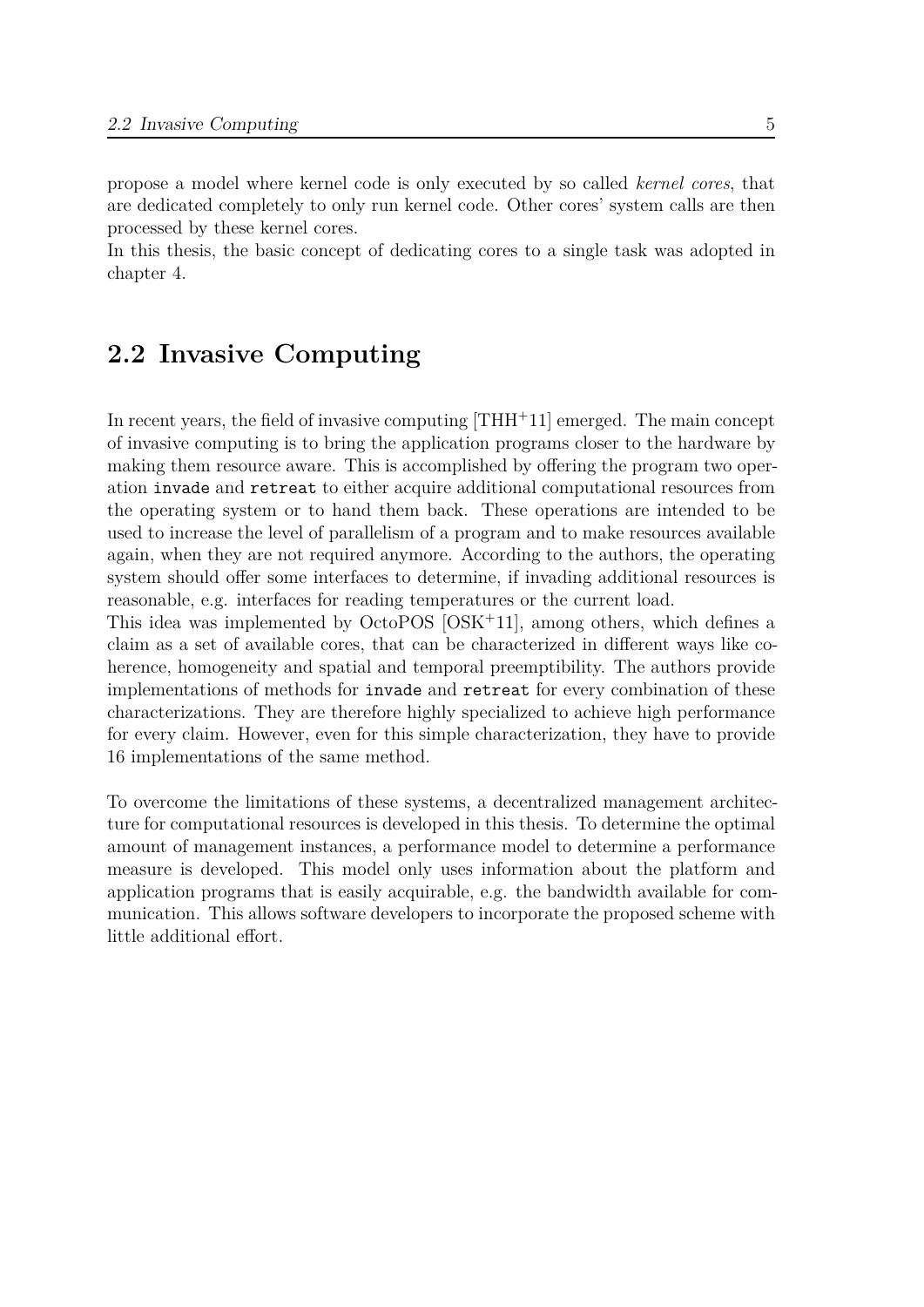propose a model where kernel code is only executed by so called *kernel cores*, that are dedicated completely to only run kernel code. Other cores' system calls are then processed by these kernel cores.
In this thesis, the basic concept of dedicating cores to a single task was adopted in chapter 4.

## 2.2 Invasive Computing

In recent years, the field of invasive computing [THH+11] emerged. The main concept of invasive computing is to bring the application programs closer to the hardware by making them resource aware. This is accomplished by offering the program two operation `invade` and `retreat` to either acquire additional computational resources from the operating system or to hand them back. These operations are intended to be used to increase the level of parallelism of a program and to make resources available again, when they are not required anymore. According to the authors, the operating system should offer some interfaces to determine, if invading additional resources is reasonable, e.g. interfaces for reading temperatures or the current load.
This idea was implemented by OctoPOS [OSK+11], among others, which defines a claim as a set of available cores, that can be characterized in different ways like coherence, homogeneity and spatial and temporal preemptibility. The authors provide implementations of methods for `invade` and `retreat` for every combination of these characterizations. They are therefore highly specialized to achieve high performance for every claim. However, even for this simple characterization, they have to provide 16 implementations of the same method.

To overcome the limitations of these systems, a decentralized management architecture for computational resources is developed in this thesis. To determine the optimal amount of management instances, a performance model to determine a performance measure is developed. This model only uses information about the platform and application programs that is easily acquirable, e.g. the bandwidth available for communication. This allows software developers to incorporate the proposed scheme with little additional effort.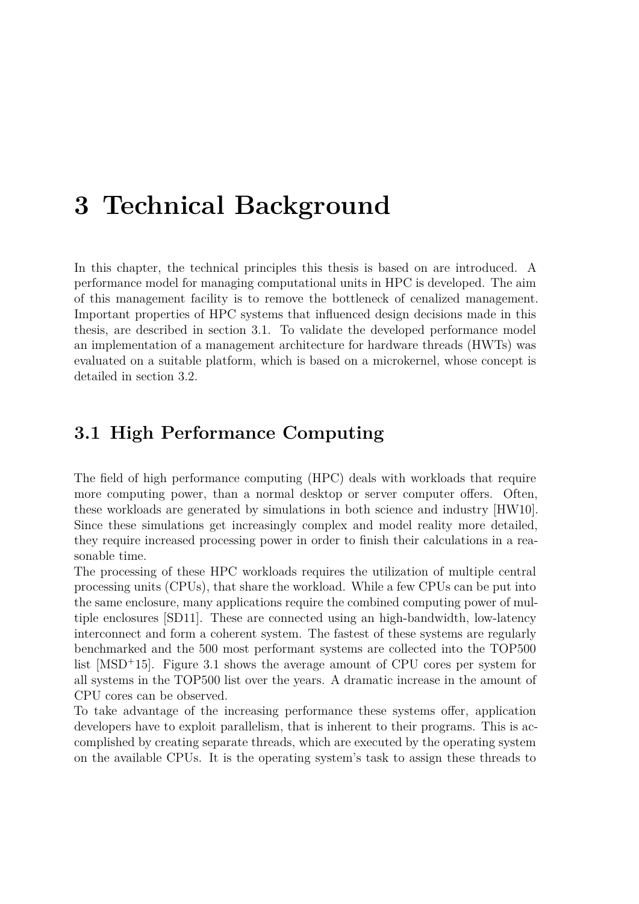# 3 Technical Background

In this chapter, the technical principles this thesis is based on are introduced. A performance model for managing computational units in HPC is developed. The aim of this management facility is to remove the bottleneck of cenalized management. Important properties of HPC systems that influenced design decisions made in this thesis, are described in section 3.1. To validate the developed performance model an implementation of a management architecture for hardware threads (HWTs) was evaluated on a suitable platform, which is based on a microkernel, whose concept is detailed in section 3.2.

## 3.1 High Performance Computing

The field of high performance computing (HPC) deals with workloads that require more computing power, than a normal desktop or server computer offers. Often, these workloads are generated by simulations in both science and industry [HW10]. Since these simulations get increasingly complex and model reality more detailed, they require increased processing power in order to finish their calculations in a reasonable time.
The processing of these HPC workloads requires the utilization of multiple central processing units (CPUs), that share the workload. While a few CPUs can be put into the same enclosure, many applications require the combined computing power of multiple enclosures [SD11]. These are connected using an high-bandwidth, low-latency interconnect and form a coherent system. The fastest of these systems are regularly benchmarked and the 500 most performant systems are collected into the TOP500 list [MSD+15]. Figure 3.1 shows the average amount of CPU cores per system for all systems in the TOP500 list over the years. A dramatic increase in the amount of CPU cores can be observed.
To take advantage of the increasing performance these systems offer, application developers have to exploit parallelism, that is inherent to their programs. This is accomplished by creating separate threads, which are executed by the operating system on the available CPUs. It is the operating system's task to assign these threads to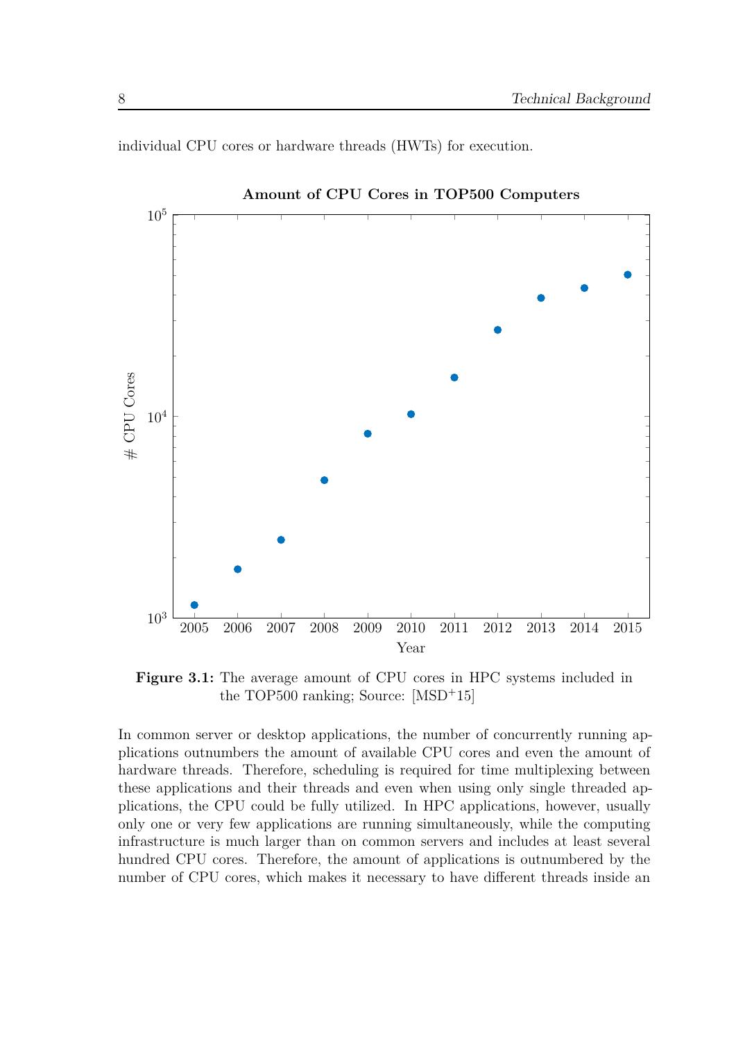individual CPU cores or hardware threads (HWTs) for execution.

**Figure 3.1:** The average amount of CPU cores in HPC systems included in the TOP500 ranking; Source: [MSD+15]

In common server or desktop applications, the number of concurrently running applications outnumbers the amount of available CPU cores and even the amount of hardware threads. Therefore, scheduling is required for time multiplexing between these applications and their threads and even when using only single threaded applications, the CPU could be fully utilized. In HPC applications, however, usually only one or very few applications are running simultaneously, while the computing infrastructure is much larger than on common servers and includes at least several hundred CPU cores. Therefore, the amount of applications is outnumbered by the number of CPU cores, which makes it necessary to have different threads inside an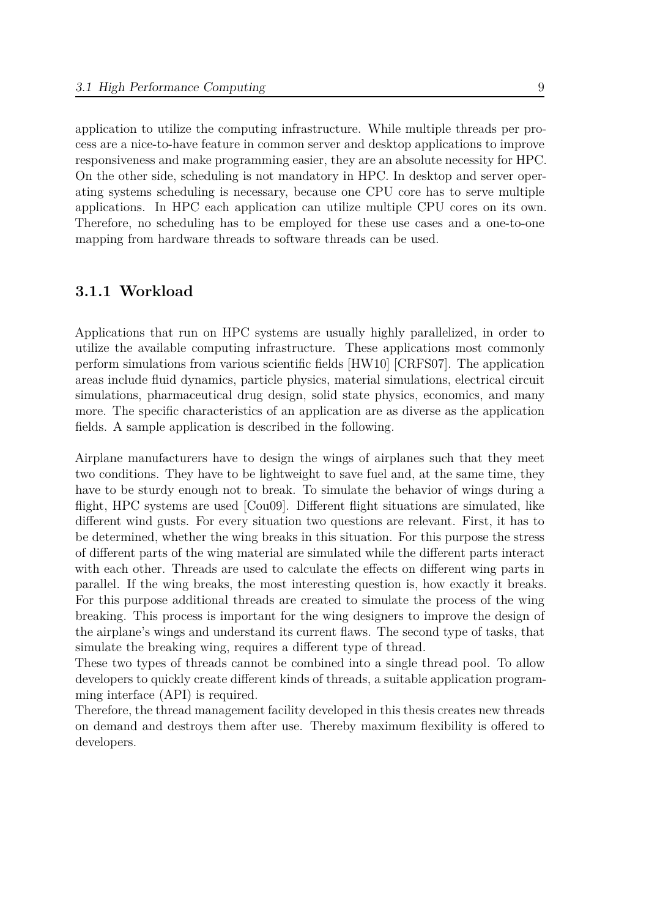application to utilize the computing infrastructure. While multiple threads per process are a nice-to-have feature in common server and desktop applications to improve responsiveness and make programming easier, they are an absolute necessity for HPC. On the other side, scheduling is not mandatory in HPC. In desktop and server operating systems scheduling is necessary, because one CPU core has to serve multiple applications. In HPC each application can utilize multiple CPU cores on its own. Therefore, no scheduling has to be employed for these use cases and a one-to-one mapping from hardware threads to software threads can be used.

### 3.1.1 Workload

Applications that run on HPC systems are usually highly parallelized, in order to utilize the available computing infrastructure. These applications most commonly perform simulations from various scientific fields [HW10] [CRFS07]. The application areas include fluid dynamics, particle physics, material simulations, electrical circuit simulations, pharmaceutical drug design, solid state physics, economics, and many more. The specific characteristics of an application are as diverse as the application fields. A sample application is described in the following.

Airplane manufacturers have to design the wings of airplanes such that they meet two conditions. They have to be lightweight to save fuel and, at the same time, they have to be sturdy enough not to break. To simulate the behavior of wings during a flight, HPC systems are used [Cou09]. Different flight situations are simulated, like different wind gusts. For every situation two questions are relevant. First, it has to be determined, whether the wing breaks in this situation. For this purpose the stress of different parts of the wing material are simulated while the different parts interact with each other. Threads are used to calculate the effects on different wing parts in parallel. If the wing breaks, the most interesting question is, how exactly it breaks. For this purpose additional threads are created to simulate the process of the wing breaking. This process is important for the wing designers to improve the design of the airplane's wings and understand its current flaws. The second type of tasks, that simulate the breaking wing, requires a different type of thread.
These two types of threads cannot be combined into a single thread pool. To allow developers to quickly create different kinds of threads, a suitable application programming interface (API) is required.
Therefore, the thread management facility developed in this thesis creates new threads on demand and destroys them after use. Thereby maximum flexibility is offered to developers.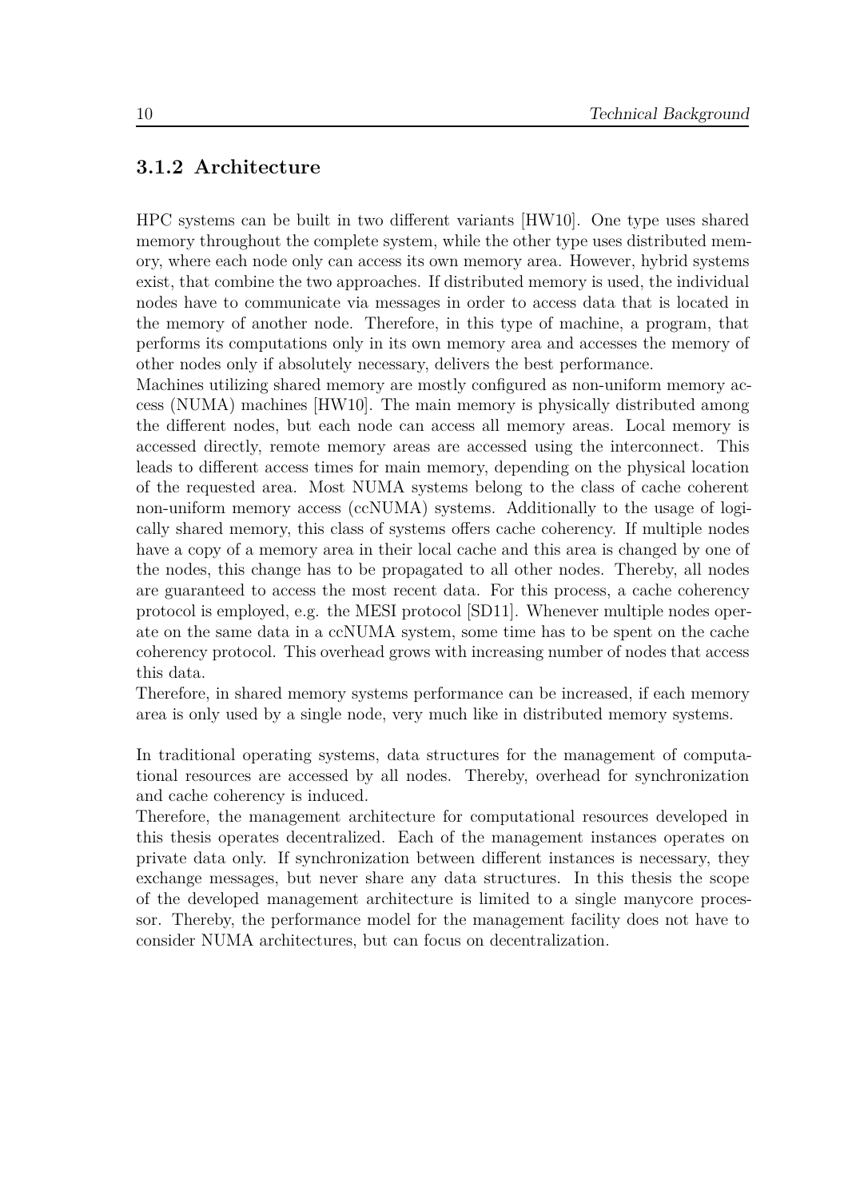### 3.1.2 Architecture

HPC systems can be built in two different variants [HW10]. One type uses shared memory throughout the complete system, while the other type uses distributed memory, where each node only can access its own memory area. However, hybrid systems exist, that combine the two approaches. If distributed memory is used, the individual nodes have to communicate via messages in order to access data that is located in the memory of another node. Therefore, in this type of machine, a program, that performs its computations only in its own memory area and accesses the memory of other nodes only if absolutely necessary, delivers the best performance.
Machines utilizing shared memory are mostly configured as non-uniform memory access (NUMA) machines [HW10]. The main memory is physically distributed among the different nodes, but each node can access all memory areas. Local memory is accessed directly, remote memory areas are accessed using the interconnect. This leads to different access times for main memory, depending on the physical location of the requested area. Most NUMA systems belong to the class of cache coherent non-uniform memory access (ccNUMA) systems. Additionally to the usage of logically shared memory, this class of systems offers cache coherency. If multiple nodes have a copy of a memory area in their local cache and this area is changed by one of the nodes, this change has to be propagated to all other nodes. Thereby, all nodes are guaranteed to access the most recent data. For this process, a cache coherency protocol is employed, e.g. the MESI protocol [SD11]. Whenever multiple nodes operate on the same data in a ccNUMA system, some time has to be spent on the cache coherency protocol. This overhead grows with increasing number of nodes that access this data.
Therefore, in shared memory systems performance can be increased, if each memory area is only used by a single node, very much like in distributed memory systems.

In traditional operating systems, data structures for the management of computational resources are accessed by all nodes. Thereby, overhead for synchronization and cache coherency is induced.
Therefore, the management architecture for computational resources developed in this thesis operates decentralized. Each of the management instances operates on private data only. If synchronization between different instances is necessary, they exchange messages, but never share any data structures. In this thesis the scope of the developed management architecture is limited to a single manycore processor. Thereby, the performance model for the management facility does not have to consider NUMA architectures, but can focus on decentralization.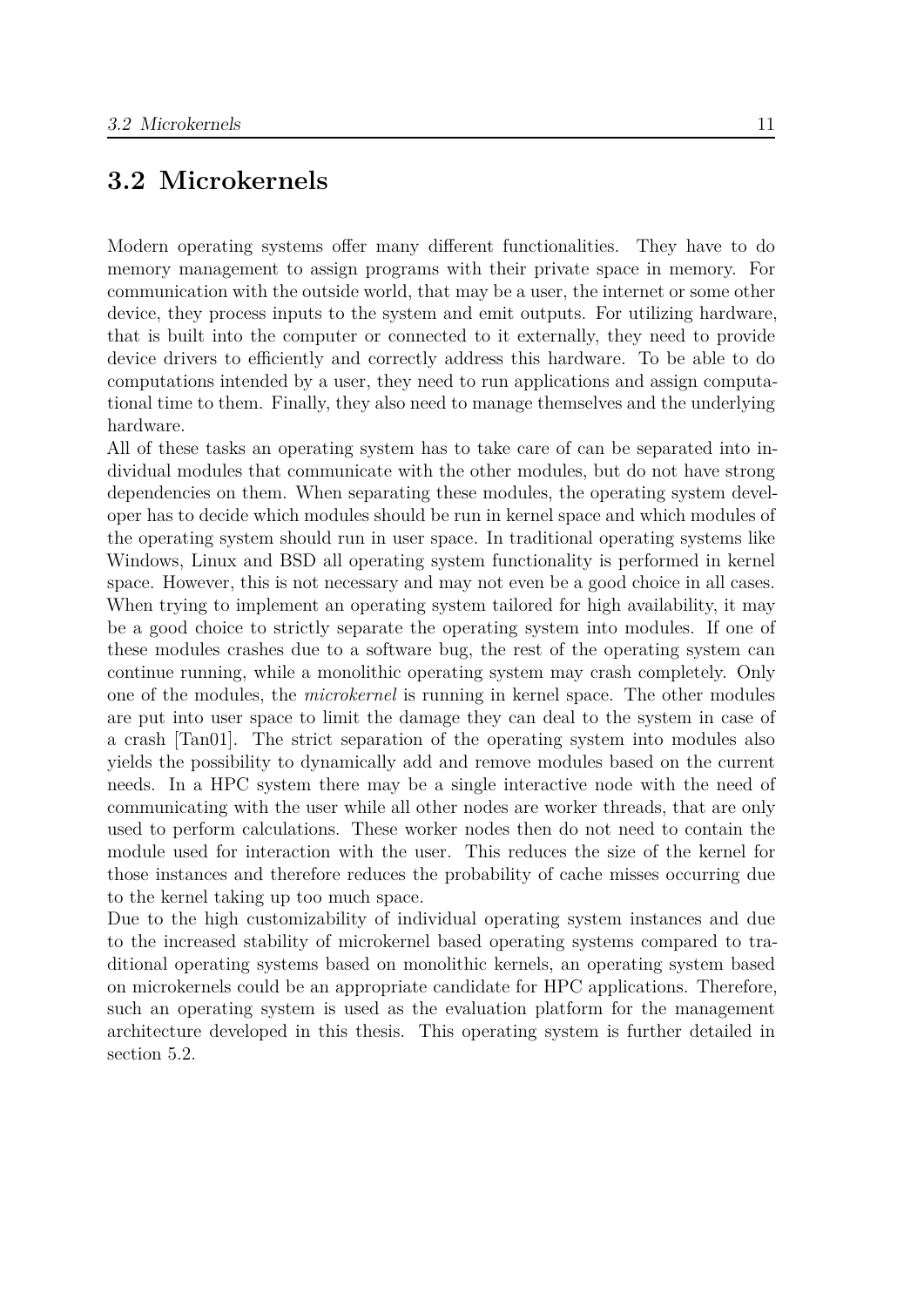## 3.2 Microkernels

Modern operating systems offer many different functionalities. They have to do memory management to assign programs with their private space in memory. For communication with the outside world, that may be a user, the internet or some other device, they process inputs to the system and emit outputs. For utilizing hardware, that is built into the computer or connected to it externally, they need to provide device drivers to efficiently and correctly address this hardware. To be able to do computations intended by a user, they need to run applications and assign computational time to them. Finally, they also need to manage themselves and the underlying hardware.

All of these tasks an operating system has to take care of can be separated into individual modules that communicate with the other modules, but do not have strong dependencies on them. When separating these modules, the operating system developer has to decide which modules should be run in kernel space and which modules of the operating system should run in user space. In traditional operating systems like Windows, Linux and BSD all operating system functionality is performed in kernel space. However, this is not necessary and may not even be a good choice in all cases. When trying to implement an operating system tailored for high availability, it may be a good choice to strictly separate the operating system into modules. If one of these modules crashes due to a software bug, the rest of the operating system can continue running, while a monolithic operating system may crash completely. Only one of the modules, the *microkernel* is running in kernel space. The other modules are put into user space to limit the damage they can deal to the system in case of a crash [Tan01]. The strict separation of the operating system into modules also yields the possibility to dynamically add and remove modules based on the current needs. In a HPC system there may be a single interactive node with the need of communicating with the user while all other nodes are worker threads, that are only used to perform calculations. These worker nodes then do not need to contain the module used for interaction with the user. This reduces the size of the kernel for those instances and therefore reduces the probability of cache misses occurring due to the kernel taking up too much space.

Due to the high customizability of individual operating system instances and due to the increased stability of microkernel based operating systems compared to traditional operating systems based on monolithic kernels, an operating system based on microkernels could be an appropriate candidate for HPC applications. Therefore, such an operating system is used as the evaluation platform for the management architecture developed in this thesis. This operating system is further detailed in section 5.2.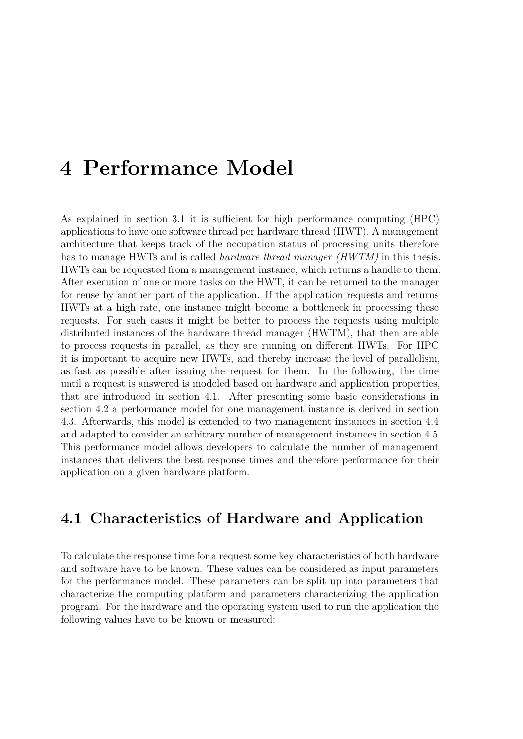# 4 Performance Model

As explained in section 3.1 it is sufficient for high performance computing (HPC) applications to have one software thread per hardware thread (HWT). A management architecture that keeps track of the occupation status of processing units therefore has to manage HWTs and is called *hardware thread manager (HWTM)* in this thesis. HWTs can be requested from a management instance, which returns a handle to them. After execution of one or more tasks on the HWT, it can be returned to the manager for reuse by another part of the application. If the application requests and returns HWTs at a high rate, one instance might become a bottleneck in processing these requests. For such cases it might be better to process the requests using multiple distributed instances of the hardware thread manager (HWTM), that then are able to process requests in parallel, as they are running on different HWTs. For HPC it is important to acquire new HWTs, and thereby increase the level of parallelism, as fast as possible after issuing the request for them. In the following, the time until a request is answered is modeled based on hardware and application properties, that are introduced in section 4.1. After presenting some basic considerations in section 4.2 a performance model for one management instance is derived in section 4.3. Afterwards, this model is extended to two management instances in section 4.4 and adapted to consider an arbitrary number of management instances in section 4.5. This performance model allows developers to calculate the number of management instances that delivers the best response times and therefore performance for their application on a given hardware platform.

## 4.1 Characteristics of Hardware and Application

To calculate the response time for a request some key characteristics of both hardware and software have to be known. These values can be considered as input parameters for the performance model. These parameters can be split up into parameters that characterize the computing platform and parameters characterizing the application program. For the hardware and the operating system used to run the application the following values have to be known or measured: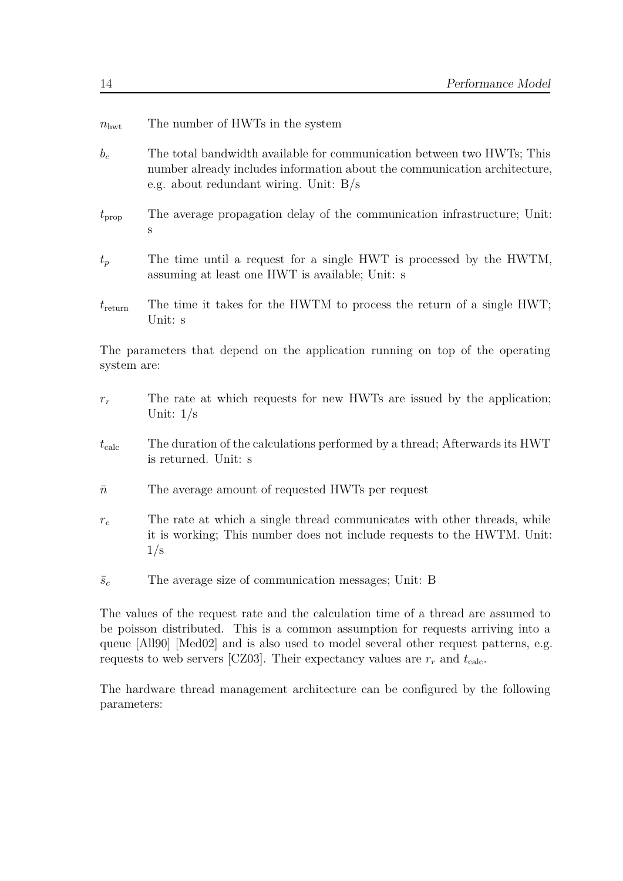$n_{\text{hwt}}$ The number of HWTs in the system

$b_c$ The total bandwidth available for communication between two HWTs; This number already includes information about the communication architecture, e.g. about redundant wiring. Unit: B/s

$t_{\text{prop}}$ The average propagation delay of the communication infrastructure; Unit: s

$t_p$ The time until a request for a single HWT is processed by the HWTM, assuming at least one HWT is available; Unit: s

$t_{\text{return}}$ The time it takes for the HWTM to process the return of a single HWT; Unit: s

The parameters that depend on the application running on top of the operating system are:

$r_r$ The rate at which requests for new HWTs are issued by the application; Unit: 1/s

$t_{\text{calc}}$ The duration of the calculations performed by a thread; Afterwards its HWT is returned. Unit: s

$\bar{n}$ The average amount of requested HWTs per request

$r_c$ The rate at which a single thread communicates with other threads, while it is working; This number does not include requests to the HWTM. Unit: 1/s

$\bar{s}_c$ The average size of communication messages; Unit: B

The values of the request rate and the calculation time of a thread are assumed to be poisson distributed. This is a common assumption for requests arriving into a queue [All90] [Med02] and is also used to model several other request patterns, e.g. requests to web servers [CZ03]. Their expectancy values are $r_r$ and $t_{\text{calc}}$.

The hardware thread management architecture can be configured by the following parameters: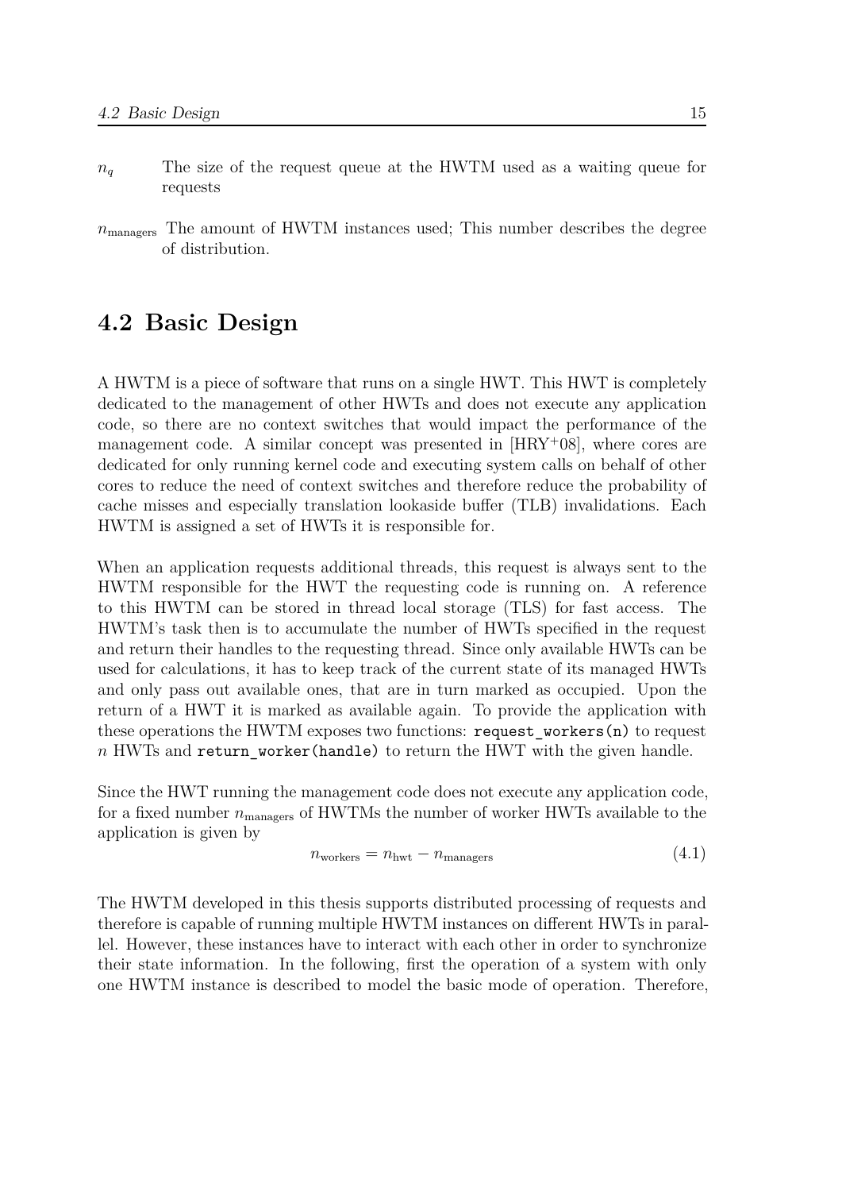$n_q$ The size of the request queue at the HWTM used as a waiting queue for requests

$n_{\text{managers}}$ The amount of HWTM instances used; This number describes the degree of distribution.

## 4.2 Basic Design

A HWTM is a piece of software that runs on a single HWT. This HWT is completely dedicated to the management of other HWTs and does not execute any application code, so there are no context switches that would impact the performance of the management code. A similar concept was presented in [HRY+08], where cores are dedicated for only running kernel code and executing system calls on behalf of other cores to reduce the need of context switches and therefore reduce the probability of cache misses and especially translation lookaside buffer (TLB) invalidations. Each HWTM is assigned a set of HWTs it is responsible for.

When an application requests additional threads, this request is always sent to the HWTM responsible for the HWT the requesting code is running on. A reference to this HWTM can be stored in thread local storage (TLS) for fast access. The HWTM's task then is to accumulate the number of HWTs specified in the request and return their handles to the requesting thread. Since only available HWTs can be used for calculations, it has to keep track of the current state of its managed HWTs and only pass out available ones, that are in turn marked as occupied. Upon the return of a HWT it is marked as available again. To provide the application with these operations the HWTM exposes two functions: `request_workers(n)` to request $n$ HWTs and `return_worker(handle)` to return the HWT with the given handle.

Since the HWT running the management code does not execute any application code, for a fixed number $n_{\text{managers}}$ of HWTMs the number of worker HWTs available to the application is given by

$$n_{\text{workers}} = n_{\text{hwt}} - n_{\text{managers}} \tag{4.1}$$

The HWTM developed in this thesis supports distributed processing of requests and therefore is capable of running multiple HWTM instances on different HWTs in parallel. However, these instances have to interact with each other in order to synchronize their state information. In the following, first the operation of a system with only one HWTM instance is described to model the basic mode of operation. Therefore,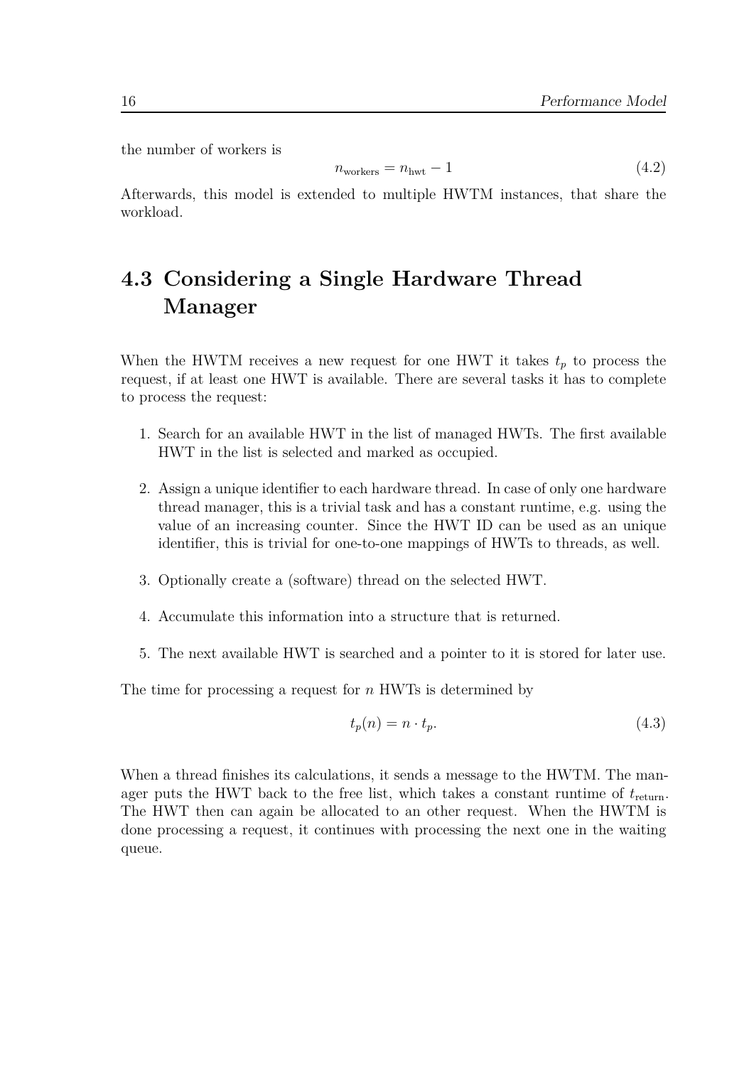the number of workers is

$$n_{\text{workers}} = n_{\text{hwt}} - 1 \tag{4.2}$$

Afterwards, this model is extended to multiple HWTM instances, that share the workload.

## 4.3 Considering a Single Hardware Thread Manager

When the HWTM receives a new request for one HWT it takes $t_p$ to process the request, if at least one HWT is available. There are several tasks it has to complete to process the request:

1. Search for an available HWT in the list of managed HWTs. The first available HWT in the list is selected and marked as occupied.
2. Assign a unique identifier to each hardware thread. In case of only one hardware thread manager, this is a trivial task and has a constant runtime, e.g. using the value of an increasing counter. Since the HWT ID can be used as an unique identifier, this is trivial for one-to-one mappings of HWTs to threads, as well.
3. Optionally create a (software) thread on the selected HWT.
4. Accumulate this information into a structure that is returned.
5. The next available HWT is searched and a pointer to it is stored for later use.

The time for processing a request for $n$ HWTs is determined by

$$t_p(n) = n \cdot t_p. \tag{4.3}$$

When a thread finishes its calculations, it sends a message to the HWTM. The manager puts the HWT back to the free list, which takes a constant runtime of $t_{\text{return}}$. The HWT then can again be allocated to an other request. When the HWTM is done processing a request, it continues with processing the next one in the waiting queue.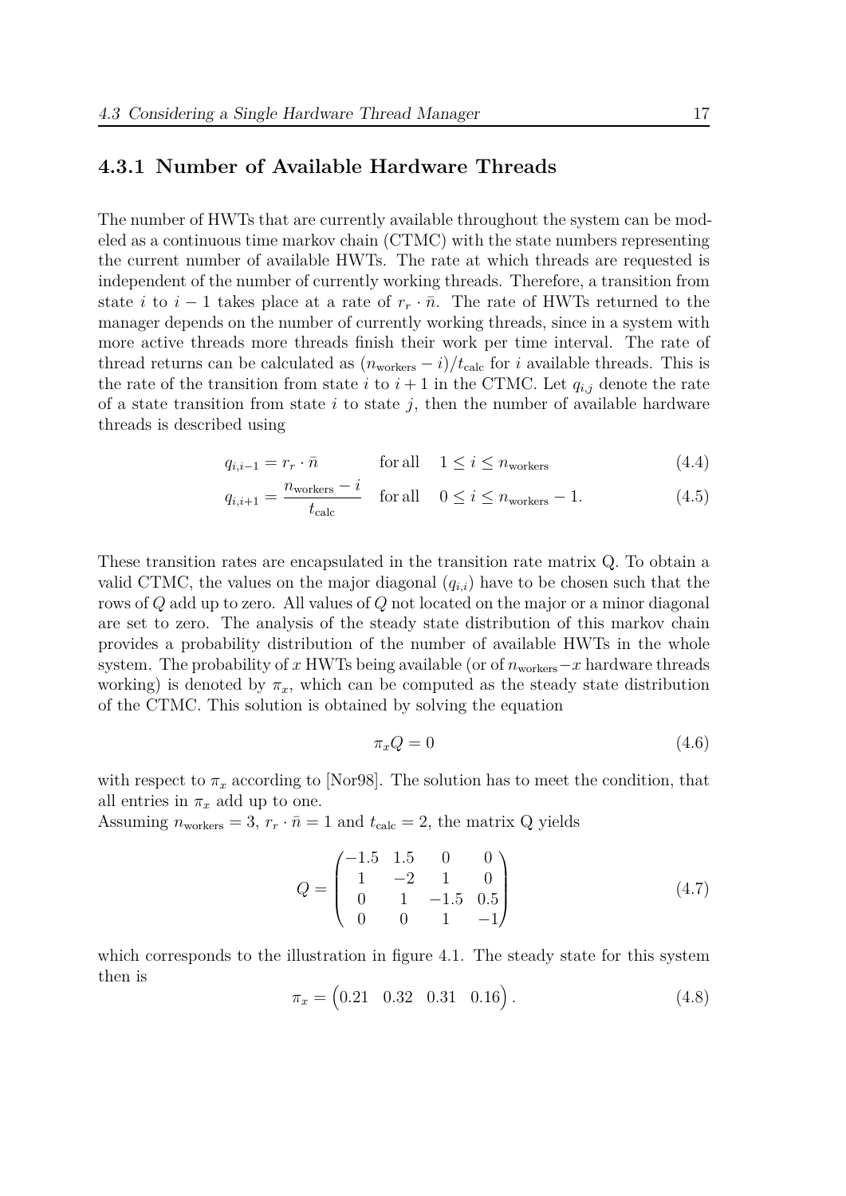### 4.3.1 Number of Available Hardware Threads

The number of HWTs that are currently available throughout the system can be modeled as a continuous time markov chain (CTMC) with the state numbers representing the current number of available HWTs. The rate at which threads are requested is independent of the number of currently working threads. Therefore, a transition from state $i$ to $i-1$ takes place at a rate of $r_r \cdot \bar{n}$. The rate of HWTs returned to the manager depends on the number of currently working threads, since in a system with more active threads more threads finish their work per time interval. The rate of thread returns can be calculated as $(n_{\text{workers}} - i)/t_{\text{calc}}$ for $i$ available threads. This is the rate of the transition from state $i$ to $i+1$ in the CTMC. Let $q_{i,j}$ denote the rate of a state transition from state $i$ to state $j$, then the number of available hardware threads is described using

$$q_{i,i-1} = r_r \cdot \bar{n} \qquad \text{for all} \quad 1 \leq i \leq n_{\text{workers}} \tag{4.4}$$

$$q_{i,i+1} = \frac{n_{\text{workers}} - i}{t_{\text{calc}}} \quad \text{for all} \quad 0 \leq i \leq n_{\text{workers}} - 1. \tag{4.5}$$

These transition rates are encapsulated in the transition rate matrix Q. To obtain a valid CTMC, the values on the major diagonal $(q_{i,i})$ have to be chosen such that the rows of $Q$ add up to zero. All values of $Q$ not located on the major or a minor diagonal are set to zero. The analysis of the steady state distribution of this markov chain provides a probability distribution of the number of available HWTs in the whole system. The probability of $x$ HWTs being available (or of $n_{\text{workers}} - x$ hardware threads working) is denoted by $\pi_x$, which can be computed as the steady state distribution of the CTMC. This solution is obtained by solving the equation

$$\pi_x Q = 0 \tag{4.6}$$

with respect to $\pi_x$ according to [Nor98]. The solution has to meet the condition, that all entries in $\pi_x$ add up to one.
Assuming $n_{\text{workers}} = 3$, $r_r \cdot \bar{n} = 1$ and $t_{\text{calc}} = 2$, the matrix Q yields

$$Q = \begin{pmatrix} -1.5 & 1.5 & 0 & 0 \\ 1 & -2 & 1 & 0 \\ 0 & 1 & -1.5 & 0.5 \\ 0 & 0 & 1 & -1 \end{pmatrix} \tag{4.7}$$

which corresponds to the illustration in figure 4.1. The steady state for this system then is

$$\pi_x = \begin{pmatrix} 0.21 & 0.32 & 0.31 & 0.16 \end{pmatrix}. \tag{4.8}$$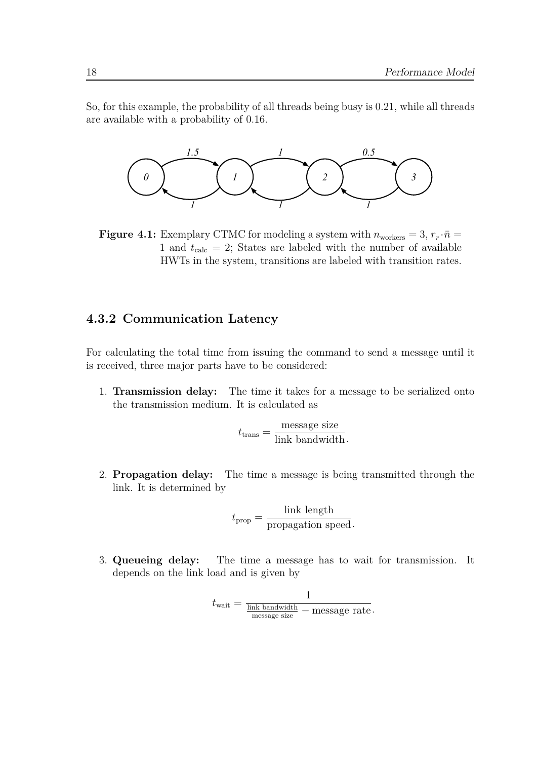So, for this example, the probability of all threads being busy is 0.21, while all threads are available with a probability of 0.16.

**Figure 4.1:** Exemplary CTMC for modeling a system with $n_{\text{workers}} = 3$, $r_r \cdot \bar{n} = 1$ and $t_{\text{calc}} = 2$; States are labeled with the number of available HWTs in the system, transitions are labeled with transition rates.

### 4.3.2 Communication Latency

For calculating the total time from issuing the command to send a message until it is received, three major parts have to be considered:

1. **Transmission delay:** The time it takes for a message to be serialized onto the transmission medium. It is calculated as

$$t_{\text{trans}} = \frac{\text{message size}}{\text{link bandwidth}}.$$

2. **Propagation delay:** The time a message is being transmitted through the link. It is determined by

$$t_{\text{prop}} = \frac{\text{link length}}{\text{propagation speed}}.$$

3. **Queueing delay:** The time a message has to wait for transmission. It depends on the link load and is given by

$$t_{\text{wait}} = \frac{1}{\frac{\text{link bandwidth}}{\text{message size}} - \text{message rate}}.$$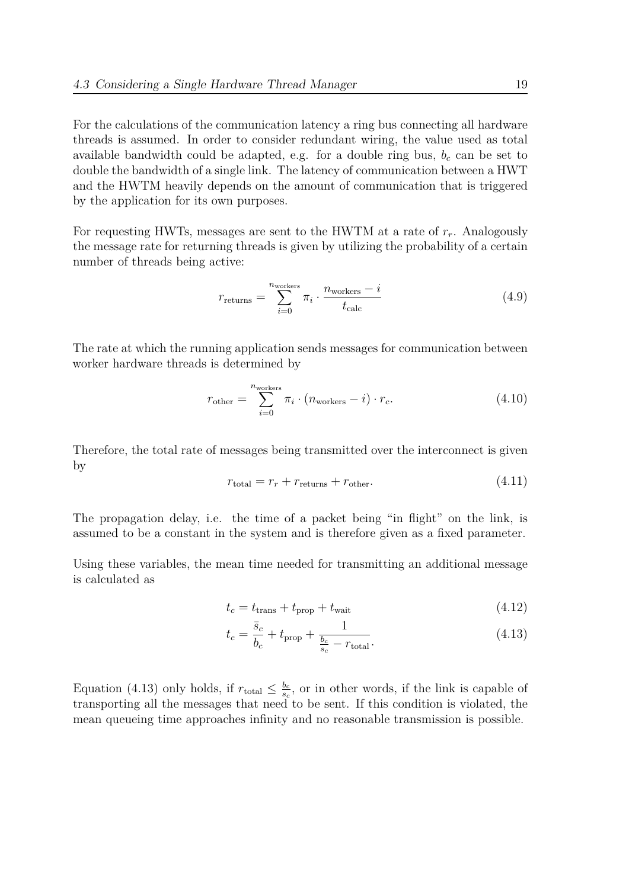For the calculations of the communication latency a ring bus connecting all hardware threads is assumed. In order to consider redundant wiring, the value used as total available bandwidth could be adapted, e.g. for a double ring bus, $b_c$ can be set to double the bandwidth of a single link. The latency of communication between a HWT and the HWTM heavily depends on the amount of communication that is triggered by the application for its own purposes.

For requesting HWTs, messages are sent to the HWTM at a rate of $r_r$. Analogously the message rate for returning threads is given by utilizing the probability of a certain number of threads being active:

$$r_{\text{returns}} = \sum_{i=0}^{n_{\text{workers}}} \pi_i \cdot \frac{n_{\text{workers}} - i}{t_{\text{calc}}} \tag{4.9}$$

The rate at which the running application sends messages for communication between worker hardware threads is determined by

$$r_{\text{other}} = \sum_{i=0}^{n_{\text{workers}}} \pi_i \cdot (n_{\text{workers}} - i) \cdot r_c. \tag{4.10}$$

Therefore, the total rate of messages being transmitted over the interconnect is given by

$$r_{\text{total}} = r_r + r_{\text{returns}} + r_{\text{other}}. \tag{4.11}$$

The propagation delay, i.e. the time of a packet being "in flight" on the link, is assumed to be a constant in the system and is therefore given as a fixed parameter.

Using these variables, the mean time needed for transmitting an additional message is calculated as

$$t_c = t_{\text{trans}} + t_{\text{prop}} + t_{\text{wait}} \tag{4.12}$$

$$t_c = \frac{\bar{s}_c}{b_c} + t_{\text{prop}} + \frac{1}{\frac{b_c}{s_c} - r_{\text{total}}}. \tag{4.13}$$

Equation (4.13) only holds, if $r_{\text{total}} \leq \frac{b_c}{s_c}$, or in other words, if the link is capable of transporting all the messages that need to be sent. If this condition is violated, the mean queueing time approaches infinity and no reasonable transmission is possible.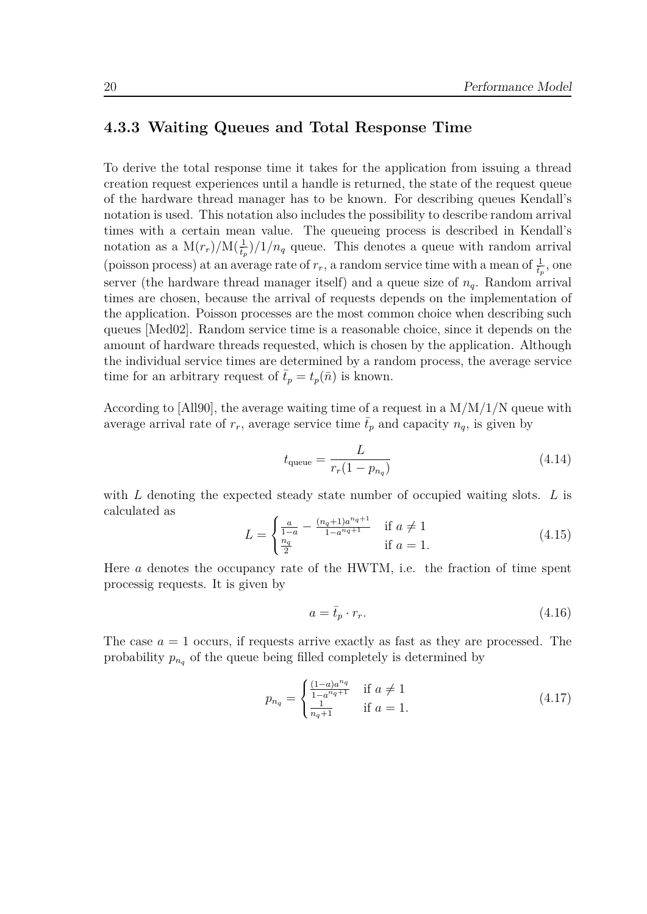### 4.3.3 Waiting Queues and Total Response Time

To derive the total response time it takes for the application from issuing a thread creation request experiences until a handle is returned, the state of the request queue of the hardware thread manager has to be known. For describing queues Kendall's notation is used. This notation also includes the possibility to describe random arrival times with a certain mean value. The queueing process is described in Kendall's notation as a $\mathrm{M}(r_r)/\mathrm{M}(\frac{1}{\bar{t}_p})/1/n_q$ queue. This denotes a queue with random arrival (poisson process) at an average rate of $r_r$, a random service time with a mean of $\frac{1}{\bar{t}_p}$, one server (the hardware thread manager itself) and a queue size of $n_q$. Random arrival times are chosen, because the arrival of requests depends on the implementation of the application. Poisson processes are the most common choice when describing such queues [Med02]. Random service time is a reasonable choice, since it depends on the amount of hardware threads requested, which is chosen by the application. Although the individual service times are determined by a random process, the average service time for an arbitrary request of $\bar{t}_p = t_p(\bar{n})$ is known.

According to [All90], the average waiting time of a request in a M/M/1/N queue with average arrival rate of $r_r$, average service time $\bar{t}_p$ and capacity $n_q$, is given by

$$t_{\text{queue}} = \frac{L}{r_r(1 - p_{n_q})} \tag{4.14}$$

with $L$ denoting the expected steady state number of occupied waiting slots. $L$ is calculated as

$$L = \begin{cases} \frac{a}{1-a} - \frac{(n_q+1)a^{n_q+1}}{1-a^{n_q+1}} & \text{if } a \neq 1 \\ \frac{n_q}{2} & \text{if } a = 1. \end{cases} \tag{4.15}$$

Here $a$ denotes the occupancy rate of the HWTM, i.e. the fraction of time spent processig requests. It is given by

$$a = \bar{t}_p \cdot r_r. \tag{4.16}$$

The case $a = 1$ occurs, if requests arrive exactly as fast as they are processed. The probability $p_{n_q}$ of the queue being filled completely is determined by

$$p_{n_q} = \begin{cases} \frac{(1-a)a^{n_q}}{1-a^{n_q+1}} & \text{if } a \neq 1 \\ \frac{1}{n_q+1} & \text{if } a = 1. \end{cases} \tag{4.17}$$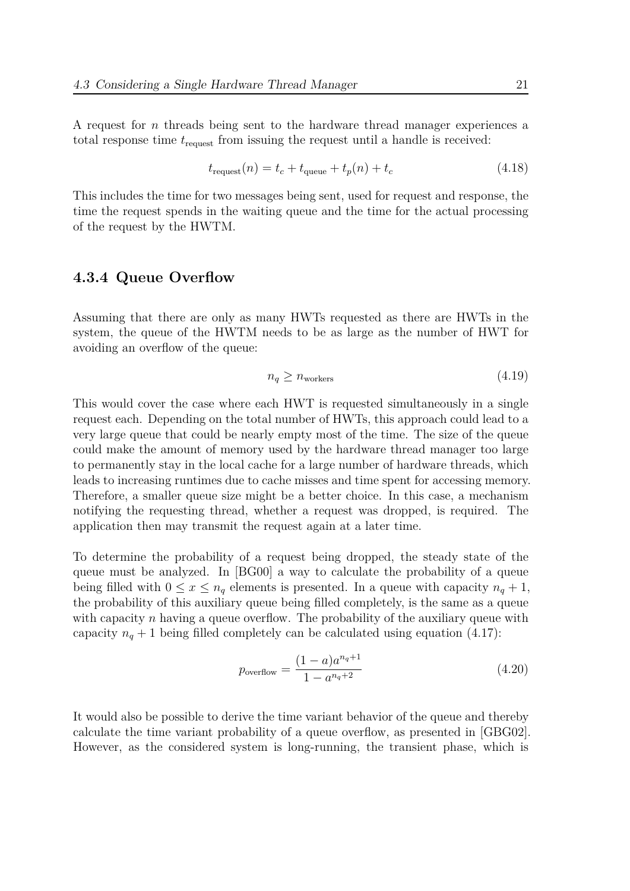A request for $n$ threads being sent to the hardware thread manager experiences a total response time $t_{\text{request}}$ from issuing the request until a handle is received:

$$t_{\text{request}}(n) = t_c + t_{\text{queue}} + t_p(n) + t_c \tag{4.18}$$

This includes the time for two messages being sent, used for request and response, the time the request spends in the waiting queue and the time for the actual processing of the request by the HWTM.

### 4.3.4 Queue Overflow

Assuming that there are only as many HWTs requested as there are HWTs in the system, the queue of the HWTM needs to be as large as the number of HWT for avoiding an overflow of the queue:

$$n_q \geq n_{\text{workers}} \tag{4.19}$$

This would cover the case where each HWT is requested simultaneously in a single request each. Depending on the total number of HWTs, this approach could lead to a very large queue that could be nearly empty most of the time. The size of the queue could make the amount of memory used by the hardware thread manager too large to permanently stay in the local cache for a large number of hardware threads, which leads to increasing runtimes due to cache misses and time spent for accessing memory. Therefore, a smaller queue size might be a better choice. In this case, a mechanism notifying the requesting thread, whether a request was dropped, is required. The application then may transmit the request again at a later time.

To determine the probability of a request being dropped, the steady state of the queue must be analyzed. In [BG00] a way to calculate the probability of a queue being filled with $0 \leq x \leq n_q$ elements is presented. In a queue with capacity $n_q + 1$, the probability of this auxiliary queue being filled completely, is the same as a queue with capacity $n$ having a queue overflow. The probability of the auxiliary queue with capacity $n_q + 1$ being filled completely can be calculated using equation (4.17):

$$p_{\text{overflow}} = \frac{(1-a)a^{n_q+1}}{1-a^{n_q+2}} \tag{4.20}$$

It would also be possible to derive the time variant behavior of the queue and thereby calculate the time variant probability of a queue overflow, as presented in [GBG02]. However, as the considered system is long-running, the transient phase, which is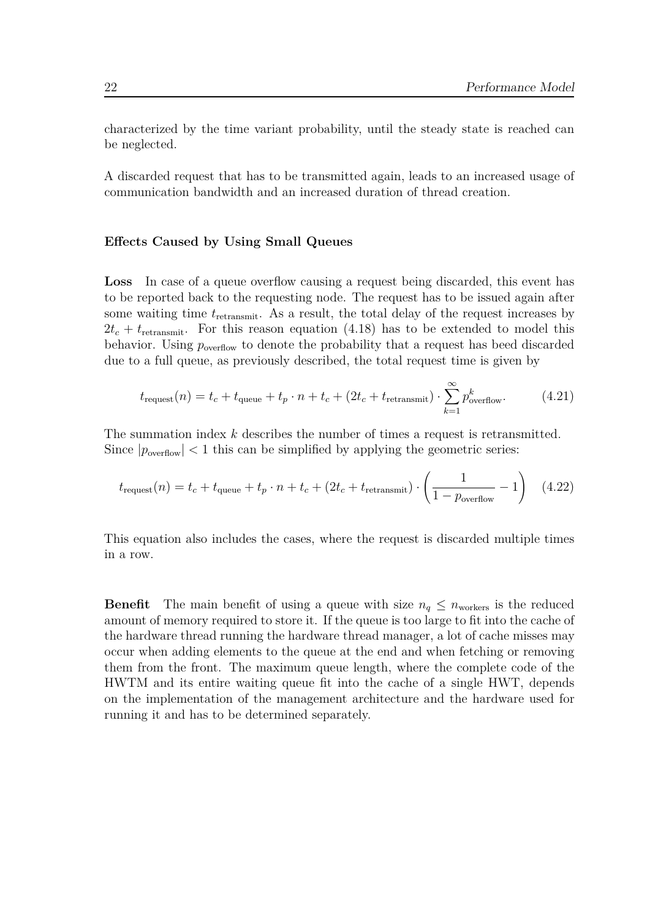characterized by the time variant probability, until the steady state is reached can be neglected.

A discarded request that has to be transmitted again, leads to an increased usage of communication bandwidth and an increased duration of thread creation.

#### Effects Caused by Using Small Queues

**Loss** In case of a queue overflow causing a request being discarded, this event has to be reported back to the requesting node. The request has to be issued again after some waiting time $t_{\text{retransmit}}$. As a result, the total delay of the request increases by $2t_c + t_{\text{retransmit}}$. For this reason equation (4.18) has to be extended to model this behavior. Using $p_{\text{overflow}}$ to denote the probability that a request has beed discarded due to a full queue, as previously described, the total request time is given by

$$t_{\text{request}}(n) = t_c + t_{\text{queue}} + t_p \cdot n + t_c + (2t_c + t_{\text{retransmit}}) \cdot \sum_{k=1}^{\infty} p_{\text{overflow}}^k. \tag{4.21}$$

The summation index $k$ describes the number of times a request is retransmitted. Since $|p_{\text{overflow}}| < 1$ this can be simplified by applying the geometric series:

$$t_{\text{request}}(n) = t_c + t_{\text{queue}} + t_p \cdot n + t_c + (2t_c + t_{\text{retransmit}}) \cdot \left( \frac{1}{1 - p_{\text{overflow}}} - 1 \right) \tag{4.22}$$

This equation also includes the cases, where the request is discarded multiple times in a row.

**Benefit** The main benefit of using a queue with size $n_q \leq n_{\text{workers}}$ is the reduced amount of memory required to store it. If the queue is too large to fit into the cache of the hardware thread running the hardware thread manager, a lot of cache misses may occur when adding elements to the queue at the end and when fetching or removing them from the front. The maximum queue length, where the complete code of the HWTM and its entire waiting queue fit into the cache of a single HWT, depends on the implementation of the management architecture and the hardware used for running it and has to be determined separately.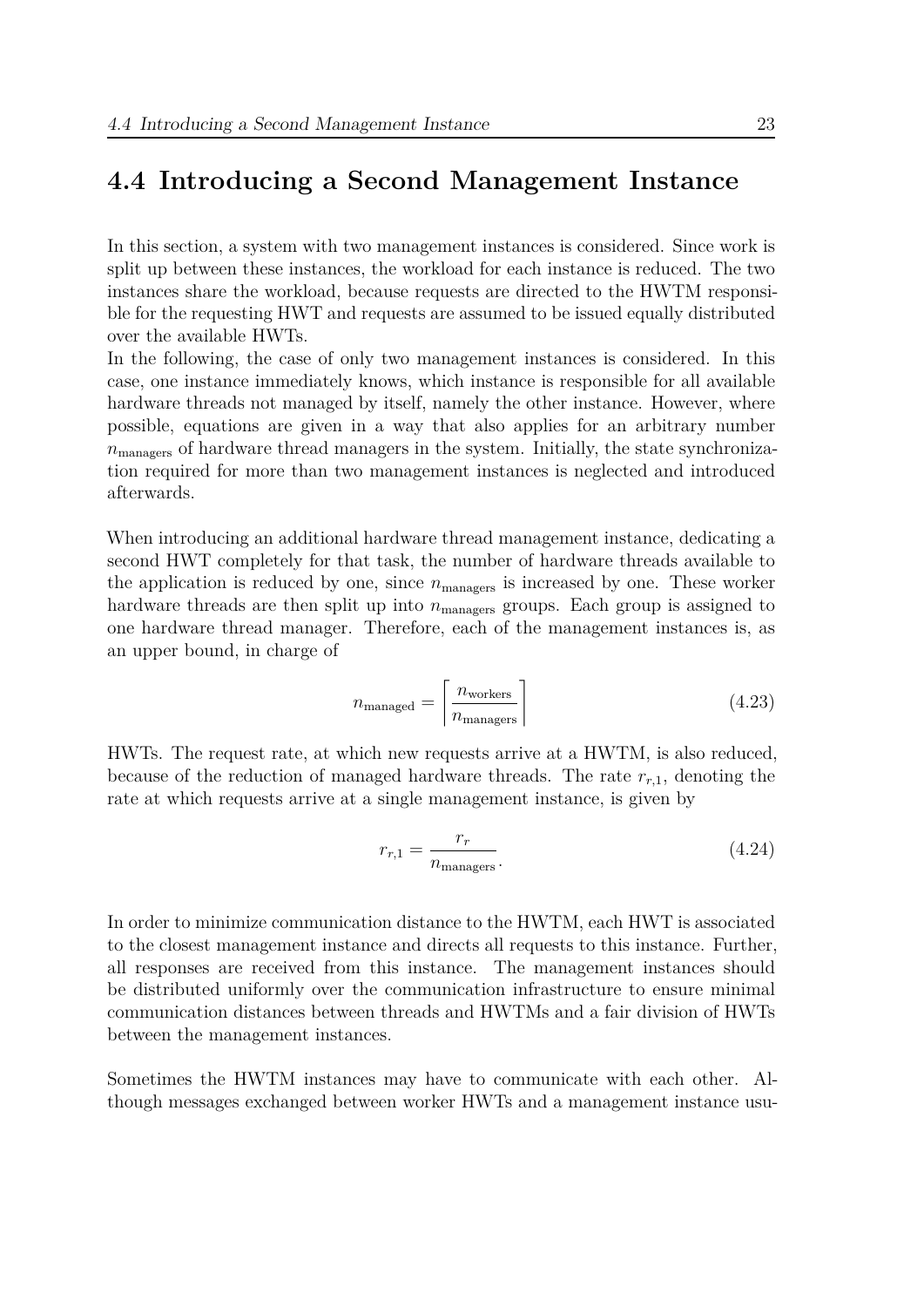## 4.4 Introducing a Second Management Instance

In this section, a system with two management instances is considered. Since work is split up between these instances, the workload for each instance is reduced. The two instances share the workload, because requests are directed to the HWTM responsible for the requesting HWT and requests are assumed to be issued equally distributed over the available HWTs.
In the following, the case of only two management instances is considered. In this case, one instance immediately knows, which instance is responsible for all available hardware threads not managed by itself, namely the other instance. However, where possible, equations are given in a way that also applies for an arbitrary number $n_{\text{managers}}$ of hardware thread managers in the system. Initially, the state synchronization required for more than two management instances is neglected and introduced afterwards.

When introducing an additional hardware thread management instance, dedicating a second HWT completely for that task, the number of hardware threads available to the application is reduced by one, since $n_{\text{managers}}$ is increased by one. These worker hardware threads are then split up into $n_{\text{managers}}$ groups. Each group is assigned to one hardware thread manager. Therefore, each of the management instances is, as an upper bound, in charge of

$$n_{\text{managed}} = \left\lceil \frac{n_{\text{workers}}}{n_{\text{managers}}} \right\rceil \tag{4.23}$$

HWTs. The request rate, at which new requests arrive at a HWTM, is also reduced, because of the reduction of managed hardware threads. The rate $r_{r,1}$, denoting the rate at which requests arrive at a single management instance, is given by

$$r_{r,1} = \frac{r_r}{n_{\text{managers}}}. \tag{4.24}$$

In order to minimize communication distance to the HWTM, each HWT is associated to the closest management instance and directs all requests to this instance. Further, all responses are received from this instance. The management instances should be distributed uniformly over the communication infrastructure to ensure minimal communication distances between threads and HWTMs and a fair division of HWTs between the management instances.

Sometimes the HWTM instances may have to communicate with each other. Although messages exchanged between worker HWTs and a management instance usu-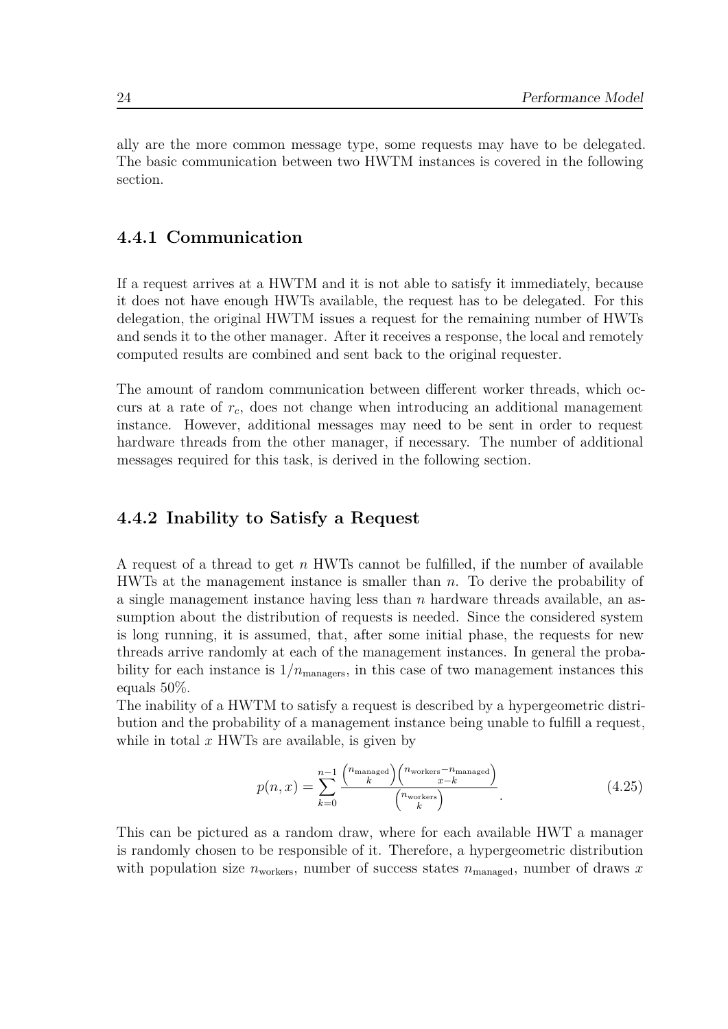ally are the more common message type, some requests may have to be delegated. The basic communication between two HWTM instances is covered in the following section.

### 4.4.1 Communication

If a request arrives at a HWTM and it is not able to satisfy it immediately, because it does not have enough HWTs available, the request has to be delegated. For this delegation, the original HWTM issues a request for the remaining number of HWTs and sends it to the other manager. After it receives a response, the local and remotely computed results are combined and sent back to the original requester.

The amount of random communication between different worker threads, which occurs at a rate of $r_c$, does not change when introducing an additional management instance. However, additional messages may need to be sent in order to request hardware threads from the other manager, if necessary. The number of additional messages required for this task, is derived in the following section.

### 4.4.2 Inability to Satisfy a Request

A request of a thread to get $n$ HWTs cannot be fulfilled, if the number of available HWTs at the management instance is smaller than $n$. To derive the probability of a single management instance having less than $n$ hardware threads available, an assumption about the distribution of requests is needed. Since the considered system is long running, it is assumed, that, after some initial phase, the requests for new threads arrive randomly at each of the management instances. In general the probability for each instance is $1/n_{\text{managers}}$, in this case of two management instances this equals 50%.

The inability of a HWTM to satisfy a request is described by a hypergeometric distribution and the probability of a management instance being unable to fulfill a request, while in total $x$ HWTs are available, is given by

$$p(n, x) = \sum_{k=0}^{n-1} \frac{\binom{n_{\text{managed}}}{k}\binom{n_{\text{workers}}-n_{\text{managed}}}{x-k}}{\binom{n_{\text{workers}}}{k}}. \tag{4.25}$$

This can be pictured as a random draw, where for each available HWT a manager is randomly chosen to be responsible of it. Therefore, a hypergeometric distribution with population size $n_{\text{workers}}$, number of success states $n_{\text{managed}}$, number of draws $x$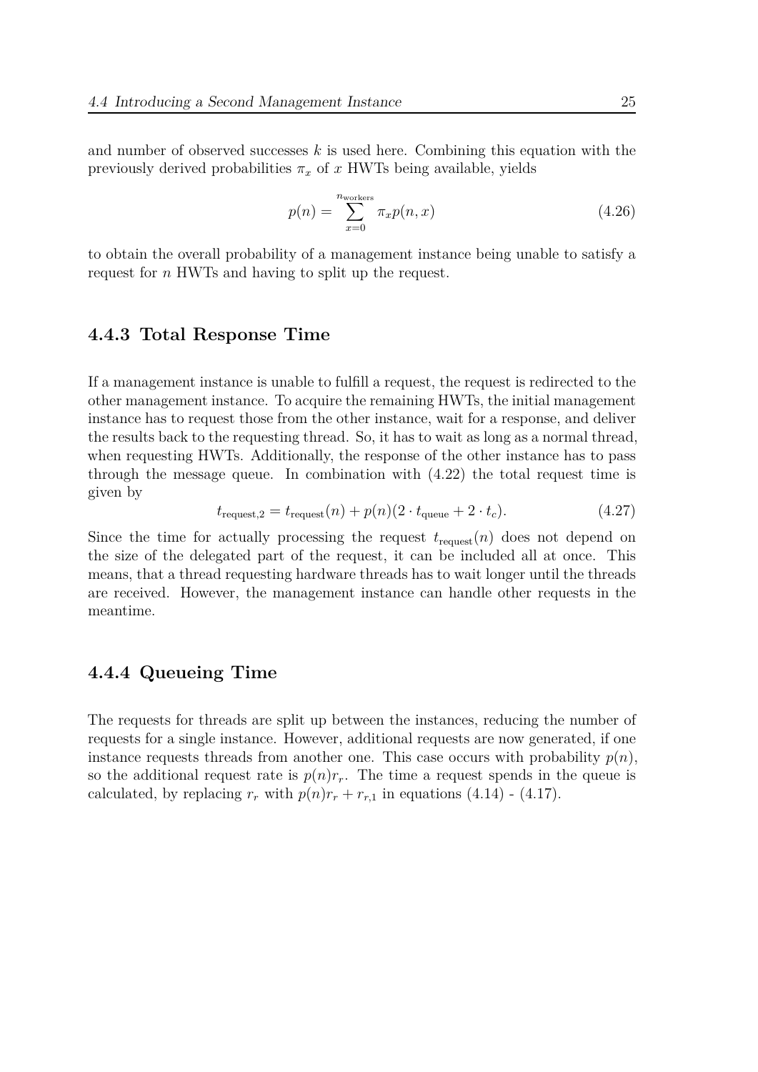and number of observed successes $k$ is used here. Combining this equation with the previously derived probabilities $\pi_x$ of $x$ HWTs being available, yields

$$p(n) = \sum_{x=0}^{n_{\text{workers}}} \pi_x p(n, x) \tag{4.26}$$

to obtain the overall probability of a management instance being unable to satisfy a request for $n$ HWTs and having to split up the request.

### 4.4.3 Total Response Time

If a management instance is unable to fulfill a request, the request is redirected to the other management instance. To acquire the remaining HWTs, the initial management instance has to request those from the other instance, wait for a response, and deliver the results back to the requesting thread. So, it has to wait as long as a normal thread, when requesting HWTs. Additionally, the response of the other instance has to pass through the message queue. In combination with (4.22) the total request time is given by

$$t_{\text{request},2} = t_{\text{request}}(n) + p(n)(2 \cdot t_{\text{queue}} + 2 \cdot t_c). \tag{4.27}$$

Since the time for actually processing the request $t_{\text{request}}(n)$ does not depend on the size of the delegated part of the request, it can be included all at once. This means, that a thread requesting hardware threads has to wait longer until the threads are received. However, the management instance can handle other requests in the meantime.

### 4.4.4 Queueing Time

The requests for threads are split up between the instances, reducing the number of requests for a single instance. However, additional requests are now generated, if one instance requests threads from another one. This case occurs with probability $p(n)$, so the additional request rate is $p(n)r_r$. The time a request spends in the queue is calculated, by replacing $r_r$ with $p(n)r_r + r_{r,1}$ in equations (4.14) - (4.17).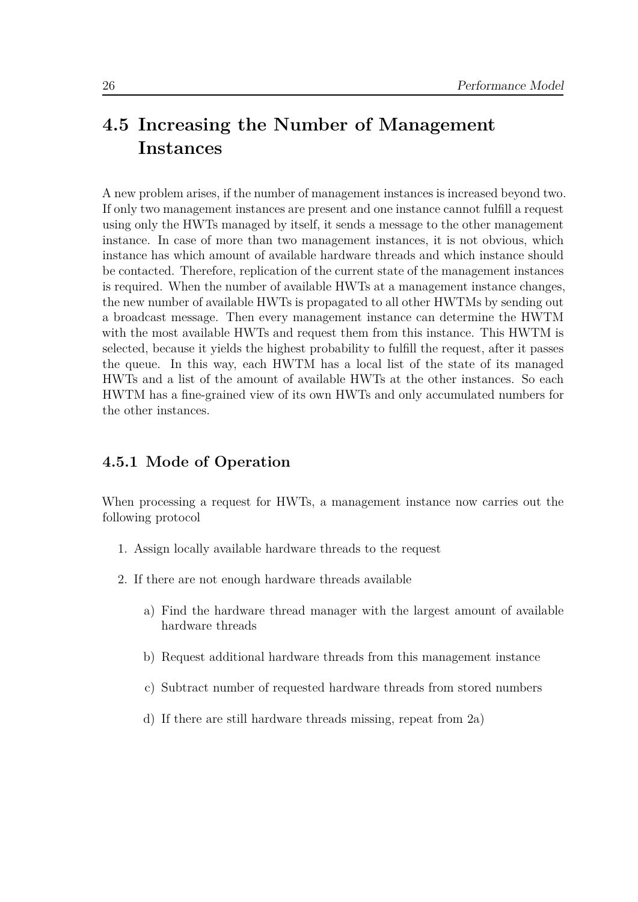## 4.5 Increasing the Number of Management Instances

A new problem arises, if the number of management instances is increased beyond two. If only two management instances are present and one instance cannot fulfill a request using only the HWTs managed by itself, it sends a message to the other management instance. In case of more than two management instances, it is not obvious, which instance has which amount of available hardware threads and which instance should be contacted. Therefore, replication of the current state of the management instances is required. When the number of available HWTs at a management instance changes, the new number of available HWTs is propagated to all other HWTMs by sending out a broadcast message. Then every management instance can determine the HWTM with the most available HWTs and request them from this instance. This HWTM is selected, because it yields the highest probability to fulfill the request, after it passes the queue. In this way, each HWTM has a local list of the state of its managed HWTs and a list of the amount of available HWTs at the other instances. So each HWTM has a fine-grained view of its own HWTs and only accumulated numbers for the other instances.

### 4.5.1 Mode of Operation

When processing a request for HWTs, a management instance now carries out the following protocol

1. Assign locally available hardware threads to the request
2. If there are not enough hardware threads available
   a) Find the hardware thread manager with the largest amount of available hardware threads
   b) Request additional hardware threads from this management instance
   c) Subtract number of requested hardware threads from stored numbers
   d) If there are still hardware threads missing, repeat from 2a)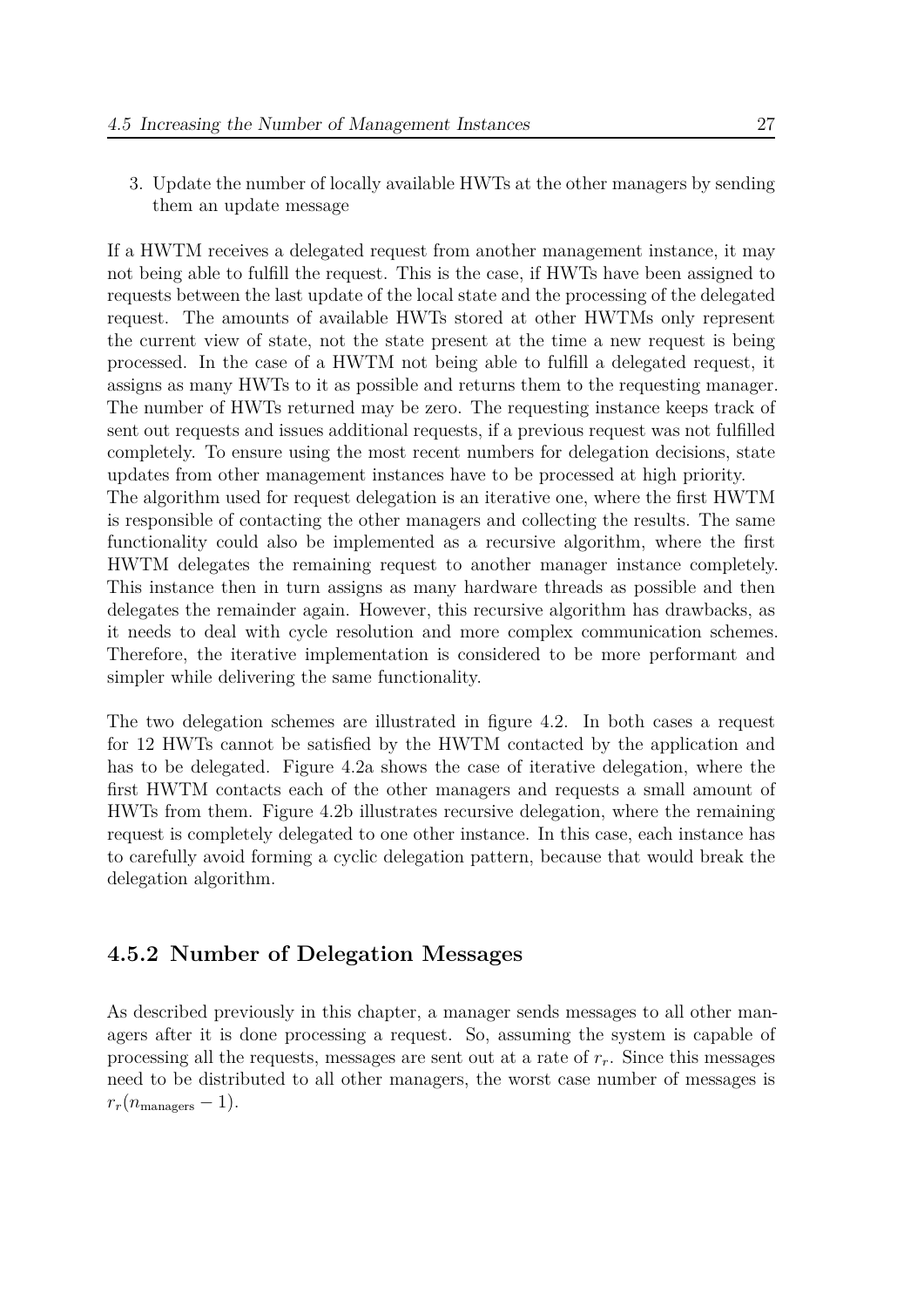3. Update the number of locally available HWTs at the other managers by sending them an update message

If a HWTM receives a delegated request from another management instance, it may not being able to fulfill the request. This is the case, if HWTs have been assigned to requests between the last update of the local state and the processing of the delegated request. The amounts of available HWTs stored at other HWTMs only represent the current view of state, not the state present at the time a new request is being processed. In the case of a HWTM not being able to fulfill a delegated request, it assigns as many HWTs to it as possible and returns them to the requesting manager. The number of HWTs returned may be zero. The requesting instance keeps track of sent out requests and issues additional requests, if a previous request was not fulfilled completely. To ensure using the most recent numbers for delegation decisions, state updates from other management instances have to be processed at high priority.
The algorithm used for request delegation is an iterative one, where the first HWTM is responsible of contacting the other managers and collecting the results. The same functionality could also be implemented as a recursive algorithm, where the first HWTM delegates the remaining request to another manager instance completely. This instance then in turn assigns as many hardware threads as possible and then delegates the remainder again. However, this recursive algorithm has drawbacks, as it needs to deal with cycle resolution and more complex communication schemes. Therefore, the iterative implementation is considered to be more performant and simpler while delivering the same functionality.

The two delegation schemes are illustrated in figure 4.2. In both cases a request for 12 HWTs cannot be satisfied by the HWTM contacted by the application and has to be delegated. Figure 4.2a shows the case of iterative delegation, where the first HWTM contacts each of the other managers and requests a small amount of HWTs from them. Figure 4.2b illustrates recursive delegation, where the remaining request is completely delegated to one other instance. In this case, each instance has to carefully avoid forming a cyclic delegation pattern, because that would break the delegation algorithm.

### 4.5.2 Number of Delegation Messages

As described previously in this chapter, a manager sends messages to all other managers after it is done processing a request. So, assuming the system is capable of processing all the requests, messages are sent out at a rate of $r_r$. Since this messages need to be distributed to all other managers, the worst case number of messages is $r_r(n_{\text{managers}} - 1)$.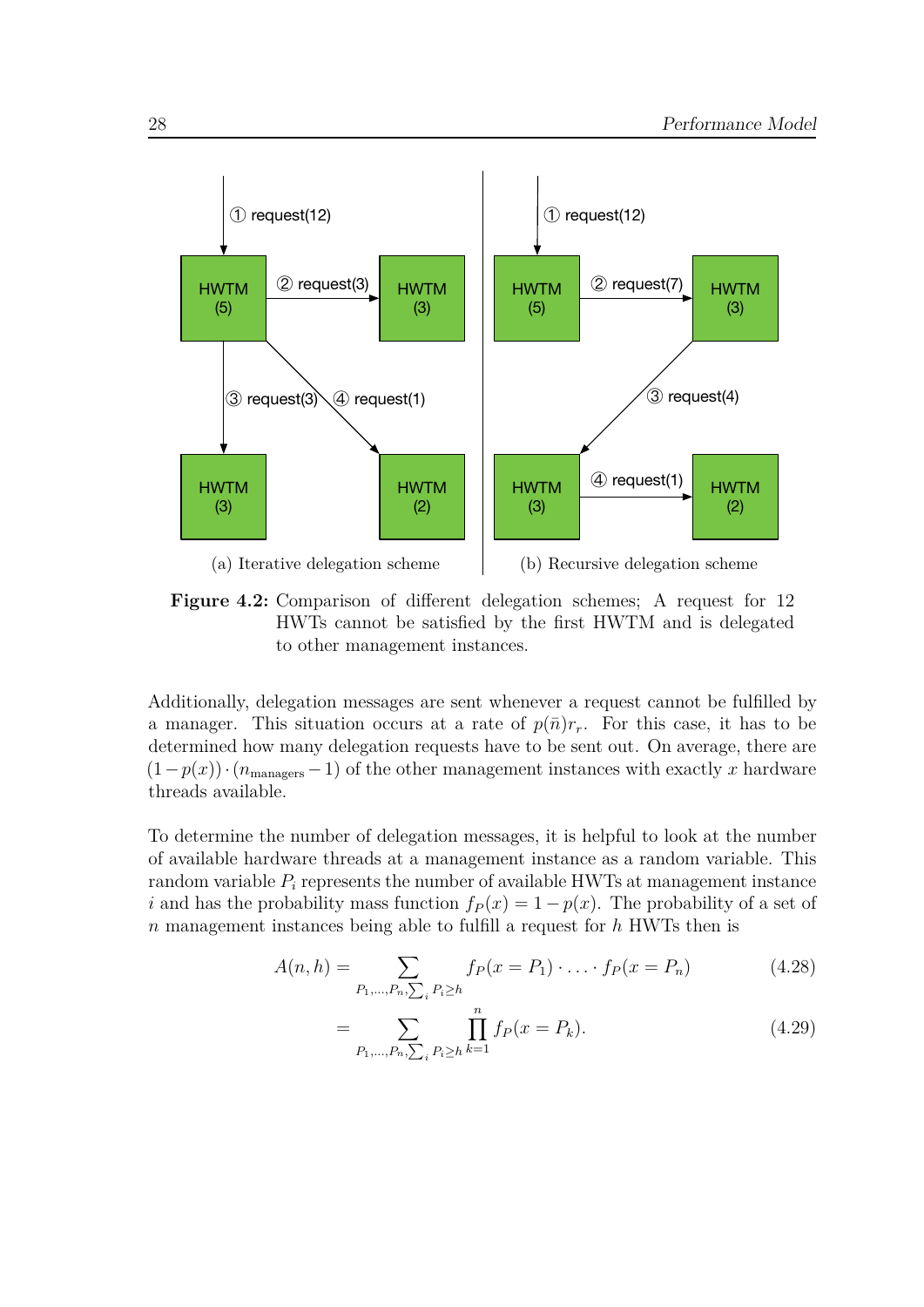(a) Iterative delegation scheme

(b) Recursive delegation scheme

**Figure 4.2:** Comparison of different delegation schemes; A request for 12 HWTs cannot be satisfied by the first HWTM and is delegated to other management instances.

Additionally, delegation messages are sent whenever a request cannot be fulfilled by a manager. This situation occurs at a rate of $p(\bar{n})r_r$. For this case, it has to be determined how many delegation requests have to be sent out. On average, there are $(1-p(x)) \cdot (n_{\text{managers}}-1)$ of the other management instances with exactly $x$ hardware threads available.

To determine the number of delegation messages, it is helpful to look at the number of available hardware threads at a management instance as a random variable. This random variable $P_i$ represents the number of available HWTs at management instance $i$ and has the probability mass function $f_P(x) = 1 - p(x)$. The probability of a set of $n$ management instances being able to fulfill a request for $h$ HWTs then is

$$A(n,h) = \sum_{P_1,\ldots,P_n,\sum_i P_i \geq h} f_P(x = P_1) \cdot \ldots \cdot f_P(x = P_n) \tag{4.28}$$

$$= \sum_{P_1,\ldots,P_n,\sum_i P_i \geq h} \prod_{k=1}^{n} f_P(x = P_k). \tag{4.29}$$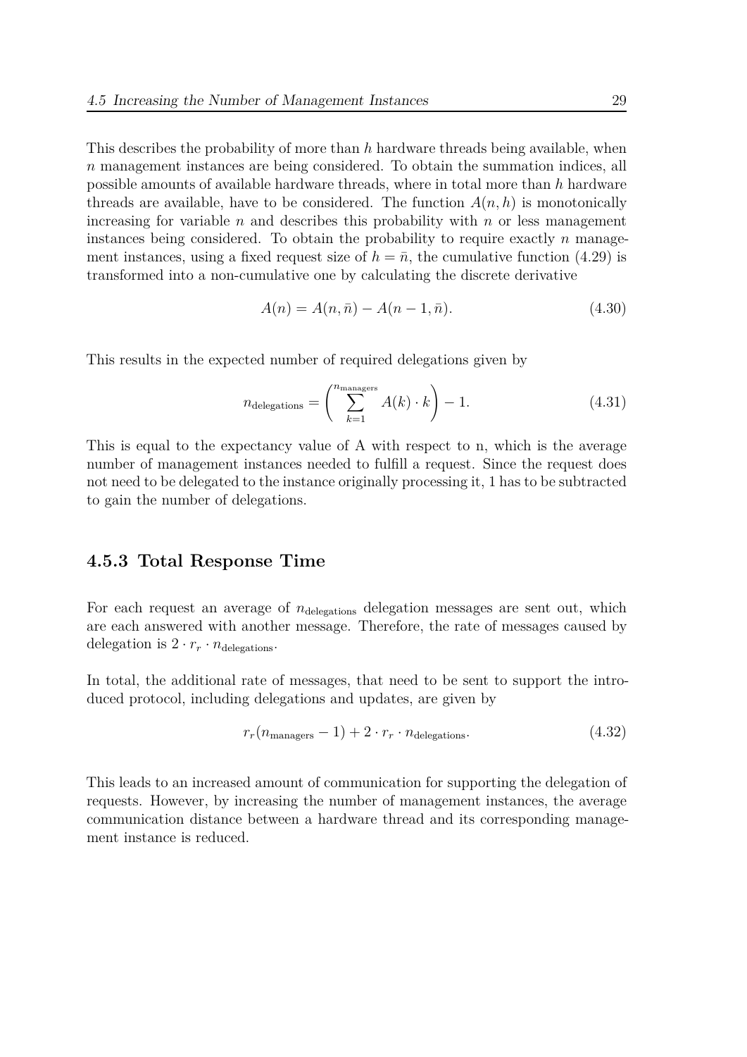This describes the probability of more than $h$ hardware threads being available, when $n$ management instances are being considered. To obtain the summation indices, all possible amounts of available hardware threads, where in total more than $h$ hardware threads are available, have to be considered. The function $A(n, h)$ is monotonically increasing for variable $n$ and describes this probability with $n$ or less management instances being considered. To obtain the probability to require exactly $n$ management instances, using a fixed request size of $h = \bar{n}$, the cumulative function (4.29) is transformed into a non-cumulative one by calculating the discrete derivative

$$A(n) = A(n, \bar{n}) - A(n - 1, \bar{n}). \tag{4.30}$$

This results in the expected number of required delegations given by

$$n_{\text{delegations}} = \left( \sum_{k=1}^{n_{\text{managers}}} A(k) \cdot k \right) - 1. \tag{4.31}$$

This is equal to the expectancy value of A with respect to n, which is the average number of management instances needed to fulfill a request. Since the request does not need to be delegated to the instance originally processing it, 1 has to be subtracted to gain the number of delegations.

### 4.5.3 Total Response Time

For each request an average of $n_{\text{delegations}}$ delegation messages are sent out, which are each answered with another message. Therefore, the rate of messages caused by delegation is $2 \cdot r_r \cdot n_{\text{delegations}}$.

In total, the additional rate of messages, that need to be sent to support the introduced protocol, including delegations and updates, are given by

$$r_r(n_{\text{managers}} - 1) + 2 \cdot r_r \cdot n_{\text{delegations}}. \tag{4.32}$$

This leads to an increased amount of communication for supporting the delegation of requests. However, by increasing the number of management instances, the average communication distance between a hardware thread and its corresponding management instance is reduced.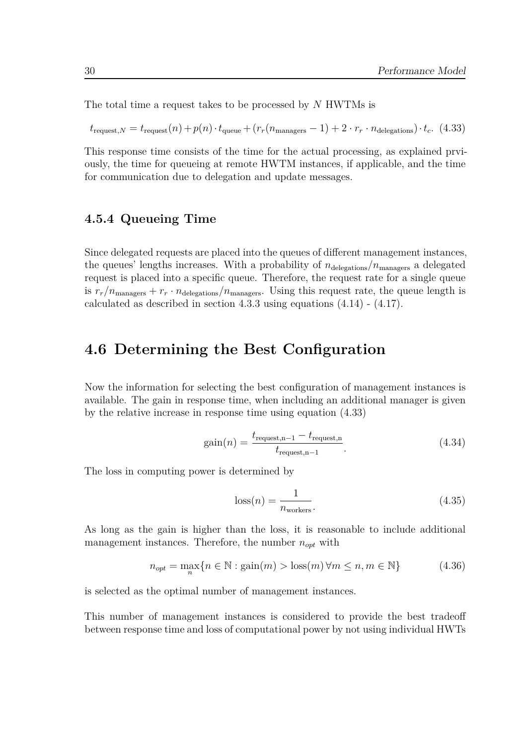The total time a request takes to be processed by $N$ HWTMs is

$$t_{\text{request},N} = t_{\text{request}}(n) + p(n) \cdot t_{\text{queue}} + (r_r(n_{\text{managers}} - 1) + 2 \cdot r_r \cdot n_{\text{delegations}}) \cdot t_c. \quad (4.33)$$

This response time consists of the time for the actual processing, as explained prviously, the time for queueing at remote HWTM instances, if applicable, and the time for communication due to delegation and update messages.

### 4.5.4 Queueing Time

Since delegated requests are placed into the queues of different management instances, the queues' lengths increases. With a probability of $n_{\text{delegations}}/n_{\text{managers}}$ a delegated request is placed into a specific queue. Therefore, the request rate for a single queue is $r_r/n_{\text{managers}} + r_r \cdot n_{\text{delegations}}/n_{\text{managers}}$. Using this request rate, the queue length is calculated as described in section 4.3.3 using equations (4.14) - (4.17).

## 4.6 Determining the Best Configuration

Now the information for selecting the best configuration of management instances is available. The gain in response time, when including an additional manager is given by the relative increase in response time using equation (4.33)

$$\text{gain}(n) = \frac{t_{\text{request,n}-1} - t_{\text{request,n}}}{t_{\text{request,n}-1}}. \quad (4.34)$$

The loss in computing power is determined by

$$\text{loss}(n) = \frac{1}{n_{\text{workers}}}. \quad (4.35)$$

As long as the gain is higher than the loss, it is reasonable to include additional management instances. Therefore, the number $n_{opt}$ with

$$n_{opt} = \max_n \{n \in \mathbb{N} : \text{gain}(m) > \text{loss}(m) \, \forall m \leq n, m \in \mathbb{N}\} \quad (4.36)$$

is selected as the optimal number of management instances.

This number of management instances is considered to provide the best tradeoff between response time and loss of computational power by not using individual HWTs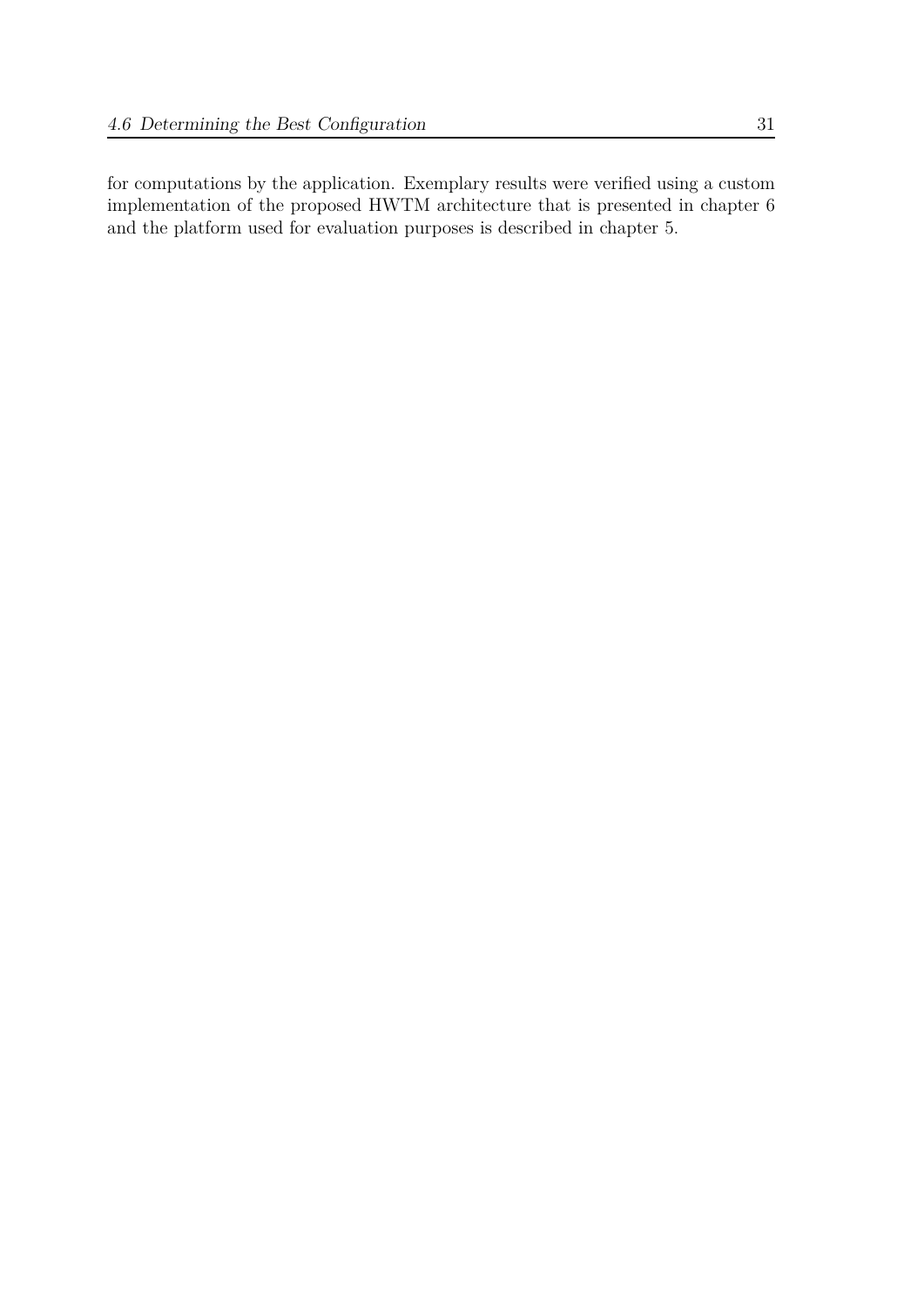for computations by the application. Exemplary results were verified using a custom implementation of the proposed HWTM architecture that is presented in chapter 6 and the platform used for evaluation purposes is described in chapter 5.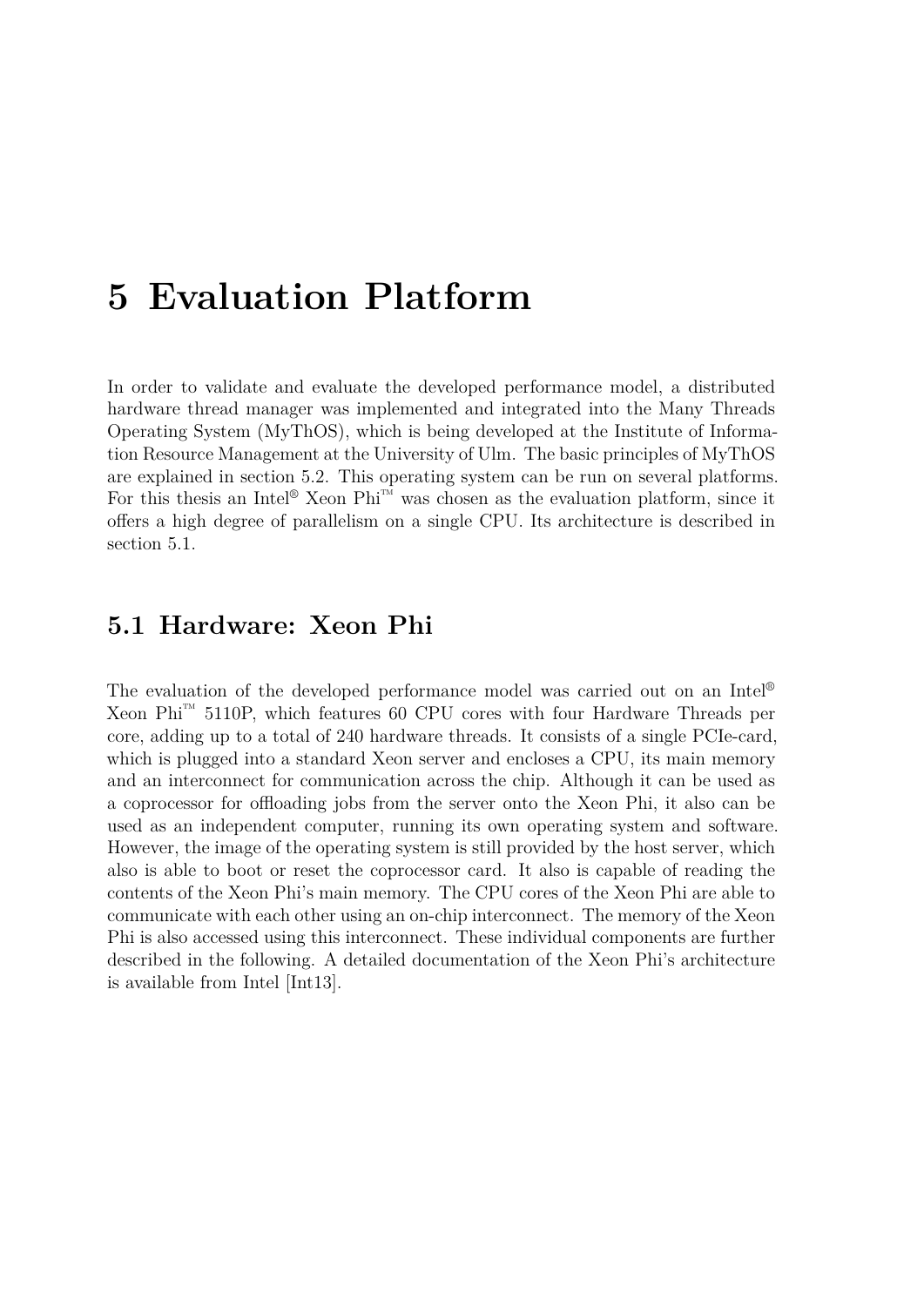# 5 Evaluation Platform

In order to validate and evaluate the developed performance model, a distributed hardware thread manager was implemented and integrated into the Many Threads Operating System (MyThOS), which is being developed at the Institute of Information Resource Management at the University of Ulm. The basic principles of MyThOS are explained in section 5.2. This operating system can be run on several platforms. For this thesis an Intel® Xeon Phi™ was chosen as the evaluation platform, since it offers a high degree of parallelism on a single CPU. Its architecture is described in section 5.1.

## 5.1 Hardware: Xeon Phi

The evaluation of the developed performance model was carried out on an Intel® Xeon Phi™ 5110P, which features 60 CPU cores with four Hardware Threads per core, adding up to a total of 240 hardware threads. It consists of a single PCIe-card, which is plugged into a standard Xeon server and encloses a CPU, its main memory and an interconnect for communication across the chip. Although it can be used as a coprocessor for offloading jobs from the server onto the Xeon Phi, it also can be used as an independent computer, running its own operating system and software. However, the image of the operating system is still provided by the host server, which also is able to boot or reset the coprocessor card. It also is capable of reading the contents of the Xeon Phi's main memory. The CPU cores of the Xeon Phi are able to communicate with each other using an on-chip interconnect. The memory of the Xeon Phi is also accessed using this interconnect. These individual components are further described in the following. A detailed documentation of the Xeon Phi's architecture is available from Intel [Int13].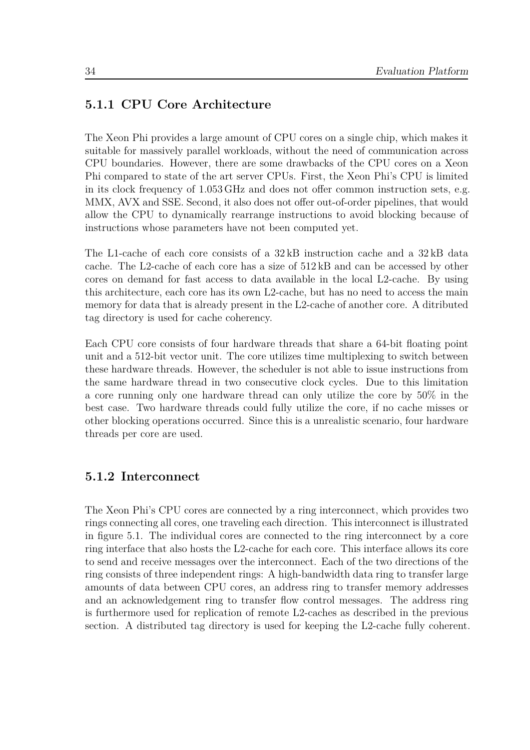### 5.1.1 CPU Core Architecture

The Xeon Phi provides a large amount of CPU cores on a single chip, which makes it suitable for massively parallel workloads, without the need of communication across CPU boundaries. However, there are some drawbacks of the CPU cores on a Xeon Phi compared to state of the art server CPUs. First, the Xeon Phi's CPU is limited in its clock frequency of 1.053 GHz and does not offer common instruction sets, e.g. MMX, AVX and SSE. Second, it also does not offer out-of-order pipelines, that would allow the CPU to dynamically rearrange instructions to avoid blocking because of instructions whose parameters have not been computed yet.

The L1-cache of each core consists of a 32 kB instruction cache and a 32 kB data cache. The L2-cache of each core has a size of 512 kB and can be accessed by other cores on demand for fast access to data available in the local L2-cache. By using this architecture, each core has its own L2-cache, but has no need to access the main memory for data that is already present in the L2-cache of another core. A ditributed tag directory is used for cache coherency.

Each CPU core consists of four hardware threads that share a 64-bit floating point unit and a 512-bit vector unit. The core utilizes time multiplexing to switch between these hardware threads. However, the scheduler is not able to issue instructions from the same hardware thread in two consecutive clock cycles. Due to this limitation a core running only one hardware thread can only utilize the core by 50% in the best case. Two hardware threads could fully utilize the core, if no cache misses or other blocking operations occurred. Since this is a unrealistic scenario, four hardware threads per core are used.

### 5.1.2 Interconnect

The Xeon Phi's CPU cores are connected by a ring interconnect, which provides two rings connecting all cores, one traveling each direction. This interconnect is illustrated in figure 5.1. The individual cores are connected to the ring interconnect by a core ring interface that also hosts the L2-cache for each core. This interface allows its core to send and receive messages over the interconnect. Each of the two directions of the ring consists of three independent rings: A high-bandwidth data ring to transfer large amounts of data between CPU cores, an address ring to transfer memory addresses and an acknowledgement ring to transfer flow control messages. The address ring is furthermore used for replication of remote L2-caches as described in the previous section. A distributed tag directory is used for keeping the L2-cache fully coherent.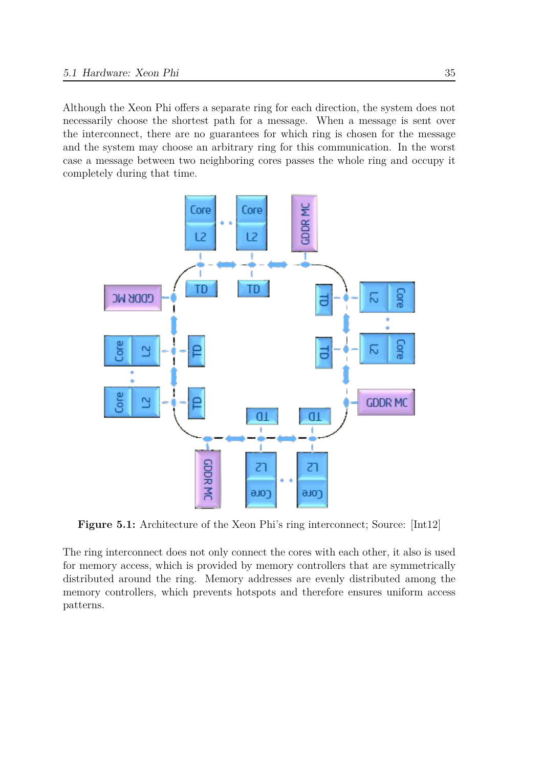Although the Xeon Phi offers a separate ring for each direction, the system does not necessarily choose the shortest path for a message. When a message is sent over the interconnect, there are no guarantees for which ring is chosen for the message and the system may choose an arbitrary ring for this communication. In the worst case a message between two neighboring cores passes the whole ring and occupy it completely during that time.

**Figure 5.1:** Architecture of the Xeon Phi's ring interconnect; Source: [Int12]

The ring interconnect does not only connect the cores with each other, it also is used for memory access, which is provided by memory controllers that are symmetrically distributed around the ring. Memory addresses are evenly distributed among the memory controllers, which prevents hotspots and therefore ensures uniform access patterns.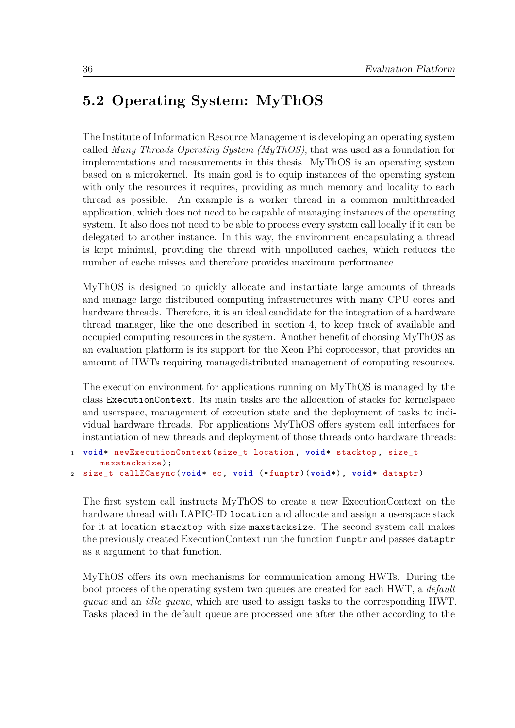## 5.2 Operating System: MyThOS

The Institute of Information Resource Management is developing an operating system called *Many Threads Operating System (MyThOS)*, that was used as a foundation for implementations and measurements in this thesis. MyThOS is an operating system based on a microkernel. Its main goal is to equip instances of the operating system with only the resources it requires, providing as much memory and locality to each thread as possible. An example is a worker thread in a common multithreaded application, which does not need to be capable of managing instances of the operating system. It also does not need to be able to process every system call locally if it can be delegated to another instance. In this way, the environment encapsulating a thread is kept minimal, providing the thread with unpolluted caches, which reduces the number of cache misses and therefore provides maximum performance.

MyThOS is designed to quickly allocate and instantiate large amounts of threads and manage large distributed computing infrastructures with many CPU cores and hardware threads. Therefore, it is an ideal candidate for the integration of a hardware thread manager, like the one described in section 4, to keep track of available and occupied computing resources in the system. Another benefit of choosing MyThOS as an evaluation platform is its support for the Xeon Phi coprocessor, that provides an amount of HWTs requiring managedistributed management of computing resources.

The execution environment for applications running on MyThOS is managed by the class `ExecutionContext`. Its main tasks are the allocation of stacks for kernelspace and userspace, management of execution state and the deployment of tasks to individual hardware threads. For applications MyThOS offers system call interfaces for instantiation of new threads and deployment of those threads onto hardware threads:

```
void* newExecutionContext(size_t location, void* stacktop, size_t
    maxstacksize);
size_t callECasync(void* ec, void (*funptr)(void*), void* dataptr)
```

The first system call instructs MyThOS to create a new ExecutionContext on the hardware thread with LAPIC-ID `location` and allocate and assign a userspace stack for it at location `stacktop` with size `maxstacksize`. The second system call makes the previously created ExecutionContext run the function `funptr` and passes `dataptr` as a argument to that function.

MyThOS offers its own mechanisms for communication among HWTs. During the boot process of the operating system two queues are created for each HWT, a *default queue* and an *idle queue*, which are used to assign tasks to the corresponding HWT. Tasks placed in the default queue are processed one after the other according to the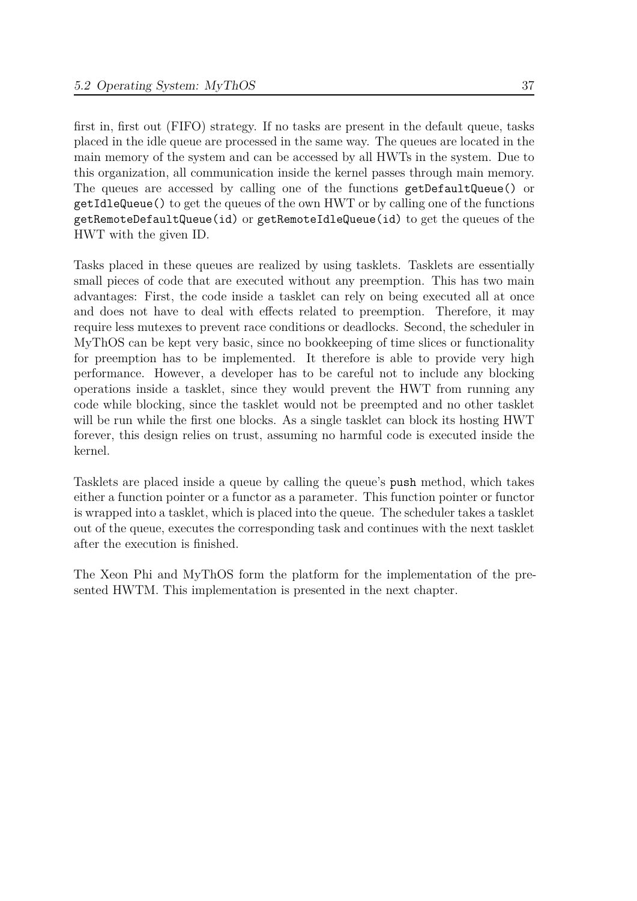first in, first out (FIFO) strategy. If no tasks are present in the default queue, tasks placed in the idle queue are processed in the same way. The queues are located in the main memory of the system and can be accessed by all HWTs in the system. Due to this organization, all communication inside the kernel passes through main memory. The queues are accessed by calling one of the functions `getDefaultQueue()` or `getIdleQueue()` to get the queues of the own HWT or by calling one of the functions `getRemoteDefaultQueue(id)` or `getRemoteIdleQueue(id)` to get the queues of the HWT with the given ID.

Tasks placed in these queues are realized by using tasklets. Tasklets are essentially small pieces of code that are executed without any preemption. This has two main advantages: First, the code inside a tasklet can rely on being executed all at once and does not have to deal with effects related to preemption. Therefore, it may require less mutexes to prevent race conditions or deadlocks. Second, the scheduler in MyThOS can be kept very basic, since no bookkeeping of time slices or functionality for preemption has to be implemented. It therefore is able to provide very high performance. However, a developer has to be careful not to include any blocking operations inside a tasklet, since they would prevent the HWT from running any code while blocking, since the tasklet would not be preempted and no other tasklet will be run while the first one blocks. As a single tasklet can block its hosting HWT forever, this design relies on trust, assuming no harmful code is executed inside the kernel.

Tasklets are placed inside a queue by calling the queue's `push` method, which takes either a function pointer or a functor as a parameter. This function pointer or functor is wrapped into a tasklet, which is placed into the queue. The scheduler takes a tasklet out of the queue, executes the corresponding task and continues with the next tasklet after the execution is finished.

The Xeon Phi and MyThOS form the platform for the implementation of the presented HWTM. This implementation is presented in the next chapter.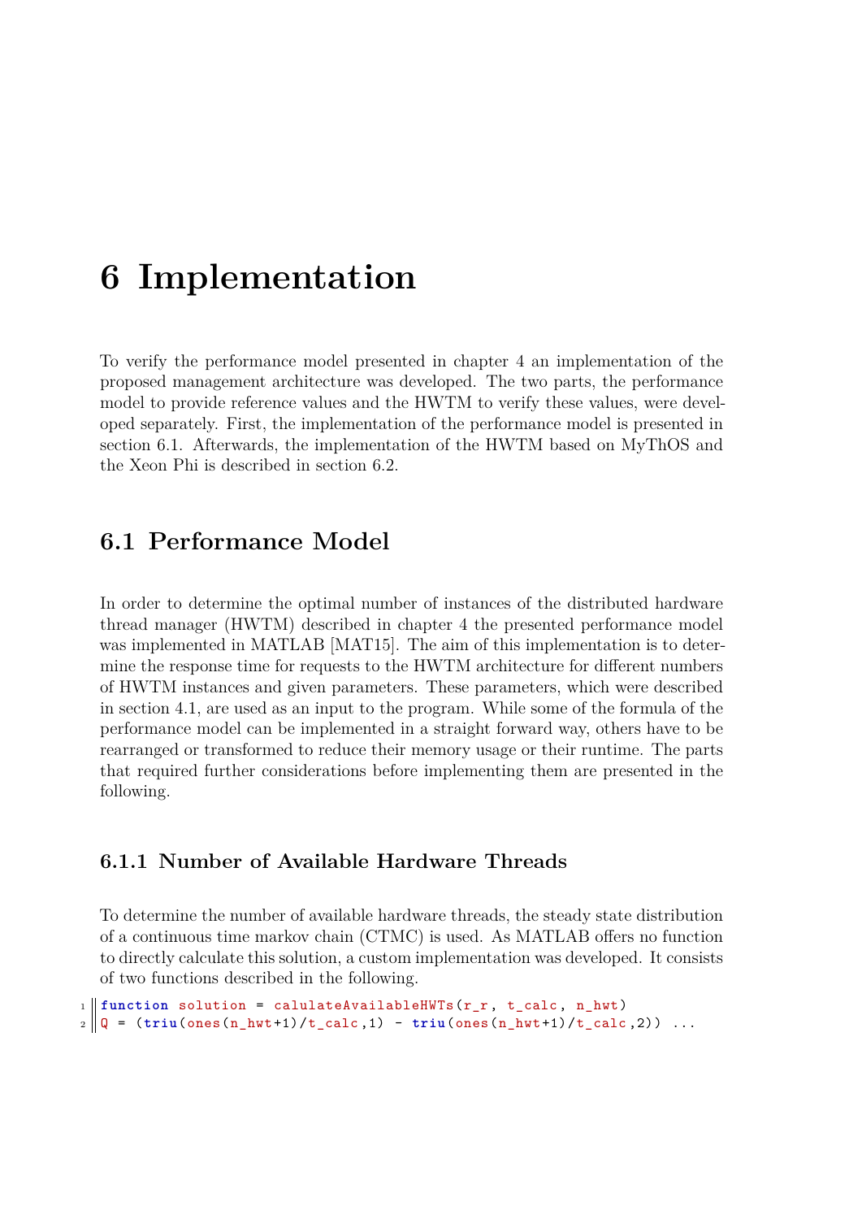# 6 Implementation

To verify the performance model presented in chapter 4 an implementation of the proposed management architecture was developed. The two parts, the performance model to provide reference values and the HWTM to verify these values, were developed separately. First, the implementation of the performance model is presented in section 6.1. Afterwards, the implementation of the HWTM based on MyThOS and the Xeon Phi is described in section 6.2.

## 6.1 Performance Model

In order to determine the optimal number of instances of the distributed hardware thread manager (HWTM) described in chapter 4 the presented performance model was implemented in MATLAB [MAT15]. The aim of this implementation is to determine the response time for requests to the HWTM architecture for different numbers of HWTM instances and given parameters. These parameters, which were described in section 4.1, are used as an input to the program. While some of the formula of the performance model can be implemented in a straight forward way, others have to be rearranged or transformed to reduce their memory usage or their runtime. The parts that required further considerations before implementing them are presented in the following.

### 6.1.1 Number of Available Hardware Threads

To determine the number of available hardware threads, the steady state distribution of a continuous time markov chain (CTMC) is used. As MATLAB offers no function to directly calculate this solution, a custom implementation was developed. It consists of two functions described in the following.

```
function solution = calulateAvailableHWTs(r_r, t_calc, n_hwt)
Q = (triu(ones(n_hwt+1)/t_calc,1) - triu(ones(n_hwt+1)/t_calc,2)) ...
```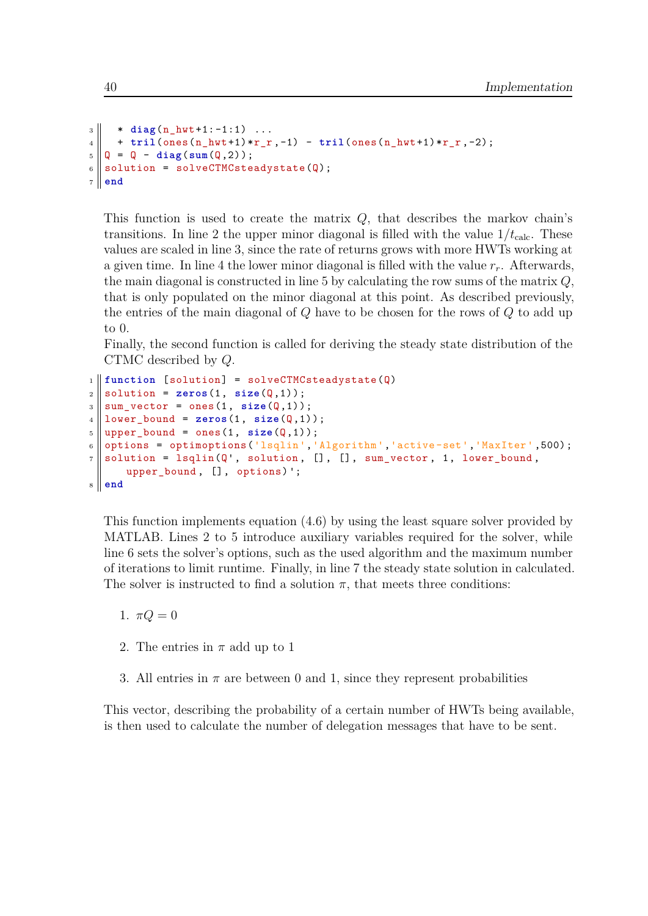```
    * diag(n_hwt+1:-1:1) ...
    + tril(ones(n_hwt+1)*r_r,-1) - tril(ones(n_hwt+1)*r_r,-2);
Q = Q - diag(sum(Q,2));
solution = solveCTMCsteadystate(Q);
end
```

This function is used to create the matrix $Q$, that describes the markov chain's transitions. In line 2 the upper minor diagonal is filled with the value $1/t_{\text{calc}}$. These values are scaled in line 3, since the rate of returns grows with more HWTs working at a given time. In line 4 the lower minor diagonal is filled with the value $r_r$. Afterwards, the main diagonal is constructed in line 5 by calculating the row sums of the matrix $Q$, that is only populated on the minor diagonal at this point. As described previously, the entries of the main diagonal of $Q$ have to be chosen for the rows of $Q$ to add up to 0.
Finally, the second function is called for deriving the steady state distribution of the CTMC described by $Q$.

```
function [solution] = solveCTMCsteadystate(Q)
solution = zeros(1, size(Q,1));
sum_vector = ones(1, size(Q,1));
lower_bound = zeros(1, size(Q,1));
upper_bound = ones(1, size(Q,1));
options = optimoptions('lsqlin','Algorithm','active-set','MaxIter',500);
solution = lsqlin(Q', solution, [], [], sum_vector, 1, lower_bound,
    upper_bound, [], options)';
end
```

This function implements equation (4.6) by using the least square solver provided by MATLAB. Lines 2 to 5 introduce auxiliary variables required for the solver, while line 6 sets the solver's options, such as the used algorithm and the maximum number of iterations to limit runtime. Finally, in line 7 the steady state solution in calculated. The solver is instructed to find a solution $\pi$, that meets three conditions:

1. $\pi Q = 0$
2. The entries in $\pi$ add up to 1
3. All entries in $\pi$ are between 0 and 1, since they represent probabilities

This vector, describing the probability of a certain number of HWTs being available, is then used to calculate the number of delegation messages that have to be sent.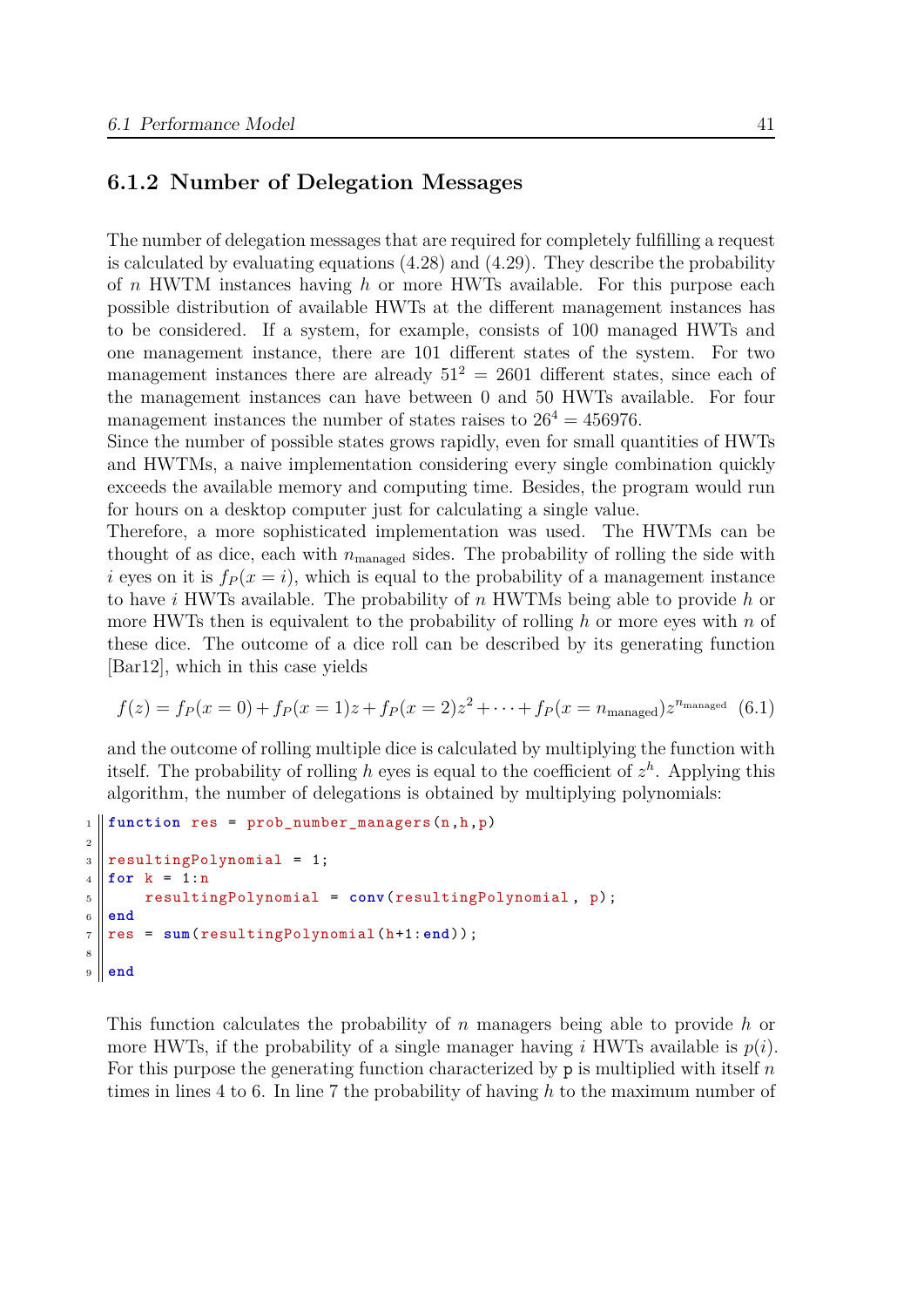### 6.1.2 Number of Delegation Messages

The number of delegation messages that are required for completely fulfilling a request is calculated by evaluating equations (4.28) and (4.29). They describe the probability of $n$ HWTM instances having $h$ or more HWTs available. For this purpose each possible distribution of available HWTs at the different management instances has to be considered. If a system, for example, consists of 100 managed HWTs and one management instance, there are 101 different states of the system. For two management instances there are already $51^2 = 2601$ different states, since each of the management instances can have between 0 and 50 HWTs available. For four management instances the number of states raises to $26^4 = 456976$.

Since the number of possible states grows rapidly, even for small quantities of HWTs and HWTMs, a naive implementation considering every single combination quickly exceeds the available memory and computing time. Besides, the program would run for hours on a desktop computer just for calculating a single value.

Therefore, a more sophisticated implementation was used. The HWTMs can be thought of as dice, each with $n_{\text{managed}}$ sides. The probability of rolling the side with $i$ eyes on it is $f_P(x = i)$, which is equal to the probability of a management instance to have $i$ HWTs available. The probability of $n$ HWTMs being able to provide $h$ or more HWTs then is equivalent to the probability of rolling $h$ or more eyes with $n$ of these dice. The outcome of a dice roll can be described by its generating function [Bar12], which in this case yields

$$f(z) = f_P(x = 0) + f_P(x = 1)z + f_P(x = 2)z^2 + \cdots + f_P(x = n_{\text{managed}})z^{n_{\text{managed}}} \quad (6.1)$$

and the outcome of rolling multiple dice is calculated by multiplying the function with itself. The probability of rolling $h$ eyes is equal to the coefficient of $z^h$. Applying this algorithm, the number of delegations is obtained by multiplying polynomials:

```
function res = prob_number_managers(n,h,p)

resultingPolynomial = 1;
for k = 1:n
    resultingPolynomial = conv(resultingPolynomial, p);
end
res = sum(resultingPolynomial(h+1:end));

end
```

This function calculates the probability of $n$ managers being able to provide $h$ or more HWTs, if the probability of a single manager having $i$ HWTs available is $p(i)$. For this purpose the generating function characterized by `p` is multiplied with itself $n$ times in lines 4 to 6. In line 7 the probability of having $h$ to the maximum number of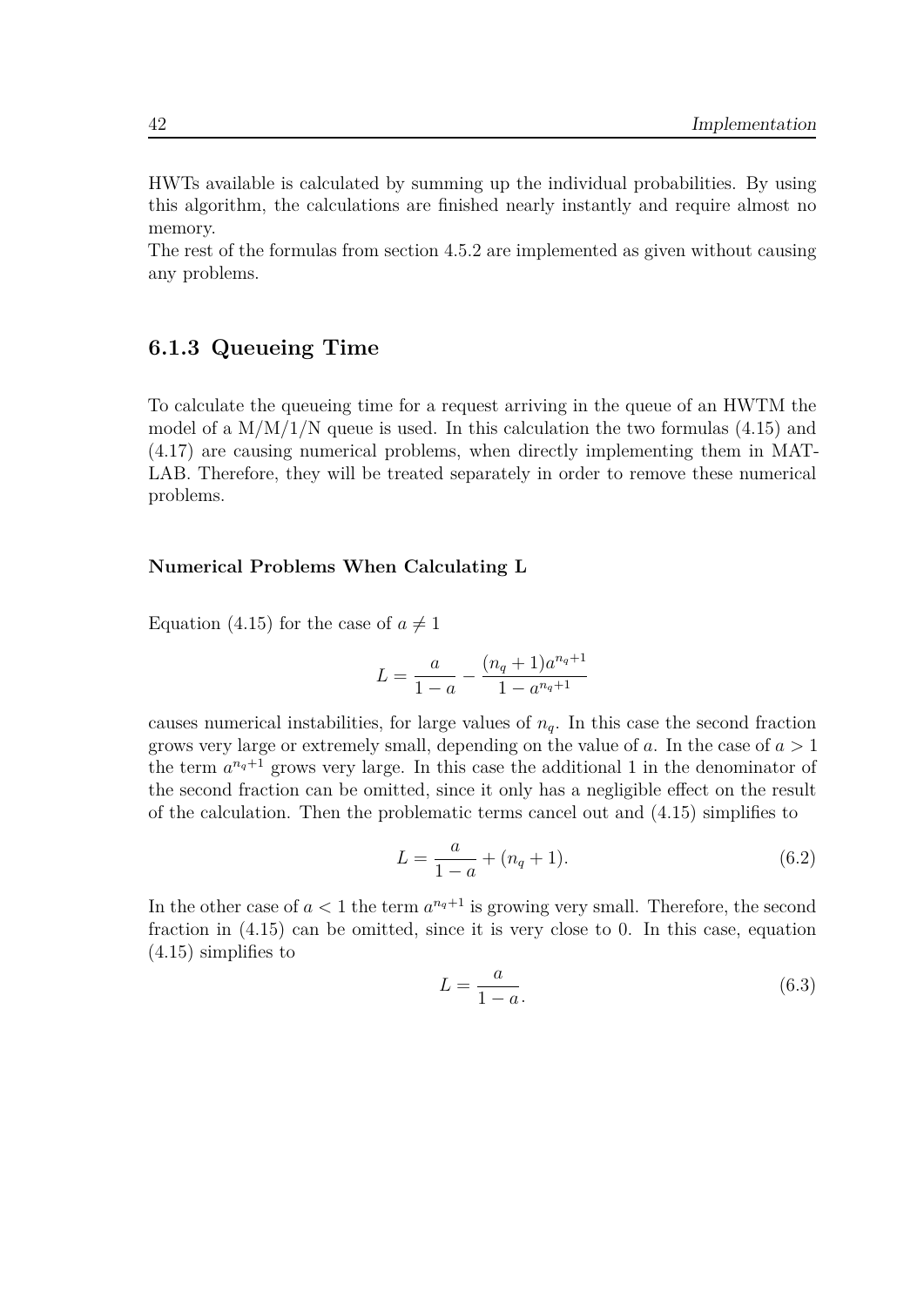HWTs available is calculated by summing up the individual probabilities. By using this algorithm, the calculations are finished nearly instantly and require almost no memory.
The rest of the formulas from section 4.5.2 are implemented as given without causing any problems.

### 6.1.3 Queueing Time

To calculate the queueing time for a request arriving in the queue of an HWTM the model of a M/M/1/N queue is used. In this calculation the two formulas (4.15) and (4.17) are causing numerical problems, when directly implementing them in MATLAB. Therefore, they will be treated separately in order to remove these numerical problems.

#### Numerical Problems When Calculating L

Equation (4.15) for the case of $a \neq 1$

$$L = \frac{a}{1-a} - \frac{(n_q + 1)a^{n_q+1}}{1 - a^{n_q+1}}$$

causes numerical instabilities, for large values of $n_q$. In this case the second fraction grows very large or extremely small, depending on the value of $a$. In the case of $a > 1$ the term $a^{n_q+1}$ grows very large. In this case the additional 1 in the denominator of the second fraction can be omitted, since it only has a negligible effect on the result of the calculation. Then the problematic terms cancel out and (4.15) simplifies to

$$L = \frac{a}{1-a} + (n_q + 1). \tag{6.2}$$

In the other case of $a < 1$ the term $a^{n_q+1}$ is growing very small. Therefore, the second fraction in (4.15) can be omitted, since it is very close to 0. In this case, equation (4.15) simplifies to

$$L = \frac{a}{1-a}. \tag{6.3}$$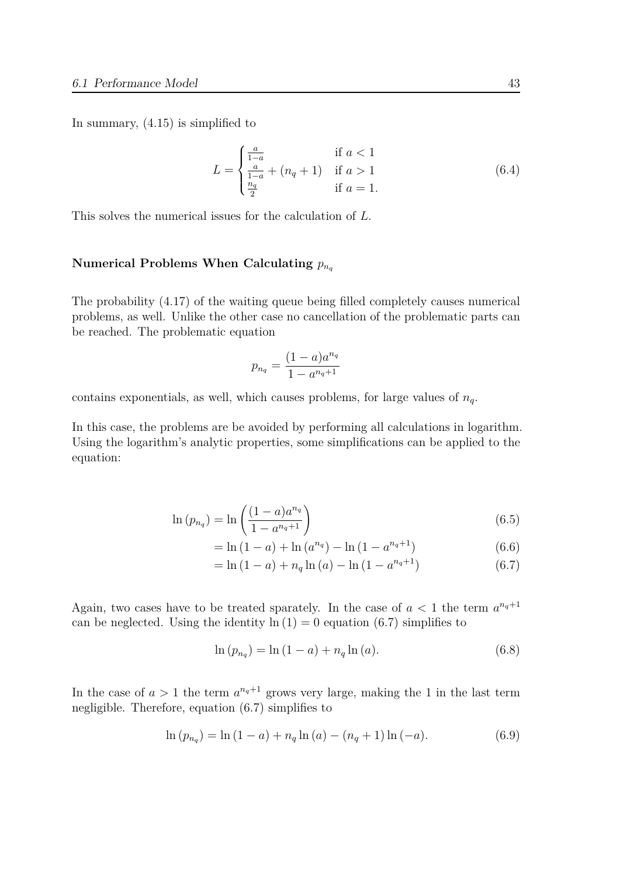In summary, (4.15) is simplified to

$$L = \begin{cases} \frac{a}{1-a} & \text{if } a < 1 \\ \frac{a}{1-a} + (n_q + 1) & \text{if } a > 1 \\ \frac{n_q}{2} & \text{if } a = 1. \end{cases} \tag{6.4}$$

This solves the numerical issues for the calculation of $L$.

### Numerical Problems When Calculating $p_{n_q}$

The probability (4.17) of the waiting queue being filled completely causes numerical problems, as well. Unlike the other case no cancellation of the problematic parts can be reached. The problematic equation

$$p_{n_q} = \frac{(1-a)a^{n_q}}{1 - a^{n_q+1}}$$

contains exponentials, as well, which causes problems, for large values of $n_q$.

In this case, the problems are be avoided by performing all calculations in logarithm. Using the logarithm's analytic properties, some simplifications can be applied to the equation:

$$\ln(p_{n_q}) = \ln\left(\frac{(1-a)a^{n_q}}{1 - a^{n_q+1}}\right) \tag{6.5}$$

$$= \ln(1-a) + \ln(a^{n_q}) - \ln(1 - a^{n_q+1}) \tag{6.6}$$

$$= \ln(1-a) + n_q \ln(a) - \ln(1 - a^{n_q+1}) \tag{6.7}$$

Again, two cases have to be treated sparately. In the case of $a < 1$ the term $a^{n_q+1}$ can be neglected. Using the identity $\ln(1) = 0$ equation (6.7) simplifies to

$$\ln(p_{n_q}) = \ln(1-a) + n_q \ln(a). \tag{6.8}$$

In the case of $a > 1$ the term $a^{n_q+1}$ grows very large, making the 1 in the last term negligible. Therefore, equation (6.7) simplifies to

$$\ln(p_{n_q}) = \ln(1-a) + n_q \ln(a) - (n_q + 1)\ln(-a). \tag{6.9}$$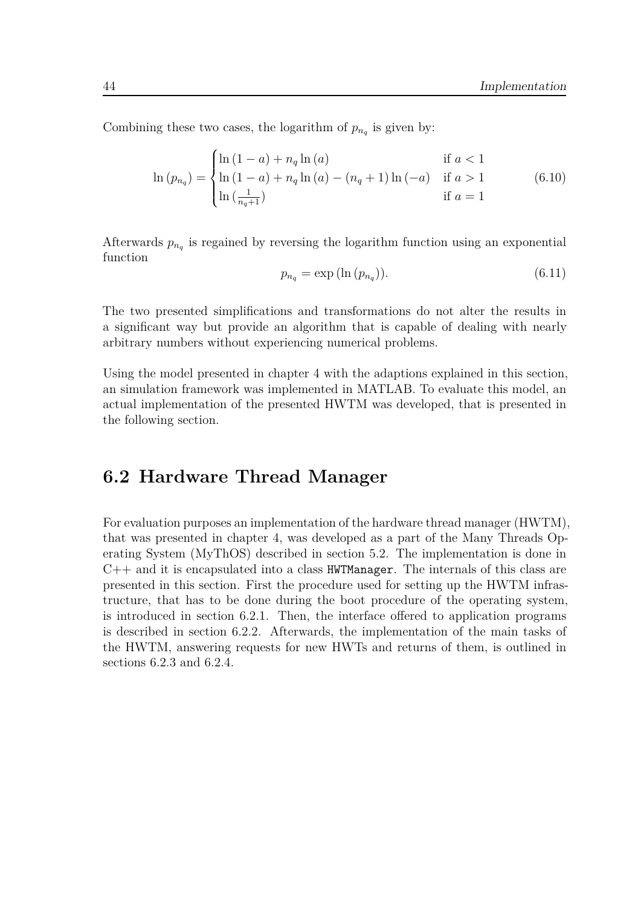Combining these two cases, the logarithm of $p_{n_q}$ is given by:

$$\ln(p_{n_q}) = \begin{cases} \ln(1-a) + n_q \ln(a) & \text{if } a < 1 \\ \ln(1-a) + n_q \ln(a) - (n_q + 1)\ln(-a) & \text{if } a > 1 \\ \ln(\frac{1}{n_q+1}) & \text{if } a = 1 \end{cases} \tag{6.10}$$

Afterwards $p_{n_q}$ is regained by reversing the logarithm function using an exponential function

$$p_{n_q} = \exp(\ln(p_{n_q})). \tag{6.11}$$

The two presented simplifications and transformations do not alter the results in a significant way but provide an algorithm that is capable of dealing with nearly arbitrary numbers without experiencing numerical problems.

Using the model presented in chapter 4 with the adaptions explained in this section, an simulation framework was implemented in MATLAB. To evaluate this model, an actual implementation of the presented HWTM was developed, that is presented in the following section.

## 6.2 Hardware Thread Manager

For evaluation purposes an implementation of the hardware thread manager (HWTM), that was presented in chapter 4, was developed as a part of the Many Threads Operating System (MyThOS) described in section 5.2. The implementation is done in C++ and it is encapsulated into a class `HWTManager`. The internals of this class are presented in this section. First the procedure used for setting up the HWTM infrastructure, that has to be done during the boot procedure of the operating system, is introduced in section 6.2.1. Then, the interface offered to application programs is described in section 6.2.2. Afterwards, the implementation of the main tasks of the HWTM, answering requests for new HWTs and returns of them, is outlined in sections 6.2.3 and 6.2.4.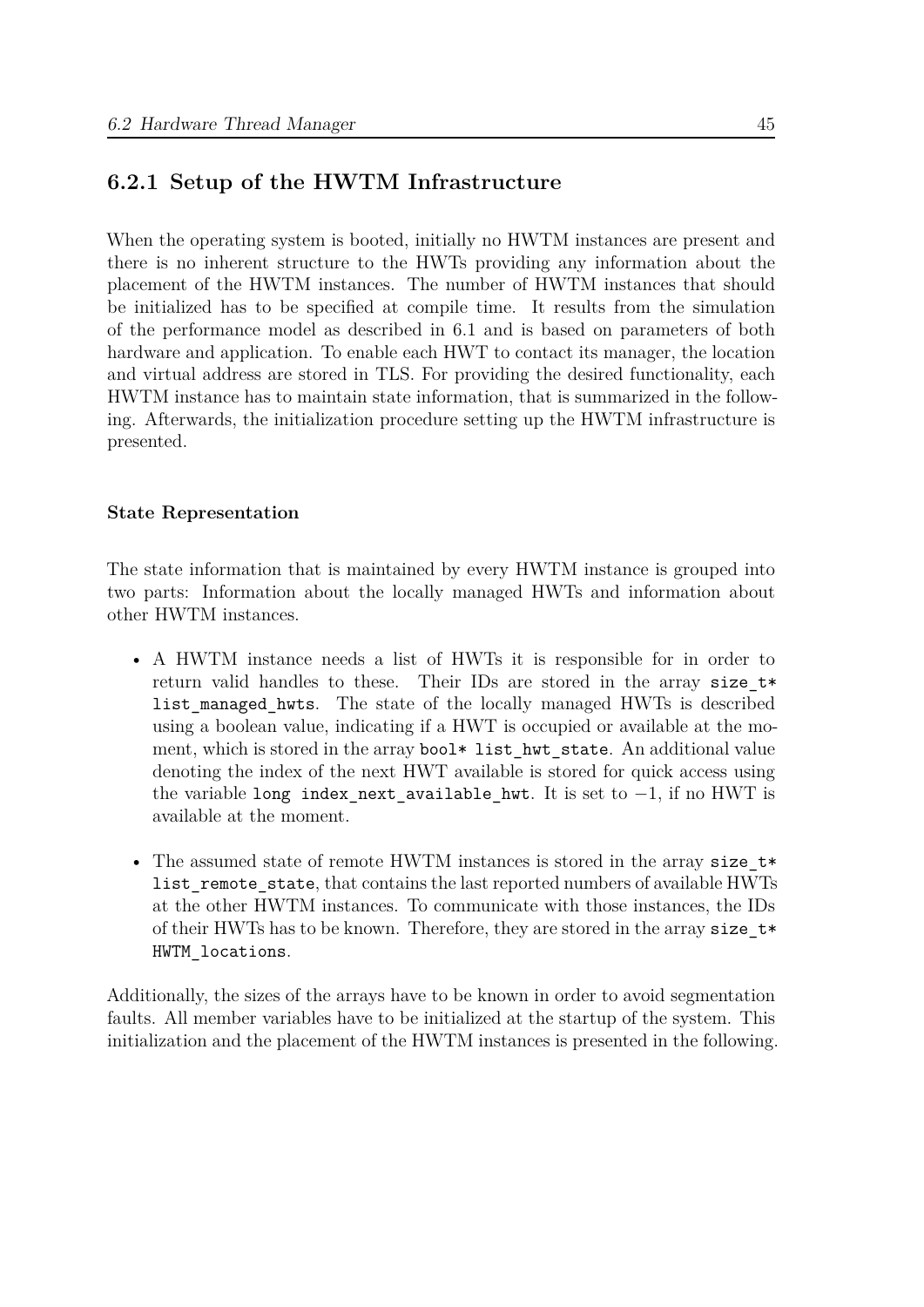### 6.2.1 Setup of the HWTM Infrastructure

When the operating system is booted, initially no HWTM instances are present and there is no inherent structure to the HWTs providing any information about the placement of the HWTM instances. The number of HWTM instances that should be initialized has to be specified at compile time. It results from the simulation of the performance model as described in 6.1 and is based on parameters of both hardware and application. To enable each HWT to contact its manager, the location and virtual address are stored in TLS. For providing the desired functionality, each HWTM instance has to maintain state information, that is summarized in the following. Afterwards, the initialization procedure setting up the HWTM infrastructure is presented.

#### State Representation

The state information that is maintained by every HWTM instance is grouped into two parts: Information about the locally managed HWTs and information about other HWTM instances.

- A HWTM instance needs a list of HWTs it is responsible for in order to return valid handles to these. Their IDs are stored in the array `size_t* list_managed_hwts`. The state of the locally managed HWTs is described using a boolean value, indicating if a HWT is occupied or available at the moment, which is stored in the array `bool* list_hwt_state`. An additional value denoting the index of the next HWT available is stored for quick access using the variable `long index_next_available_hwt`. It is set to $-1$, if no HWT is available at the moment.

- The assumed state of remote HWTM instances is stored in the array `size_t* list_remote_state`, that contains the last reported numbers of available HWTs at the other HWTM instances. To communicate with those instances, the IDs of their HWTs has to be known. Therefore, they are stored in the array `size_t* HWTM_locations`.

Additionally, the sizes of the arrays have to be known in order to avoid segmentation faults. All member variables have to be initialized at the startup of the system. This initialization and the placement of the HWTM instances is presented in the following.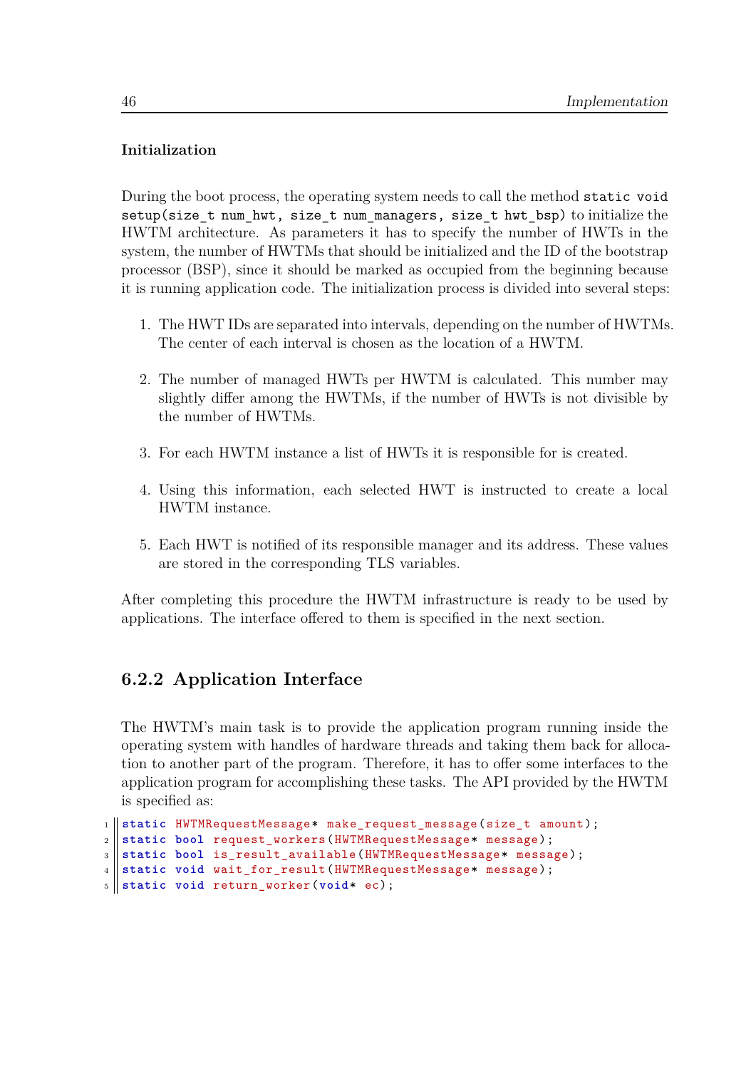#### Initialization

During the boot process, the operating system needs to call the method `static void setup(size_t num_hwt, size_t num_managers, size_t hwt_bsp)` to initialize the HWTM architecture. As parameters it has to specify the number of HWTs in the system, the number of HWTMs that should be initialized and the ID of the bootstrap processor (BSP), since it should be marked as occupied from the beginning because it is running application code. The initialization process is divided into several steps:

1. The HWT IDs are separated into intervals, depending on the number of HWTMs. The center of each interval is chosen as the location of a HWTM.
2. The number of managed HWTs per HWTM is calculated. This number may slightly differ among the HWTMs, if the number of HWTs is not divisible by the number of HWTMs.
3. For each HWTM instance a list of HWTs it is responsible for is created.
4. Using this information, each selected HWT is instructed to create a local HWTM instance.
5. Each HWT is notified of its responsible manager and its address. These values are stored in the corresponding TLS variables.

After completing this procedure the HWTM infrastructure is ready to be used by applications. The interface offered to them is specified in the next section.

### 6.2.2 Application Interface

The HWTM's main task is to provide the application program running inside the operating system with handles of hardware threads and taking them back for allocation to another part of the program. Therefore, it has to offer some interfaces to the application program for accomplishing these tasks. The API provided by the HWTM is specified as:

```
static HWTMRequestMessage* make_request_message(size_t amount);
static bool request_workers(HWTMRequestMessage* message);
static bool is_result_available(HWTMRequestMessage* message);
static void wait_for_result(HWTMRequestMessage* message);
static void return_worker(void* ec);
```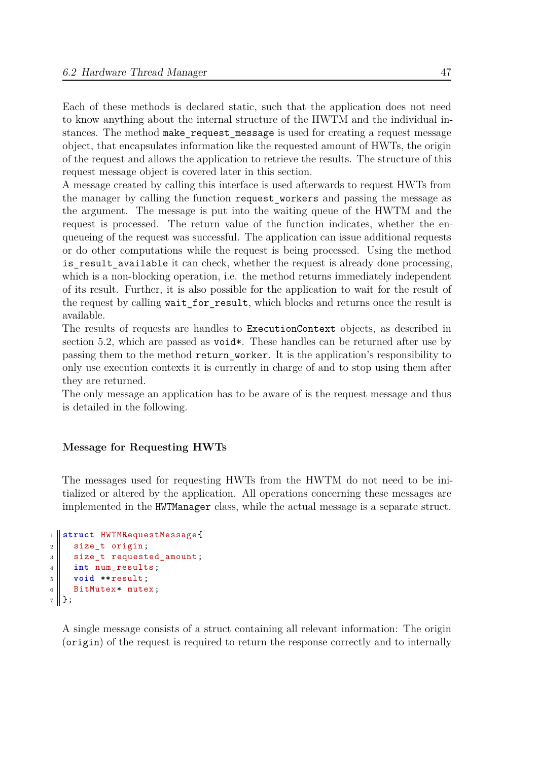Each of these methods is declared static, such that the application does not need to know anything about the internal structure of the HWTM and the individual instances. The method `make_request_message` is used for creating a request message object, that encapsulates information like the requested amount of HWTs, the origin of the request and allows the application to retrieve the results. The structure of this request message object is covered later in this section.
A message created by calling this interface is used afterwards to request HWTs from the manager by calling the function `request_workers` and passing the message as the argument. The message is put into the waiting queue of the HWTM and the request is processed. The return value of the function indicates, whether the enqueueing of the request was successful. The application can issue additional requests or do other computations while the request is being processed. Using the method `is_result_available` it can check, whether the request is already done processing, which is a non-blocking operation, i.e. the method returns immediately independent of its result. Further, it is also possible for the application to wait for the result of the request by calling `wait_for_result`, which blocks and returns once the result is available.
The results of requests are handles to `ExecutionContext` objects, as described in section 5.2, which are passed as `void*`. These handles can be returned after use by passing them to the method `return_worker`. It is the application's responsibility to only use execution contexts it is currently in charge of and to stop using them after they are returned.
The only message an application has to be aware of is the request message and thus is detailed in the following.

#### Message for Requesting HWTs

The messages used for requesting HWTs from the HWTM do not need to be initialized or altered by the application. All operations concerning these messages are implemented in the `HWTManager` class, while the actual message is a separate struct.

```
struct HWTMRequestMessage{
  size_t origin;
  size_t requested_amount;
  int num_results;
  void **result;
  BitMutex* mutex;
};
```

A single message consists of a struct containing all relevant information: The origin (`origin`) of the request is required to return the response correctly and to internally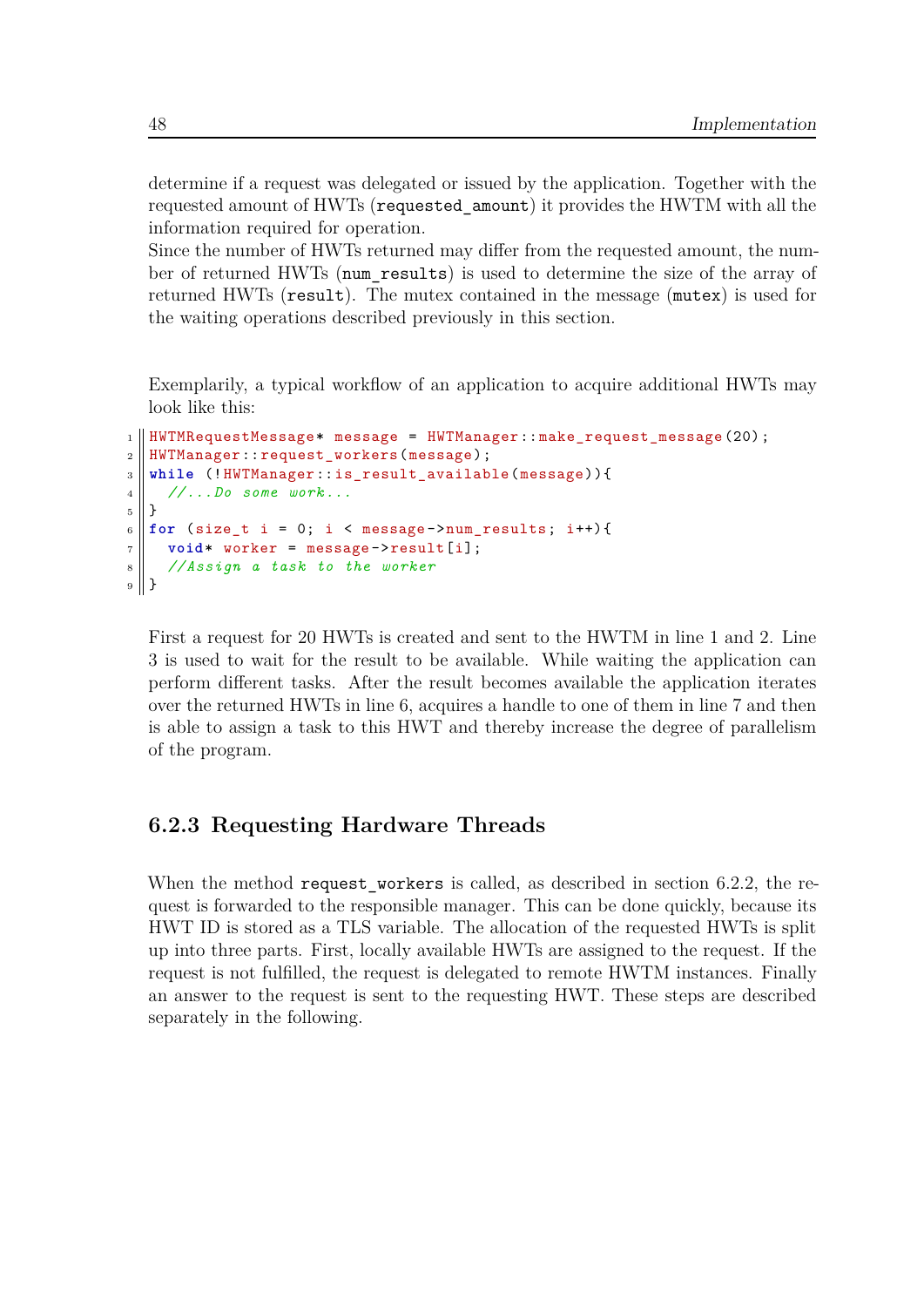determine if a request was delegated or issued by the application. Together with the requested amount of HWTs (`requested_amount`) it provides the HWTM with all the information required for operation.
Since the number of HWTs returned may differ from the requested amount, the number of returned HWTs (`num_results`) is used to determine the size of the array of returned HWTs (`result`). The mutex contained in the message (`mutex`) is used for the waiting operations described previously in this section.

Exemplarily, a typical workflow of an application to acquire additional HWTs may look like this:

```
HWTMRequestMessage* message = HWTManager::make_request_message(20);
HWTManager::request_workers(message);
while (!HWTManager::is_result_available(message)){
  //...Do some work...
}
for (size_t i = 0; i < message->num_results; i++){
  void* worker = message->result[i];
  //Assign a task to the worker
}
```

First a request for 20 HWTs is created and sent to the HWTM in line 1 and 2. Line 3 is used to wait for the result to be available. While waiting the application can perform different tasks. After the result becomes available the application iterates over the returned HWTs in line 6, acquires a handle to one of them in line 7 and then is able to assign a task to this HWT and thereby increase the degree of parallelism of the program.

### 6.2.3 Requesting Hardware Threads

When the method `request_workers` is called, as described in section 6.2.2, the request is forwarded to the responsible manager. This can be done quickly, because its HWT ID is stored as a TLS variable. The allocation of the requested HWTs is split up into three parts. First, locally available HWTs are assigned to the request. If the request is not fulfilled, the request is delegated to remote HWTM instances. Finally an answer to the request is sent to the requesting HWT. These steps are described separately in the following.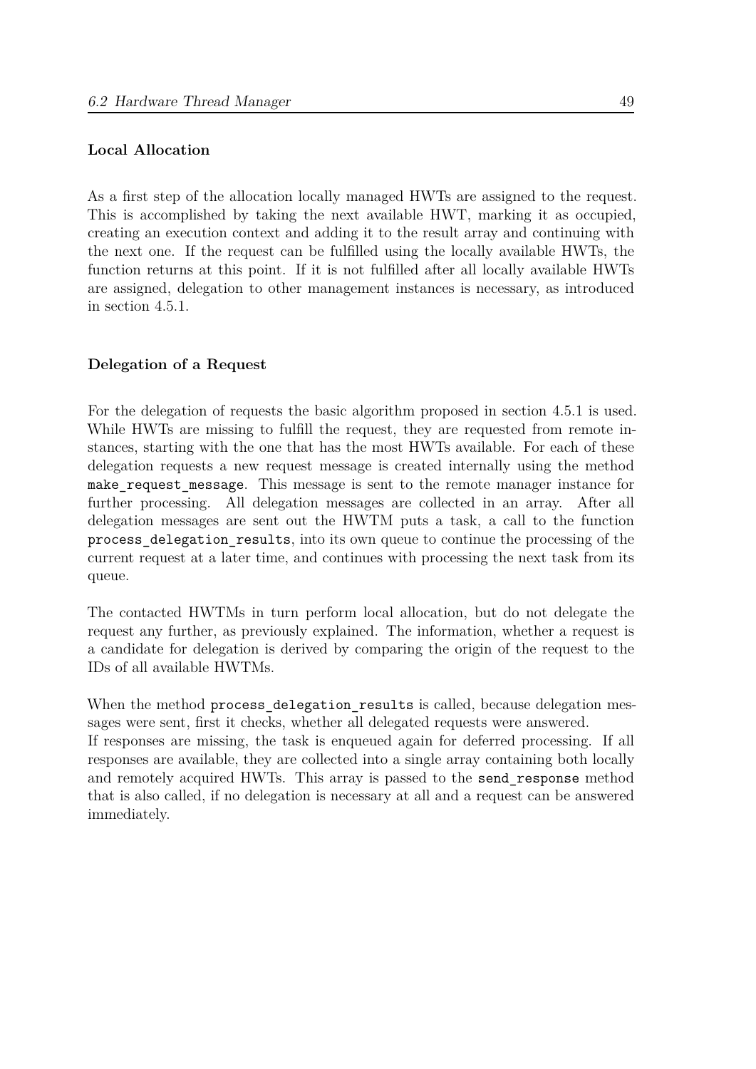#### Local Allocation

As a first step of the allocation locally managed HWTs are assigned to the request. This is accomplished by taking the next available HWT, marking it as occupied, creating an execution context and adding it to the result array and continuing with the next one. If the request can be fulfilled using the locally available HWTs, the function returns at this point. If it is not fulfilled after all locally available HWTs are assigned, delegation to other management instances is necessary, as introduced in section 4.5.1.

#### Delegation of a Request

For the delegation of requests the basic algorithm proposed in section 4.5.1 is used. While HWTs are missing to fulfill the request, they are requested from remote instances, starting with the one that has the most HWTs available. For each of these delegation requests a new request message is created internally using the method `make_request_message`. This message is sent to the remote manager instance for further processing. All delegation messages are collected in an array. After all delegation messages are sent out the HWTM puts a task, a call to the function `process_delegation_results`, into its own queue to continue the processing of the current request at a later time, and continues with processing the next task from its queue.

The contacted HWTMs in turn perform local allocation, but do not delegate the request any further, as previously explained. The information, whether a request is a candidate for delegation is derived by comparing the origin of the request to the IDs of all available HWTMs.

When the method `process_delegation_results` is called, because delegation messages were sent, first it checks, whether all delegated requests were answered.
If responses are missing, the task is enqueued again for deferred processing. If all responses are available, they are collected into a single array containing both locally and remotely acquired HWTs. This array is passed to the `send_response` method that is also called, if no delegation is necessary at all and a request can be answered immediately.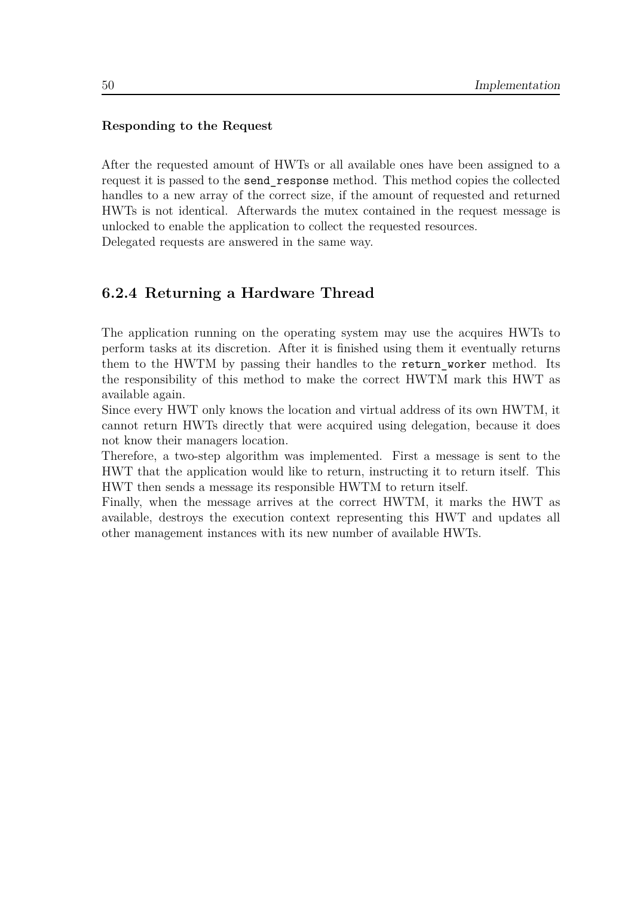#### Responding to the Request

After the requested amount of HWTs or all available ones have been assigned to a request it is passed to the `send_response` method. This method copies the collected handles to a new array of the correct size, if the amount of requested and returned HWTs is not identical. Afterwards the mutex contained in the request message is unlocked to enable the application to collect the requested resources.
Delegated requests are answered in the same way.

### 6.2.4 Returning a Hardware Thread

The application running on the operating system may use the acquires HWTs to perform tasks at its discretion. After it is finished using them it eventually returns them to the HWTM by passing their handles to the `return_worker` method. Its the responsibility of this method to make the correct HWTM mark this HWT as available again.
Since every HWT only knows the location and virtual address of its own HWTM, it cannot return HWTs directly that were acquired using delegation, because it does not know their managers location.
Therefore, a two-step algorithm was implemented. First a message is sent to the HWT that the application would like to return, instructing it to return itself. This HWT then sends a message its responsible HWTM to return itself.
Finally, when the message arrives at the correct HWTM, it marks the HWT as available, destroys the execution context representing this HWT and updates all other management instances with its new number of available HWTs.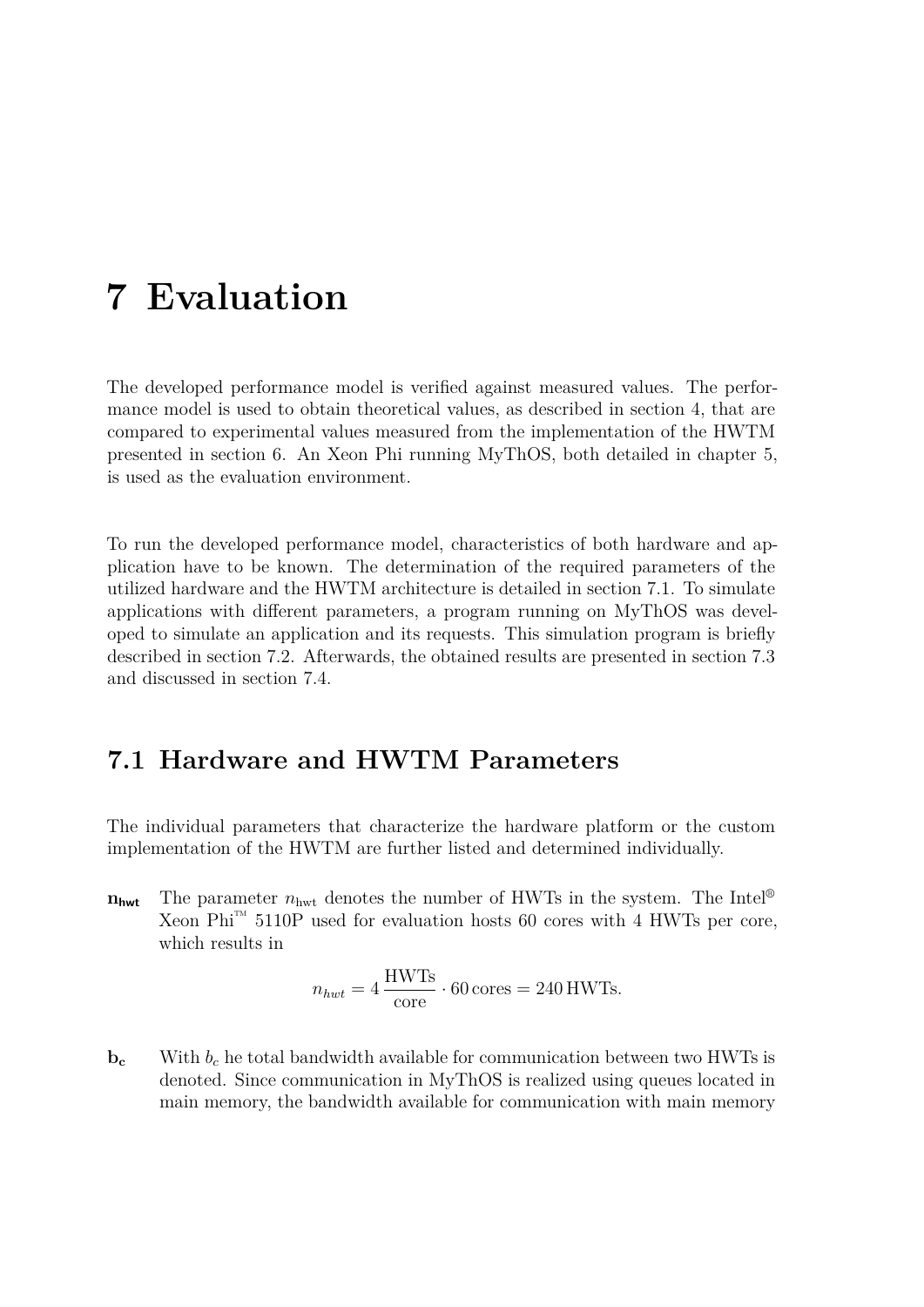# 7 Evaluation

The developed performance model is verified against measured values. The performance model is used to obtain theoretical values, as described in section 4, that are compared to experimental values measured from the implementation of the HWTM presented in section 6. An Xeon Phi running MyThOS, both detailed in chapter 5, is used as the evaluation environment.

To run the developed performance model, characteristics of both hardware and application have to be known. The determination of the required parameters of the utilized hardware and the HWTM architecture is detailed in section 7.1. To simulate applications with different parameters, a program running on MyThOS was developed to simulate an application and its requests. This simulation program is briefly described in section 7.2. Afterwards, the obtained results are presented in section 7.3 and discussed in section 7.4.

## 7.1 Hardware and HWTM Parameters

The individual parameters that characterize the hardware platform or the custom implementation of the HWTM are further listed and determined individually.

**$n_{hwt}$** The parameter $n_{\text{hwt}}$ denotes the number of HWTs in the system. The Intel® Xeon Phi™ 5110P used for evaluation hosts 60 cores with 4 HWTs per core, which results in

$$n_{hwt} = 4\,\frac{\text{HWTs}}{\text{core}} \cdot 60\,\text{cores} = 240\,\text{HWTs}.$$

**$b_c$** With $b_c$ he total bandwidth available for communication between two HWTs is denoted. Since communication in MyThOS is realized using queues located in main memory, the bandwidth available for communication with main memory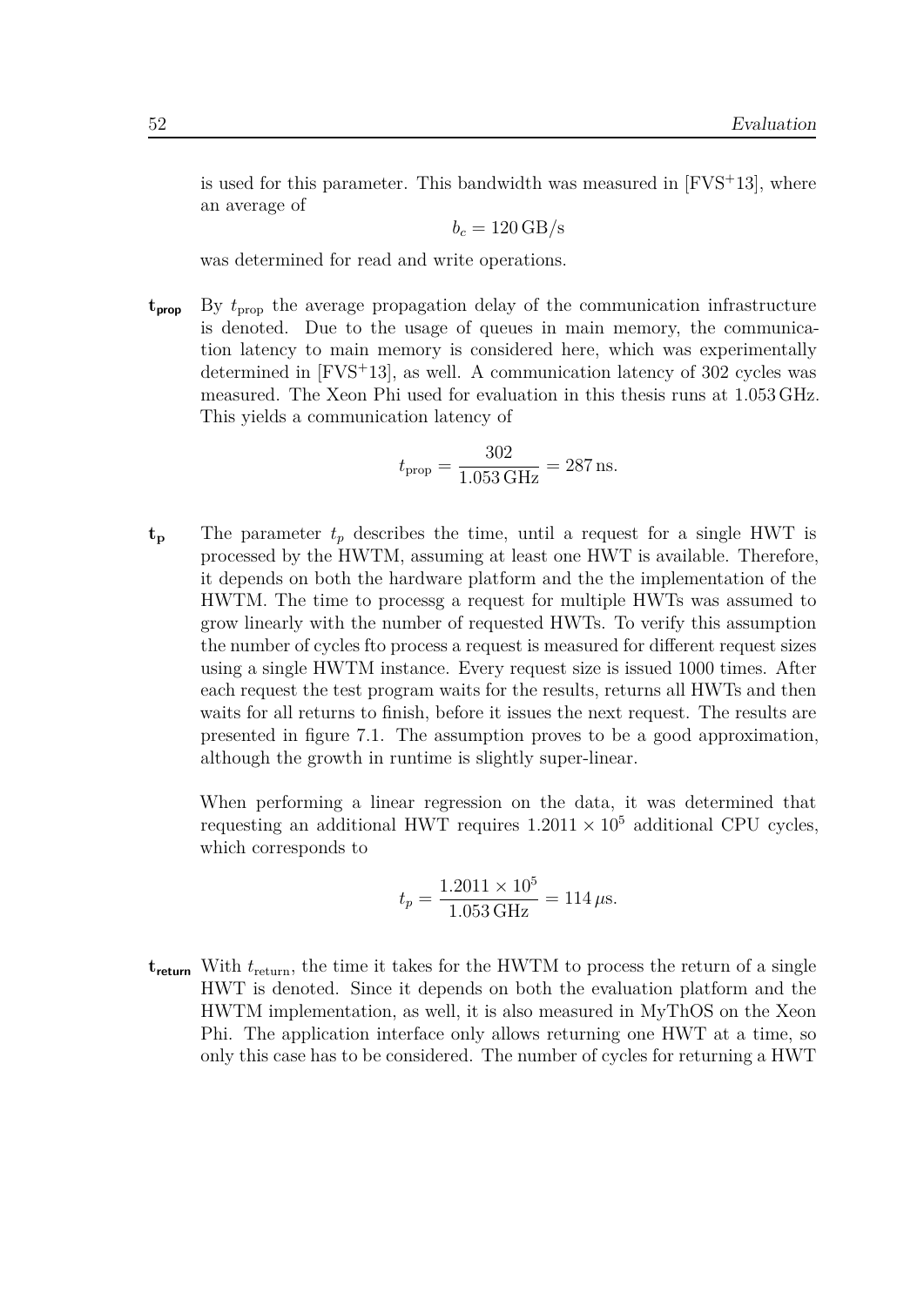is used for this parameter. This bandwidth was measured in [FVS+13], where an average of

$$b_c = 120\,\text{GB/s}$$

was determined for read and write operations.

**$t_{\text{prop}}$** By $t_{\text{prop}}$ the average propagation delay of the communication infrastructure is denoted. Due to the usage of queues in main memory, the communication latency to main memory is considered here, which was experimentally determined in [FVS+13], as well. A communication latency of 302 cycles was measured. The Xeon Phi used for evaluation in this thesis runs at 1.053 GHz. This yields a communication latency of

$$t_{\text{prop}} = \frac{302}{1.053\,\text{GHz}} = 287\,\text{ns}.$$

**$t_p$** The parameter $t_p$ describes the time, until a request for a single HWT is processed by the HWTM, assuming at least one HWT is available. Therefore, it depends on both the hardware platform and the the implementation of the HWTM. The time to processg a request for multiple HWTs was assumed to grow linearly with the number of requested HWTs. To verify this assumption the number of cycles fto process a request is measured for different request sizes using a single HWTM instance. Every request size is issued 1000 times. After each request the test program waits for the results, returns all HWTs and then waits for all returns to finish, before it issues the next request. The results are presented in figure 7.1. The assumption proves to be a good approximation, although the growth in runtime is slightly super-linear.

When performing a linear regression on the data, it was determined that requesting an additional HWT requires $1.2011 \times 10^5$ additional CPU cycles, which corresponds to

$$t_p = \frac{1.2011 \times 10^5}{1.053\,\text{GHz}} = 114\,\mu\text{s}.$$

**$t_{\text{return}}$** With $t_{\text{return}}$, the time it takes for the HWTM to process the return of a single HWT is denoted. Since it depends on both the evaluation platform and the HWTM implementation, as well, it is also measured in MyThOS on the Xeon Phi. The application interface only allows returning one HWT at a time, so only this case has to be considered. The number of cycles for returning a HWT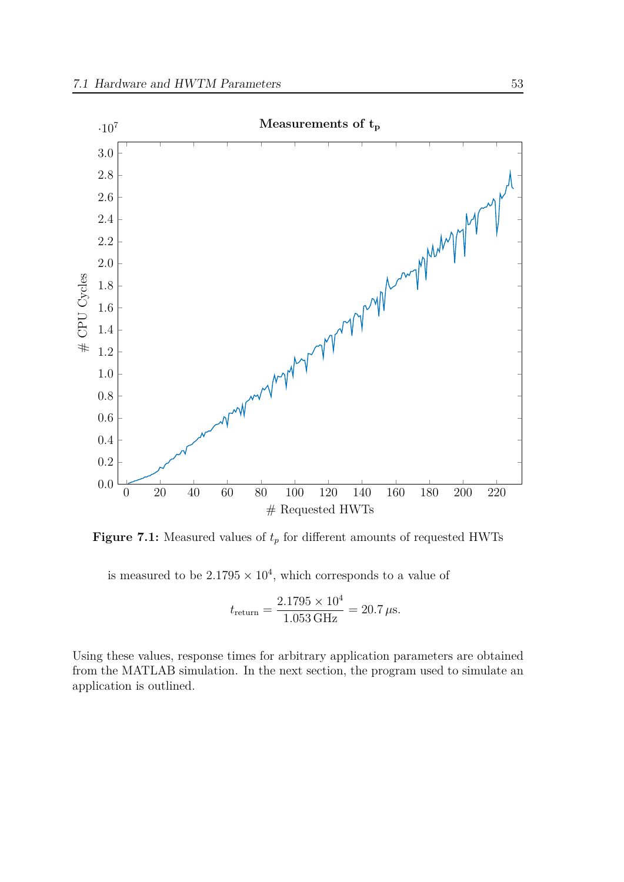**Figure 7.1:** Measured values of $t_p$ for different amounts of requested HWTs

is measured to be $2.1795 \times 10^4$, which corresponds to a value of

$$t_{\text{return}} = \frac{2.1795 \times 10^4}{1.053\,\text{GHz}} = 20.7\,\mu\text{s}.$$

Using these values, response times for arbitrary application parameters are obtained from the MATLAB simulation. In the next section, the program used to simulate an application is outlined.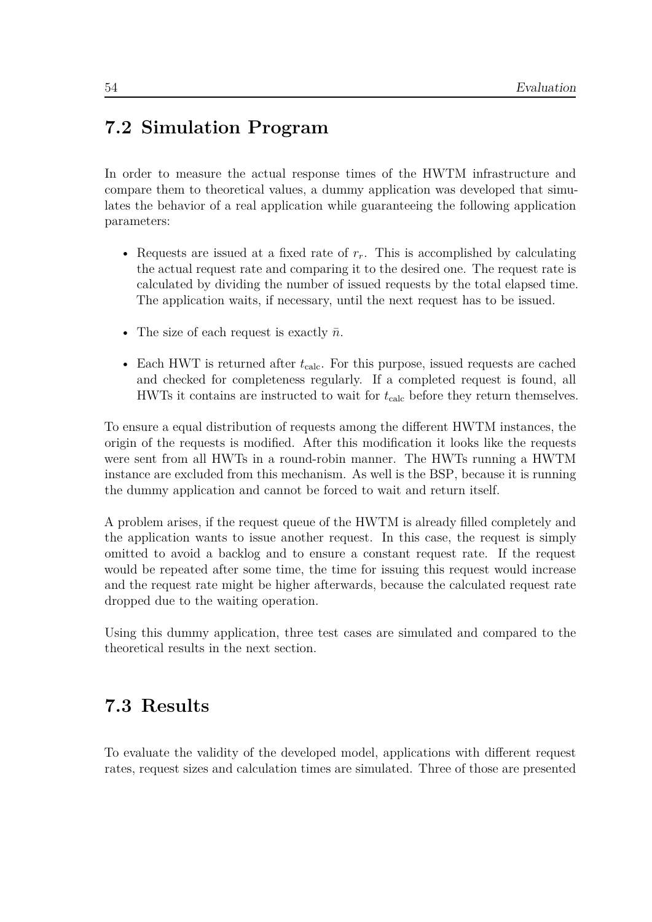## 7.2 Simulation Program

In order to measure the actual response times of the HWTM infrastructure and compare them to theoretical values, a dummy application was developed that simulates the behavior of a real application while guaranteeing the following application parameters:

- Requests are issued at a fixed rate of $r_r$. This is accomplished by calculating the actual request rate and comparing it to the desired one. The request rate is calculated by dividing the number of issued requests by the total elapsed time. The application waits, if necessary, until the next request has to be issued.
- The size of each request is exactly $\bar{n}$.
- Each HWT is returned after $t_{\text{calc}}$. For this purpose, issued requests are cached and checked for completeness regularly. If a completed request is found, all HWTs it contains are instructed to wait for $t_{\text{calc}}$ before they return themselves.

To ensure a equal distribution of requests among the different HWTM instances, the origin of the requests is modified. After this modification it looks like the requests were sent from all HWTs in a round-robin manner. The HWTs running a HWTM instance are excluded from this mechanism. As well is the BSP, because it is running the dummy application and cannot be forced to wait and return itself.

A problem arises, if the request queue of the HWTM is already filled completely and the application wants to issue another request. In this case, the request is simply omitted to avoid a backlog and to ensure a constant request rate. If the request would be repeated after some time, the time for issuing this request would increase and the request rate might be higher afterwards, because the calculated request rate dropped due to the waiting operation.

Using this dummy application, three test cases are simulated and compared to the theoretical results in the next section.

## 7.3 Results

To evaluate the validity of the developed model, applications with different request rates, request sizes and calculation times are simulated. Three of those are presented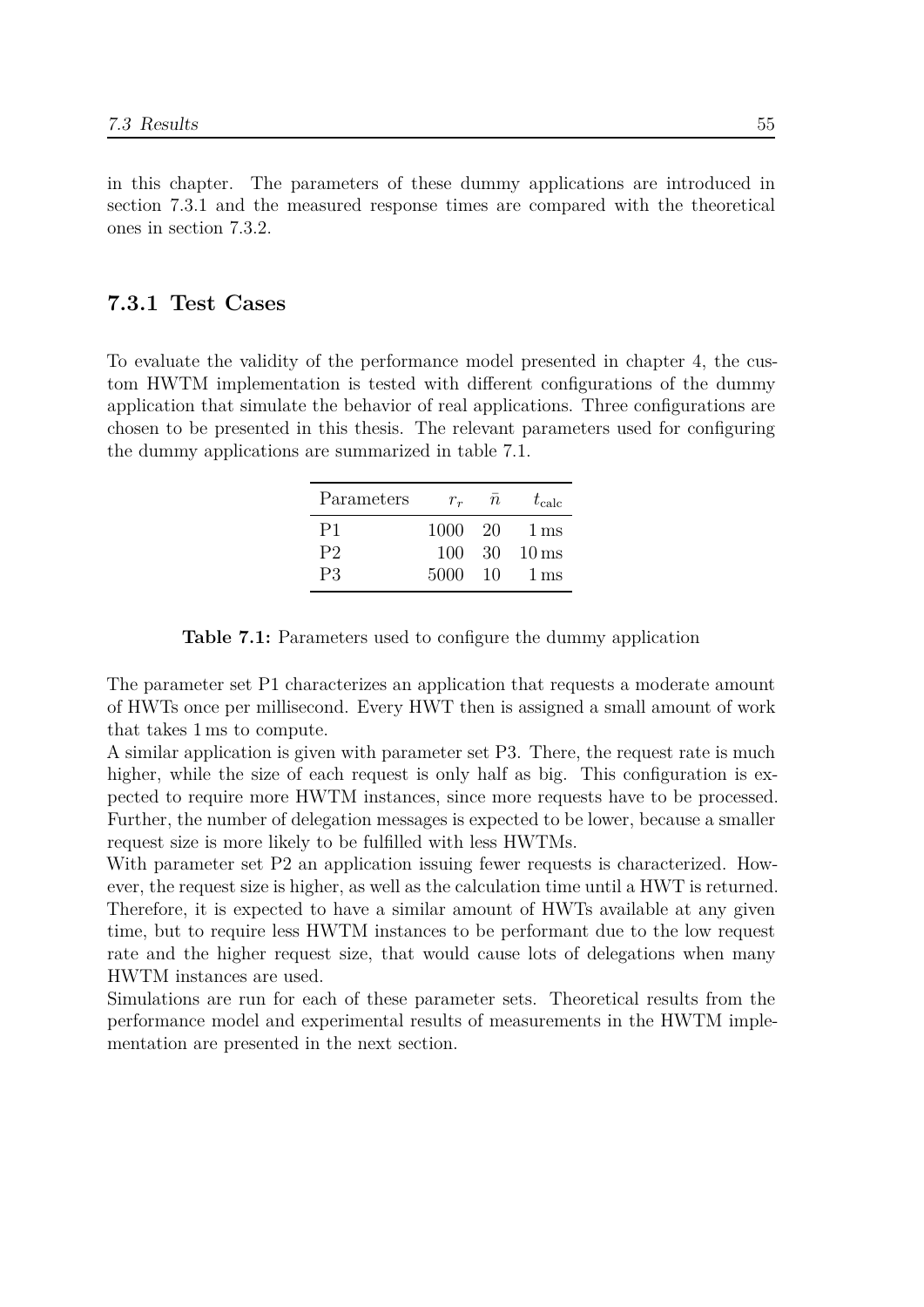in this chapter. The parameters of these dummy applications are introduced in section 7.3.1 and the measured response times are compared with the theoretical ones in section 7.3.2.

### 7.3.1 Test Cases

To evaluate the validity of the performance model presented in chapter 4, the custom HWTM implementation is tested with different configurations of the dummy application that simulate the behavior of real applications. Three configurations are chosen to be presented in this thesis. The relevant parameters used for configuring the dummy applications are summarized in table 7.1.

| Parameters | $r_r$ | $\bar{n}$ | $t_{\text{calc}}$ |
|---|---|---|---|
| P1 | 1000 | 20 | 1 ms |
| P2 | 100 | 30 | 10 ms |
| P3 | 5000 | 10 | 1 ms |

**Table 7.1:** Parameters used to configure the dummy application

The parameter set P1 characterizes an application that requests a moderate amount of HWTs once per millisecond. Every HWT then is assigned a small amount of work that takes 1 ms to compute.
A similar application is given with parameter set P3. There, the request rate is much higher, while the size of each request is only half as big. This configuration is expected to require more HWTM instances, since more requests have to be processed. Further, the number of delegation messages is expected to be lower, because a smaller request size is more likely to be fulfilled with less HWTMs.
With parameter set P2 an application issuing fewer requests is characterized. However, the request size is higher, as well as the calculation time until a HWT is returned. Therefore, it is expected to have a similar amount of HWTs available at any given time, but to require less HWTM instances to be performant due to the low request rate and the higher request size, that would cause lots of delegations when many HWTM instances are used.
Simulations are run for each of these parameter sets. Theoretical results from the performance model and experimental results of measurements in the HWTM implementation are presented in the next section.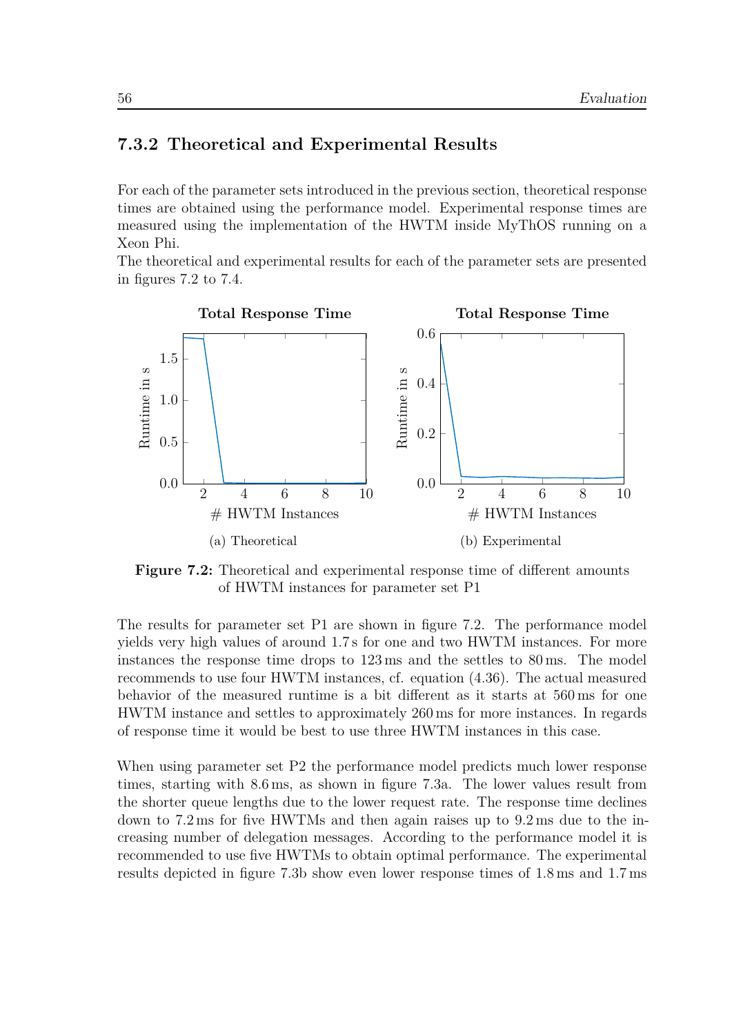### 7.3.2 Theoretical and Experimental Results

For each of the parameter sets introduced in the previous section, theoretical response times are obtained using the performance model. Experimental response times are measured using the implementation of the HWTM inside MyThOS running on a Xeon Phi.
The theoretical and experimental results for each of the parameter sets are presented in figures 7.2 to 7.4.

(a) Theoretical

(b) Experimental

**Figure 7.2:** Theoretical and experimental response time of different amounts of HWTM instances for parameter set P1

The results for parameter set P1 are shown in figure 7.2. The performance model yields very high values of around 1.7 s for one and two HWTM instances. For more instances the response time drops to 123 ms and the settles to 80 ms. The model recommends to use four HWTM instances, cf. equation (4.36). The actual measured behavior of the measured runtime is a bit different as it starts at 560 ms for one HWTM instance and settles to approximately 260 ms for more instances. In regards of response time it would be best to use three HWTM instances in this case.

When using parameter set P2 the performance model predicts much lower response times, starting with 8.6 ms, as shown in figure 7.3a. The lower values result from the shorter queue lengths due to the lower request rate. The response time declines down to 7.2 ms for five HWTMs and then again raises up to 9.2 ms due to the increasing number of delegation messages. According to the performance model it is recommended to use five HWTMs to obtain optimal performance. The experimental results depicted in figure 7.3b show even lower response times of 1.8 ms and 1.7 ms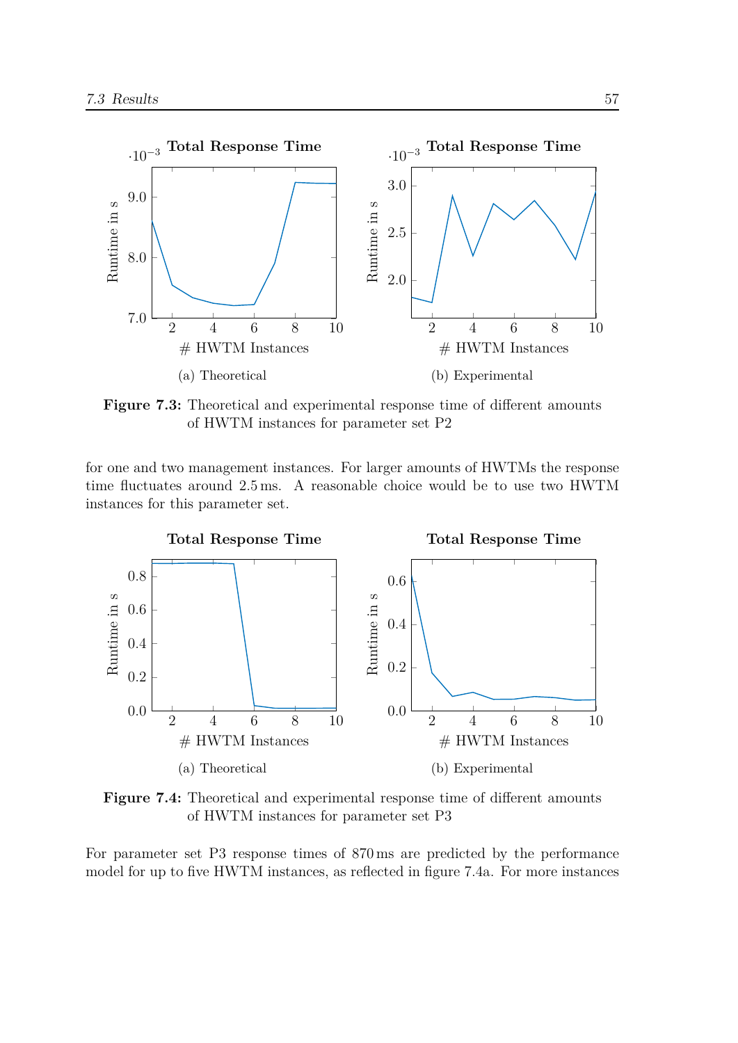**Total Response Time**

(a) Theoretical

**Total Response Time**

(b) Experimental

**Figure 7.3:** Theoretical and experimental response time of different amounts of HWTM instances for parameter set P2

for one and two management instances. For larger amounts of HWTMs the response time fluctuates around 2.5 ms. A reasonable choice would be to use two HWTM instances for this parameter set.

**Total Response Time**

(a) Theoretical

**Total Response Time**

(b) Experimental

**Figure 7.4:** Theoretical and experimental response time of different amounts of HWTM instances for parameter set P3

For parameter set P3 response times of 870 ms are predicted by the performance model for up to five HWTM instances, as reflected in figure 7.4a. For more instances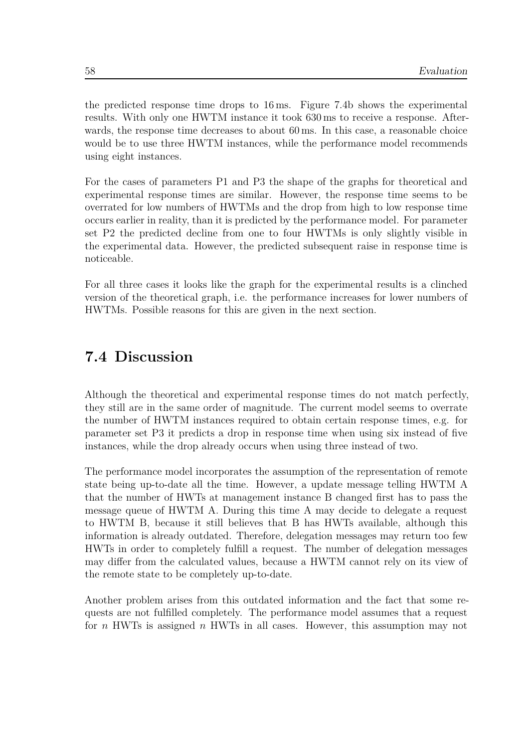the predicted response time drops to 16 ms. Figure 7.4b shows the experimental results. With only one HWTM instance it took 630 ms to receive a response. Afterwards, the response time decreases to about 60 ms. In this case, a reasonable choice would be to use three HWTM instances, while the performance model recommends using eight instances.

For the cases of parameters P1 and P3 the shape of the graphs for theoretical and experimental response times are similar. However, the response time seems to be overrated for low numbers of HWTMs and the drop from high to low response time occurs earlier in reality, than it is predicted by the performance model. For parameter set P2 the predicted decline from one to four HWTMs is only slightly visible in the experimental data. However, the predicted subsequent raise in response time is noticeable.

For all three cases it looks like the graph for the experimental results is a clinched version of the theoretical graph, i.e. the performance increases for lower numbers of HWTMs. Possible reasons for this are given in the next section.

## 7.4 Discussion

Although the theoretical and experimental response times do not match perfectly, they still are in the same order of magnitude. The current model seems to overrate the number of HWTM instances required to obtain certain response times, e.g. for parameter set P3 it predicts a drop in response time when using six instead of five instances, while the drop already occurs when using three instead of two.

The performance model incorporates the assumption of the representation of remote state being up-to-date all the time. However, a update message telling HWTM A that the number of HWTs at management instance B changed first has to pass the message queue of HWTM A. During this time A may decide to delegate a request to HWTM B, because it still believes that B has HWTs available, although this information is already outdated. Therefore, delegation messages may return too few HWTs in order to completely fulfill a request. The number of delegation messages may differ from the calculated values, because a HWTM cannot rely on its view of the remote state to be completely up-to-date.

Another problem arises from this outdated information and the fact that some requests are not fulfilled completely. The performance model assumes that a request for $n$ HWTs is assigned $n$ HWTs in all cases. However, this assumption may not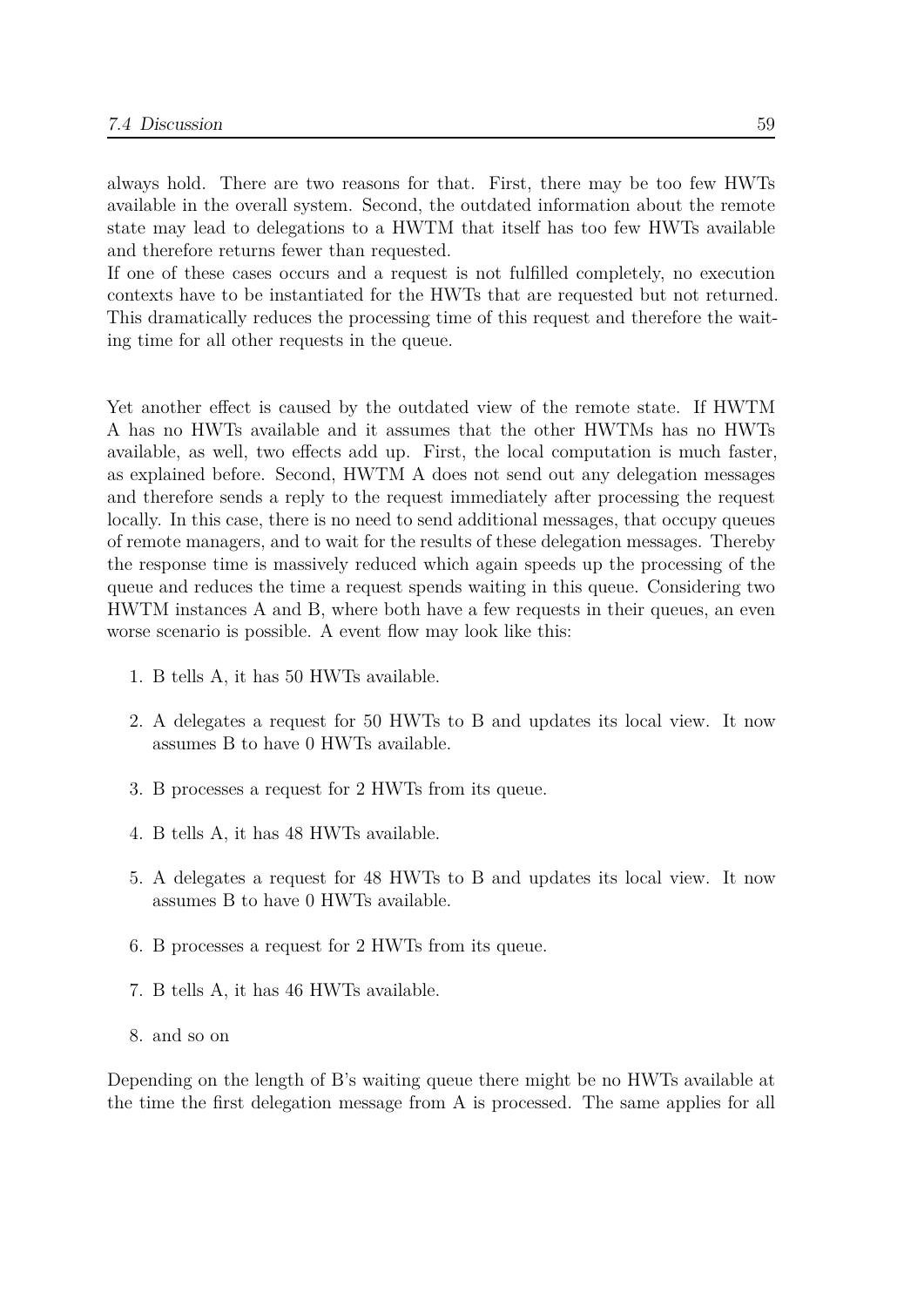always hold. There are two reasons for that. First, there may be too few HWTs available in the overall system. Second, the outdated information about the remote state may lead to delegations to a HWTM that itself has too few HWTs available and therefore returns fewer than requested.
If one of these cases occurs and a request is not fulfilled completely, no execution contexts have to be instantiated for the HWTs that are requested but not returned. This dramatically reduces the processing time of this request and therefore the waiting time for all other requests in the queue.

Yet another effect is caused by the outdated view of the remote state. If HWTM A has no HWTs available and it assumes that the other HWTMs has no HWTs available, as well, two effects add up. First, the local computation is much faster, as explained before. Second, HWTM A does not send out any delegation messages and therefore sends a reply to the request immediately after processing the request locally. In this case, there is no need to send additional messages, that occupy queues of remote managers, and to wait for the results of these delegation messages. Thereby the response time is massively reduced which again speeds up the processing of the queue and reduces the time a request spends waiting in this queue. Considering two HWTM instances A and B, where both have a few requests in their queues, an even worse scenario is possible. A event flow may look like this:

1. B tells A, it has 50 HWTs available.
2. A delegates a request for 50 HWTs to B and updates its local view. It now assumes B to have 0 HWTs available.
3. B processes a request for 2 HWTs from its queue.
4. B tells A, it has 48 HWTs available.
5. A delegates a request for 48 HWTs to B and updates its local view. It now assumes B to have 0 HWTs available.
6. B processes a request for 2 HWTs from its queue.
7. B tells A, it has 46 HWTs available.
8. and so on

Depending on the length of B's waiting queue there might be no HWTs available at the time the first delegation message from A is processed. The same applies for all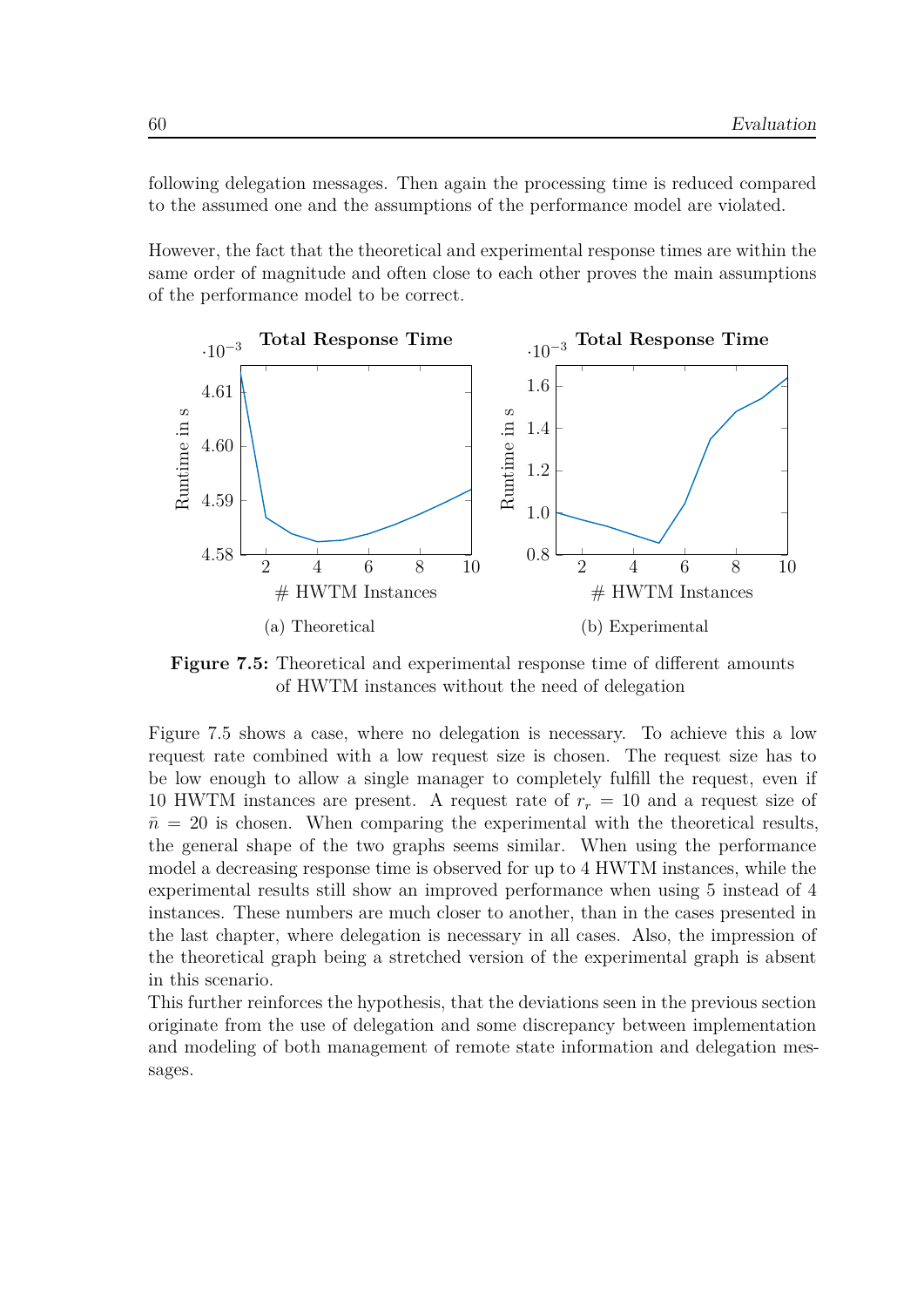following delegation messages. Then again the processing time is reduced compared to the assumed one and the assumptions of the performance model are violated.

However, the fact that the theoretical and experimental response times are within the same order of magnitude and often close to each other proves the main assumptions of the performance model to be correct.

(a) Theoretical

(b) Experimental

**Figure 7.5:** Theoretical and experimental response time of different amounts of HWTM instances without the need of delegation

Figure 7.5 shows a case, where no delegation is necessary. To achieve this a low request rate combined with a low request size is chosen. The request size has to be low enough to allow a single manager to completely fulfill the request, even if 10 HWTM instances are present. A request rate of $r_r = 10$ and a request size of $\bar{n} = 20$ is chosen. When comparing the experimental with the theoretical results, the general shape of the two graphs seems similar. When using the performance model a decreasing response time is observed for up to 4 HWTM instances, while the experimental results still show an improved performance when using 5 instead of 4 instances. These numbers are much closer to another, than in the cases presented in the last chapter, where delegation is necessary in all cases. Also, the impression of the theoretical graph being a stretched version of the experimental graph is absent in this scenario.

This further reinforces the hypothesis, that the deviations seen in the previous section originate from the use of delegation and some discrepancy between implementation and modeling of both management of remote state information and delegation messages.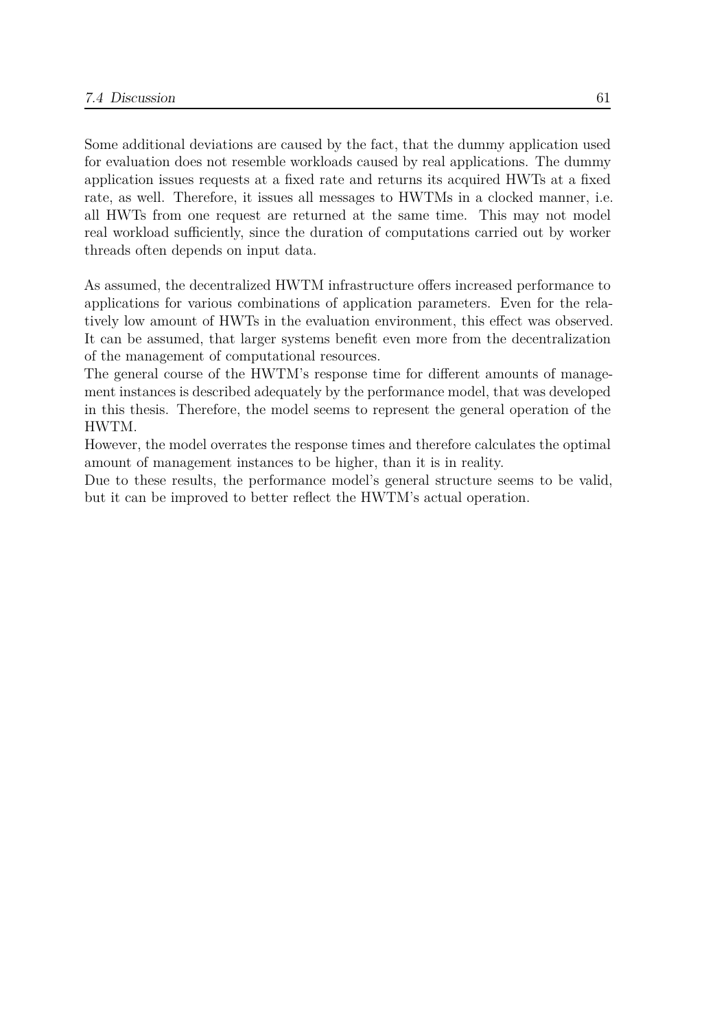Some additional deviations are caused by the fact, that the dummy application used for evaluation does not resemble workloads caused by real applications. The dummy application issues requests at a fixed rate and returns its acquired HWTs at a fixed rate, as well. Therefore, it issues all messages to HWTMs in a clocked manner, i.e. all HWTs from one request are returned at the same time. This may not model real workload sufficiently, since the duration of computations carried out by worker threads often depends on input data.

As assumed, the decentralized HWTM infrastructure offers increased performance to applications for various combinations of application parameters. Even for the relatively low amount of HWTs in the evaluation environment, this effect was observed. It can be assumed, that larger systems benefit even more from the decentralization of the management of computational resources.
The general course of the HWTM's response time for different amounts of management instances is described adequately by the performance model, that was developed in this thesis. Therefore, the model seems to represent the general operation of the HWTM.
However, the model overrates the response times and therefore calculates the optimal amount of management instances to be higher, than it is in reality.
Due to these results, the performance model's general structure seems to be valid, but it can be improved to better reflect the HWTM's actual operation.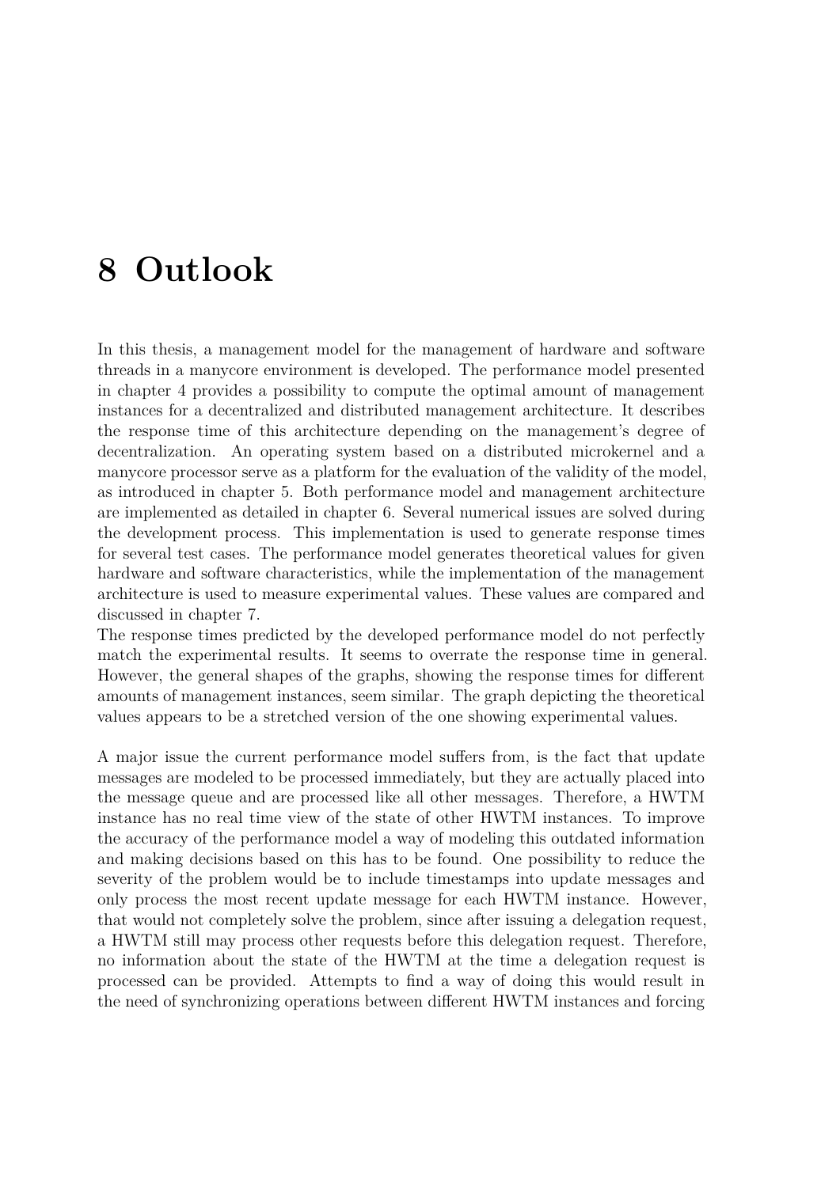# 8 Outlook

In this thesis, a management model for the management of hardware and software threads in a manycore environment is developed. The performance model presented in chapter 4 provides a possibility to compute the optimal amount of management instances for a decentralized and distributed management architecture. It describes the response time of this architecture depending on the management's degree of decentralization. An operating system based on a distributed microkernel and a manycore processor serve as a platform for the evaluation of the validity of the model, as introduced in chapter 5. Both performance model and management architecture are implemented as detailed in chapter 6. Several numerical issues are solved during the development process. This implementation is used to generate response times for several test cases. The performance model generates theoretical values for given hardware and software characteristics, while the implementation of the management architecture is used to measure experimental values. These values are compared and discussed in chapter 7.
The response times predicted by the developed performance model do not perfectly match the experimental results. It seems to overrate the response time in general. However, the general shapes of the graphs, showing the response times for different amounts of management instances, seem similar. The graph depicting the theoretical values appears to be a stretched version of the one showing experimental values.

A major issue the current performance model suffers from, is the fact that update messages are modeled to be processed immediately, but they are actually placed into the message queue and are processed like all other messages. Therefore, a HWTM instance has no real time view of the state of other HWTM instances. To improve the accuracy of the performance model a way of modeling this outdated information and making decisions based on this has to be found. One possibility to reduce the severity of the problem would be to include timestamps into update messages and only process the most recent update message for each HWTM instance. However, that would not completely solve the problem, since after issuing a delegation request, a HWTM still may process other requests before this delegation request. Therefore, no information about the state of the HWTM at the time a delegation request is processed can be provided. Attempts to find a way of doing this would result in the need of synchronizing operations between different HWTM instances and forcing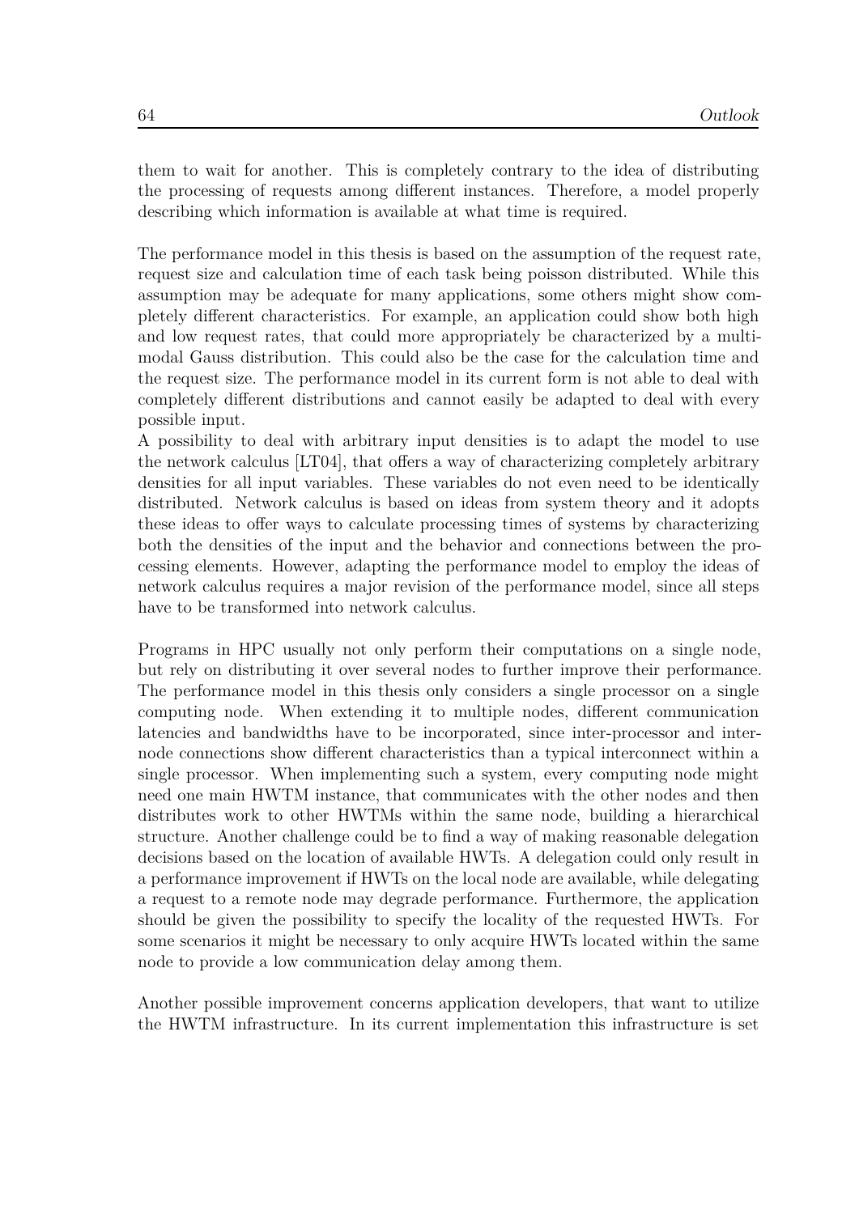them to wait for another. This is completely contrary to the idea of distributing the processing of requests among different instances. Therefore, a model properly describing which information is available at what time is required.

The performance model in this thesis is based on the assumption of the request rate, request size and calculation time of each task being poisson distributed. While this assumption may be adequate for many applications, some others might show completely different characteristics. For example, an application could show both high and low request rates, that could more appropriately be characterized by a multimodal Gauss distribution. This could also be the case for the calculation time and the request size. The performance model in its current form is not able to deal with completely different distributions and cannot easily be adapted to deal with every possible input.
A possibility to deal with arbitrary input densities is to adapt the model to use the network calculus [LT04], that offers a way of characterizing completely arbitrary densities for all input variables. These variables do not even need to be identically distributed. Network calculus is based on ideas from system theory and it adopts these ideas to offer ways to calculate processing times of systems by characterizing both the densities of the input and the behavior and connections between the processing elements. However, adapting the performance model to employ the ideas of network calculus requires a major revision of the performance model, since all steps have to be transformed into network calculus.

Programs in HPC usually not only perform their computations on a single node, but rely on distributing it over several nodes to further improve their performance. The performance model in this thesis only considers a single processor on a single computing node. When extending it to multiple nodes, different communication latencies and bandwidths have to be incorporated, since inter-processor and inter-node connections show different characteristics than a typical interconnect within a single processor. When implementing such a system, every computing node might need one main HWTM instance, that communicates with the other nodes and then distributes work to other HWTMs within the same node, building a hierarchical structure. Another challenge could be to find a way of making reasonable delegation decisions based on the location of available HWTs. A delegation could only result in a performance improvement if HWTs on the local node are available, while delegating a request to a remote node may degrade performance. Furthermore, the application should be given the possibility to specify the locality of the requested HWTs. For some scenarios it might be necessary to only acquire HWTs located within the same node to provide a low communication delay among them.

Another possible improvement concerns application developers, that want to utilize the HWTM infrastructure. In its current implementation this infrastructure is set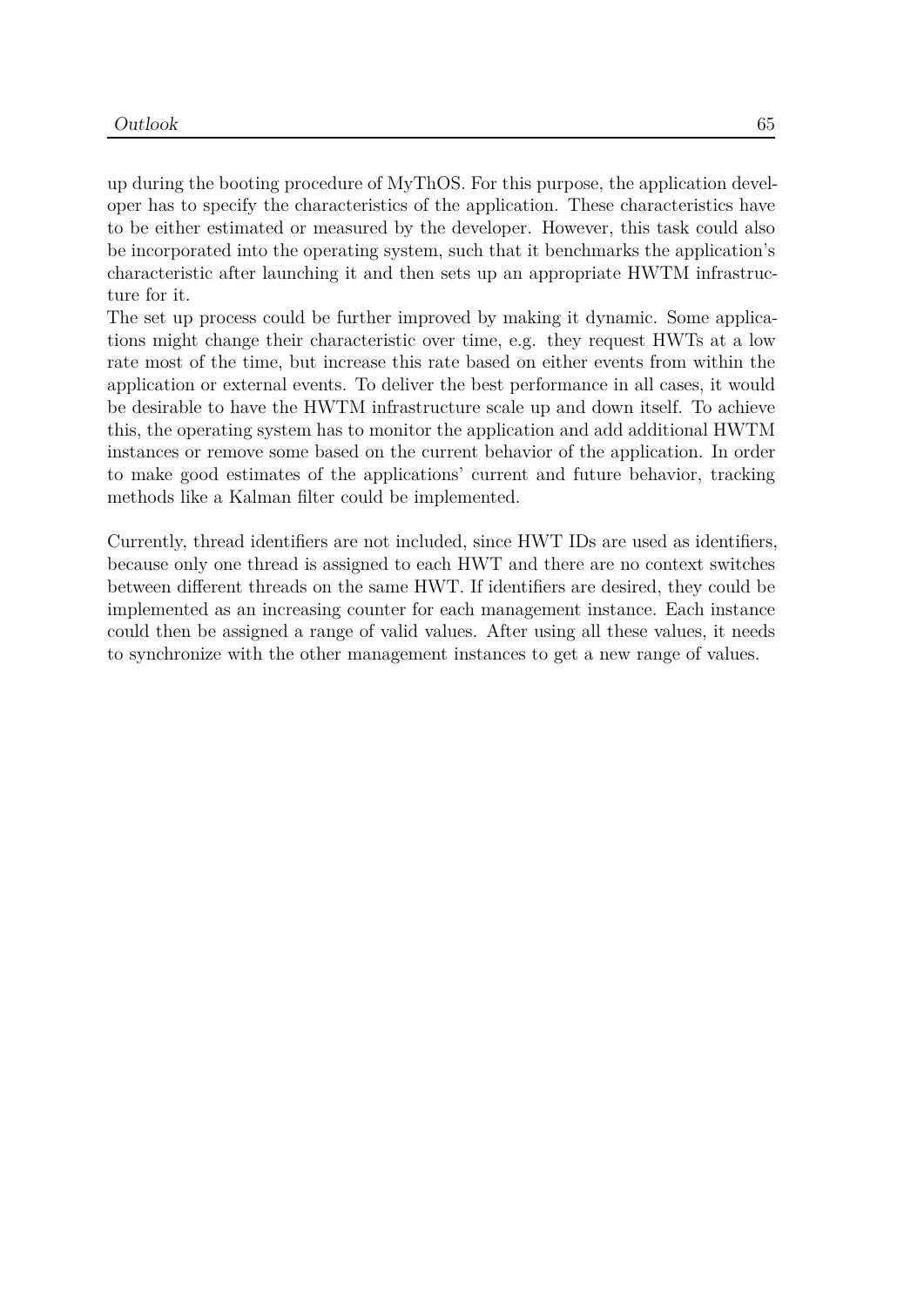up during the booting procedure of MyThOS. For this purpose, the application developer has to specify the characteristics of the application. These characteristics have to be either estimated or measured by the developer. However, this task could also be incorporated into the operating system, such that it benchmarks the application's characteristic after launching it and then sets up an appropriate HWTM infrastructure for it.
The set up process could be further improved by making it dynamic. Some applications might change their characteristic over time, e.g. they request HWTs at a low rate most of the time, but increase this rate based on either events from within the application or external events. To deliver the best performance in all cases, it would be desirable to have the HWTM infrastructure scale up and down itself. To achieve this, the operating system has to monitor the application and add additional HWTM instances or remove some based on the current behavior of the application. In order to make good estimates of the applications' current and future behavior, tracking methods like a Kalman filter could be implemented.

Currently, thread identifiers are not included, since HWT IDs are used as identifiers, because only one thread is assigned to each HWT and there are no context switches between different threads on the same HWT. If identifiers are desired, they could be implemented as an increasing counter for each management instance. Each instance could then be assigned a range of valid values. After using all these values, it needs to synchronize with the other management instances to get a new range of values.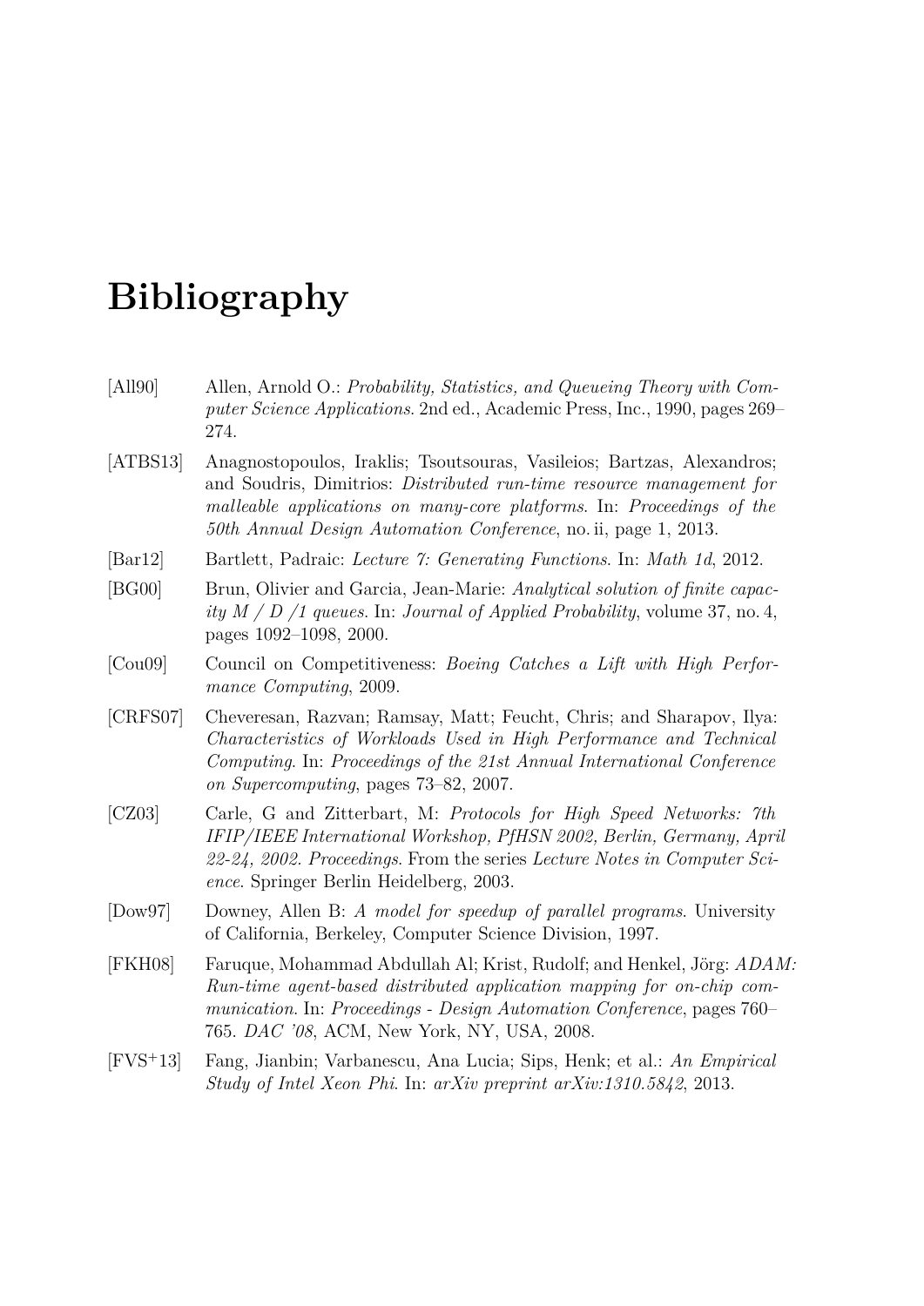# Bibliography

[All90] Allen, Arnold O.: *Probability, Statistics, and Queueing Theory with Computer Science Applications*. 2nd ed., Academic Press, Inc., 1990, pages 269–274.

[ATBS13] Anagnostopoulos, Iraklis; Tsoutsouras, Vasileios; Bartzas, Alexandros; and Soudris, Dimitrios: *Distributed run-time resource management for malleable applications on many-core platforms*. In: *Proceedings of the 50th Annual Design Automation Conference*, no. ii, page 1, 2013.

[Bar12] Bartlett, Padraic: *Lecture 7: Generating Functions*. In: *Math 1d*, 2012.

[BG00] Brun, Olivier and Garcia, Jean-Marie: *Analytical solution of finite capacity M / D /1 queues*. In: *Journal of Applied Probability*, volume 37, no. 4, pages 1092–1098, 2000.

[Cou09] Council on Competitiveness: *Boeing Catches a Lift with High Performance Computing*, 2009.

[CRFS07] Cheveresan, Razvan; Ramsay, Matt; Feucht, Chris; and Sharapov, Ilya: *Characteristics of Workloads Used in High Performance and Technical Computing*. In: *Proceedings of the 21st Annual International Conference on Supercomputing*, pages 73–82, 2007.

[CZ03] Carle, G and Zitterbart, M: *Protocols for High Speed Networks: 7th IFIP/IEEE International Workshop, PfHSN 2002, Berlin, Germany, April 22-24, 2002. Proceedings*. From the series *Lecture Notes in Computer Science*. Springer Berlin Heidelberg, 2003.

[Dow97] Downey, Allen B: *A model for speedup of parallel programs*. University of California, Berkeley, Computer Science Division, 1997.

[FKH08] Faruque, Mohammad Abdullah Al; Krist, Rudolf; and Henkel, Jörg: *ADAM: Run-time agent-based distributed application mapping for on-chip communication*. In: *Proceedings - Design Automation Conference*, pages 760–765. *DAC '08*, ACM, New York, NY, USA, 2008.

[FVS+13] Fang, Jianbin; Varbanescu, Ana Lucia; Sips, Henk; et al.: *An Empirical Study of Intel Xeon Phi*. In: *arXiv preprint arXiv:1310.5842*, 2013.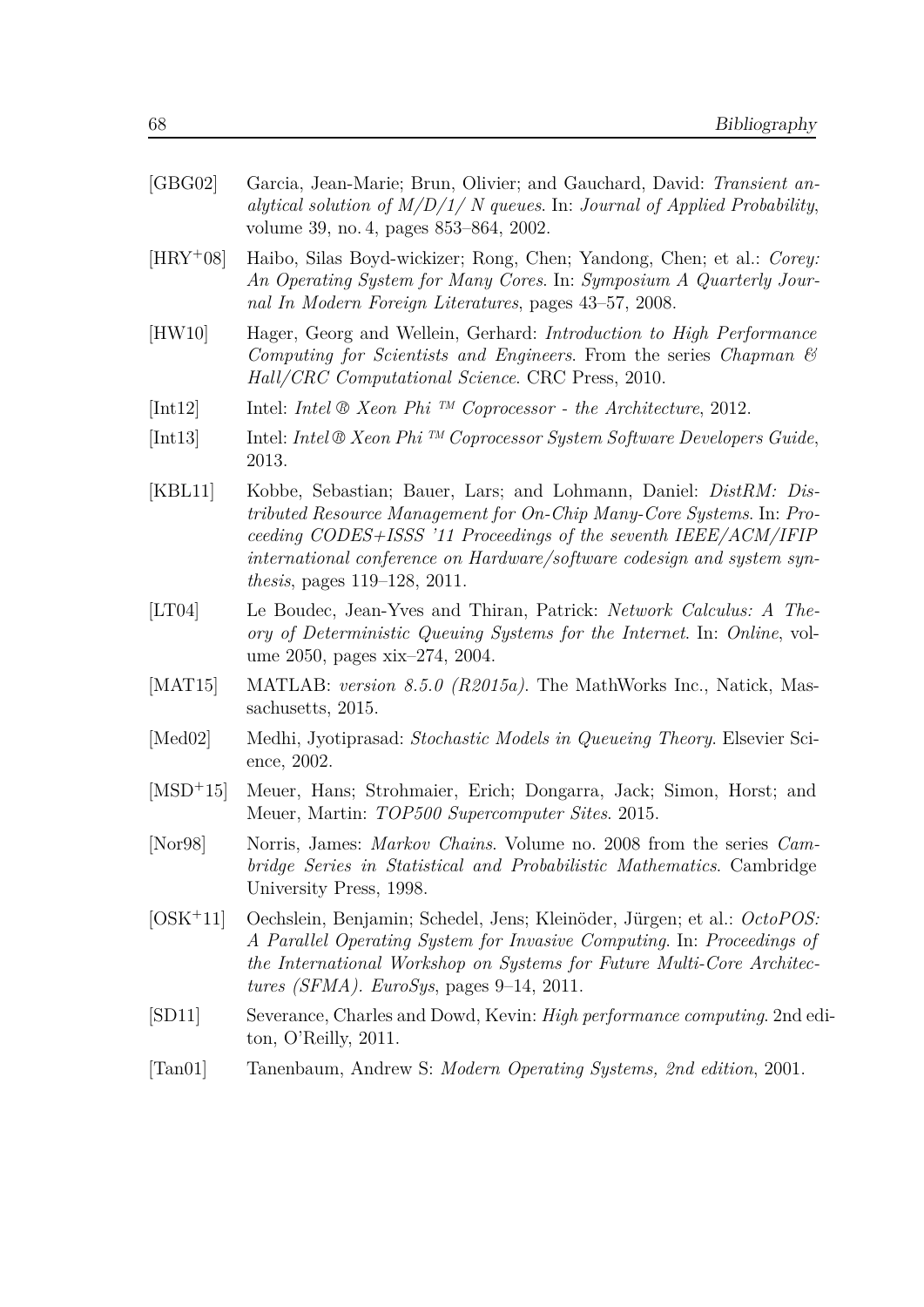[GBG02] Garcia, Jean-Marie; Brun, Olivier; and Gauchard, David: *Transient analytical solution of M/D/1/ N queues*. In: *Journal of Applied Probability*, volume 39, no. 4, pages 853–864, 2002.

[HRY+08] Haibo, Silas Boyd-wickizer; Rong, Chen; Yandong, Chen; et al.: *Corey: An Operating System for Many Cores*. In: *Symposium A Quarterly Journal In Modern Foreign Literatures*, pages 43–57, 2008.

[HW10] Hager, Georg and Wellein, Gerhard: *Introduction to High Performance Computing for Scientists and Engineers*. From the series *Chapman & Hall/CRC Computational Science*. CRC Press, 2010.

[Int12] Intel: *Intel ® Xeon Phi ™ Coprocessor - the Architecture*, 2012.

[Int13] Intel: *Intel® Xeon Phi ™ Coprocessor System Software Developers Guide*, 2013.

[KBL11] Kobbe, Sebastian; Bauer, Lars; and Lohmann, Daniel: *DistRM: Distributed Resource Management for On-Chip Many-Core Systems*. In: *Proceeding CODES+ISSS '11 Proceedings of the seventh IEEE/ACM/IFIP international conference on Hardware/software codesign and system synthesis*, pages 119–128, 2011.

[LT04] Le Boudec, Jean-Yves and Thiran, Patrick: *Network Calculus: A Theory of Deterministic Queuing Systems for the Internet*. In: *Online*, volume 2050, pages xix–274, 2004.

[MAT15] MATLAB: *version 8.5.0 (R2015a)*. The MathWorks Inc., Natick, Massachusetts, 2015.

[Med02] Medhi, Jyotiprasad: *Stochastic Models in Queueing Theory*. Elsevier Science, 2002.

[MSD+15] Meuer, Hans; Strohmaier, Erich; Dongarra, Jack; Simon, Horst; and Meuer, Martin: *TOP500 Supercomputer Sites*. 2015.

[Nor98] Norris, James: *Markov Chains*. Volume no. 2008 from the series *Cambridge Series in Statistical and Probabilistic Mathematics*. Cambridge University Press, 1998.

[OSK+11] Oechslein, Benjamin; Schedel, Jens; Kleinöder, Jürgen; et al.: *OctoPOS: A Parallel Operating System for Invasive Computing*. In: *Proceedings of the International Workshop on Systems for Future Multi-Core Architectures (SFMA). EuroSys*, pages 9–14, 2011.

[SD11] Severance, Charles and Dowd, Kevin: *High performance computing*. 2nd editon, O'Reilly, 2011.

[Tan01] Tanenbaum, Andrew S: *Modern Operating Systems, 2nd edition*, 2001.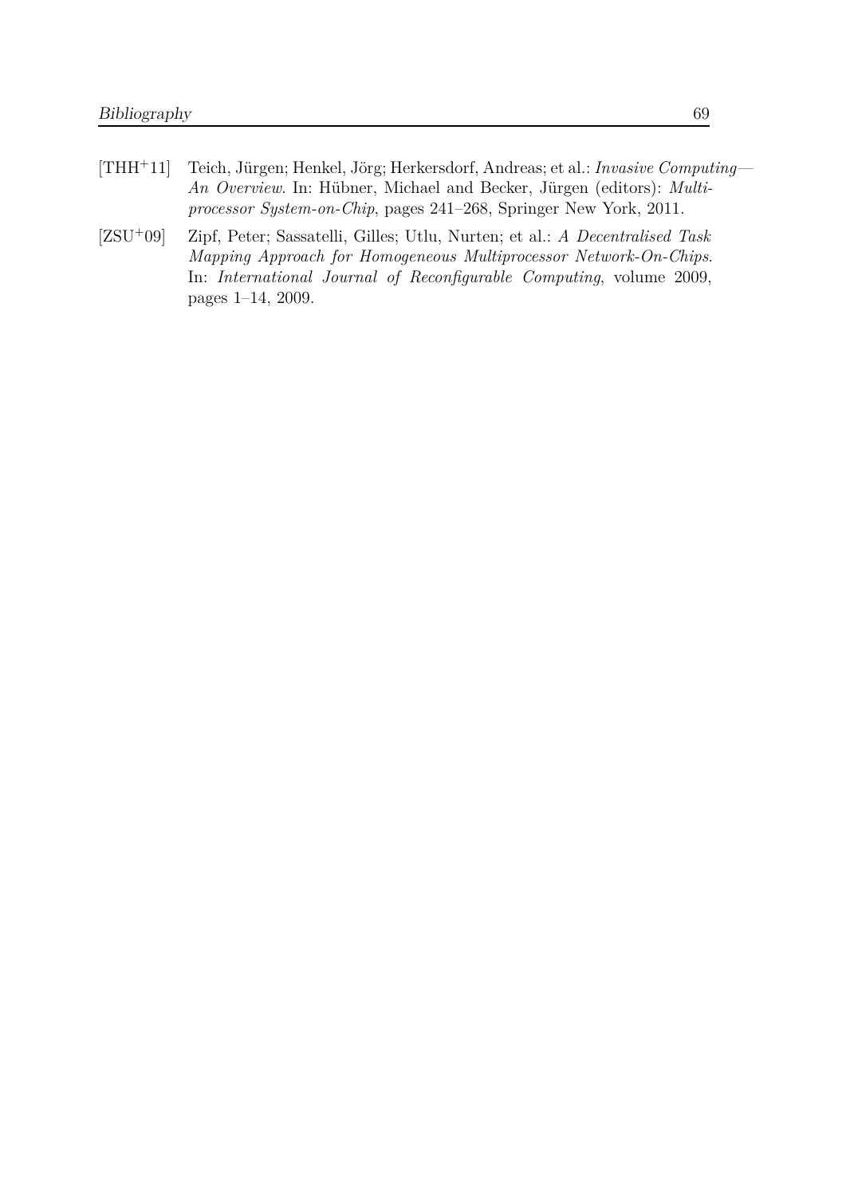[THH+11] Teich, Jürgen; Henkel, Jörg; Herkersdorf, Andreas; et al.: *Invasive Computing—An Overview*. In: Hübner, Michael and Becker, Jürgen (editors): *Multiprocessor System-on-Chip*, pages 241–268, Springer New York, 2011.

[ZSU+09] Zipf, Peter; Sassatelli, Gilles; Utlu, Nurten; et al.: *A Decentralised Task Mapping Approach for Homogeneous Multiprocessor Network-On-Chips*. In: *International Journal of Reconfigurable Computing*, volume 2009, pages 1–14, 2009.